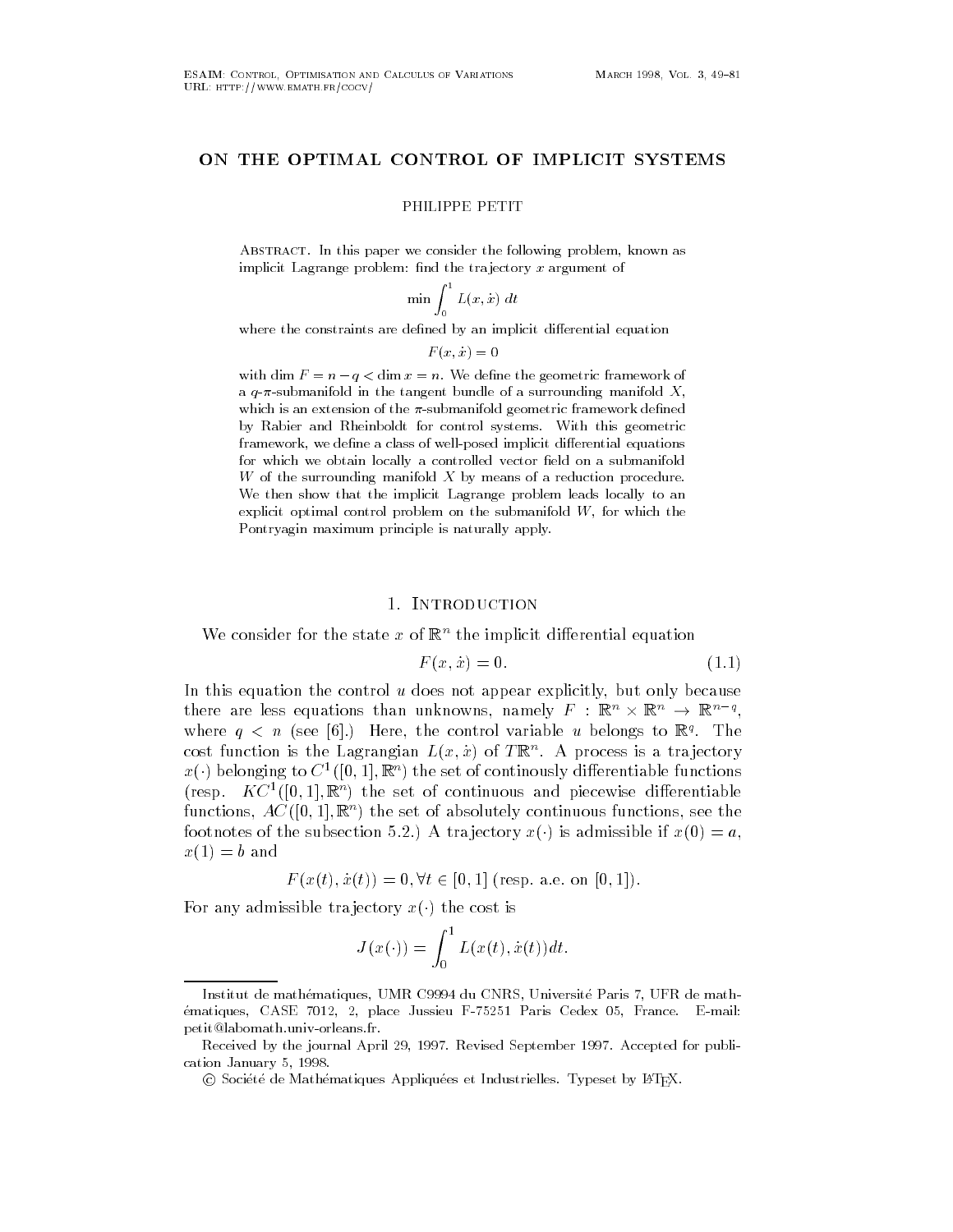# ON THE OPTIMAL CONTROL OF IMPLICIT SYSTEMS

PHILIPPE PETIT

Abstract. In this paper we consider the following problem, known as implicit Lagrange problem: find the trajectory $x$ argument of

$$\min \int_0^1 L(x, \dot{x})\, dt$$

where the constraints are defined by an implicit differential equation

$$F(x, \dot{x}) = 0$$

with $\dim F = n - q < \dim x = n$. We define the geometric framework of a $q$-$\pi$-submanifold in the tangent bundle of a surrounding manifold $X$, which is an extension of the $\pi$-submanifold geometric framework defined by Rabier and Rheinboldt for control systems. With this geometric framework, we define a class of well-posed implicit differential equations for which we obtain locally a controlled vector field on a submanifold $W$ of the surrounding manifold $X$ by means of a reduction procedure. We then show that the implicit Lagrange problem leads locally to an explicit optimal control problem on the submanifold $W$, for which the Pontryagin maximum principle is naturally apply.

## 1. Introduction

We consider for the state $x$ of $\mathbb{R}^n$ the implicit differential equation

$$F(x, \dot{x}) = 0. \tag{1.1}$$

In this equation the control $u$ does not appear explicitly, but only because there are less equations than unknowns, namely $F : \mathbb{R}^n \times \mathbb{R}^n \to \mathbb{R}^{n-q}$, where $q < n$ (see [6].) Here, the control variable $u$ belongs to $\mathbb{R}^q$. The cost function is the Lagrangian $L(x, \dot{x})$ of $T\mathbb{R}^n$. A process is a trajectory $x(\cdot)$ belonging to $C^1([0,1], \mathbb{R}^n)$ the set of continously differentiable functions (resp. $KC^1([0,1], \mathbb{R}^n)$ the set of continuous and piecewise differentiable functions, $AC([0,1], \mathbb{R}^n)$ the set of absolutely continuous functions, see the footnotes of the subsection 5.2.) A trajectory $x(\cdot)$ is admissible if $x(0) = a$, $x(1) = b$ and

$$F(x(t), \dot{x}(t)) = 0, \forall t \in [0,1] \text{ (resp. a.e. on } [0,1]).$$

For any admissible trajectory $x(\cdot)$ the cost is

$$J(x(\cdot)) = \int_0^1 L(x(t), \dot{x}(t))dt.$$

Institut de mathématiques, UMR C9994 du CNRS, Université Paris 7, UFR de mathématiques, CASE 7012, 2, place Jussieu F-75251 Paris Cedex 05, France. E-mail: petit@labomath.univ-orleans.fr.

Received by the journal April 29, 1997. Revised September 1997. Accepted for publication January 5, 1998.

© Société de Mathématiques Appliquées et Industrielles. Typeset by LaTeX.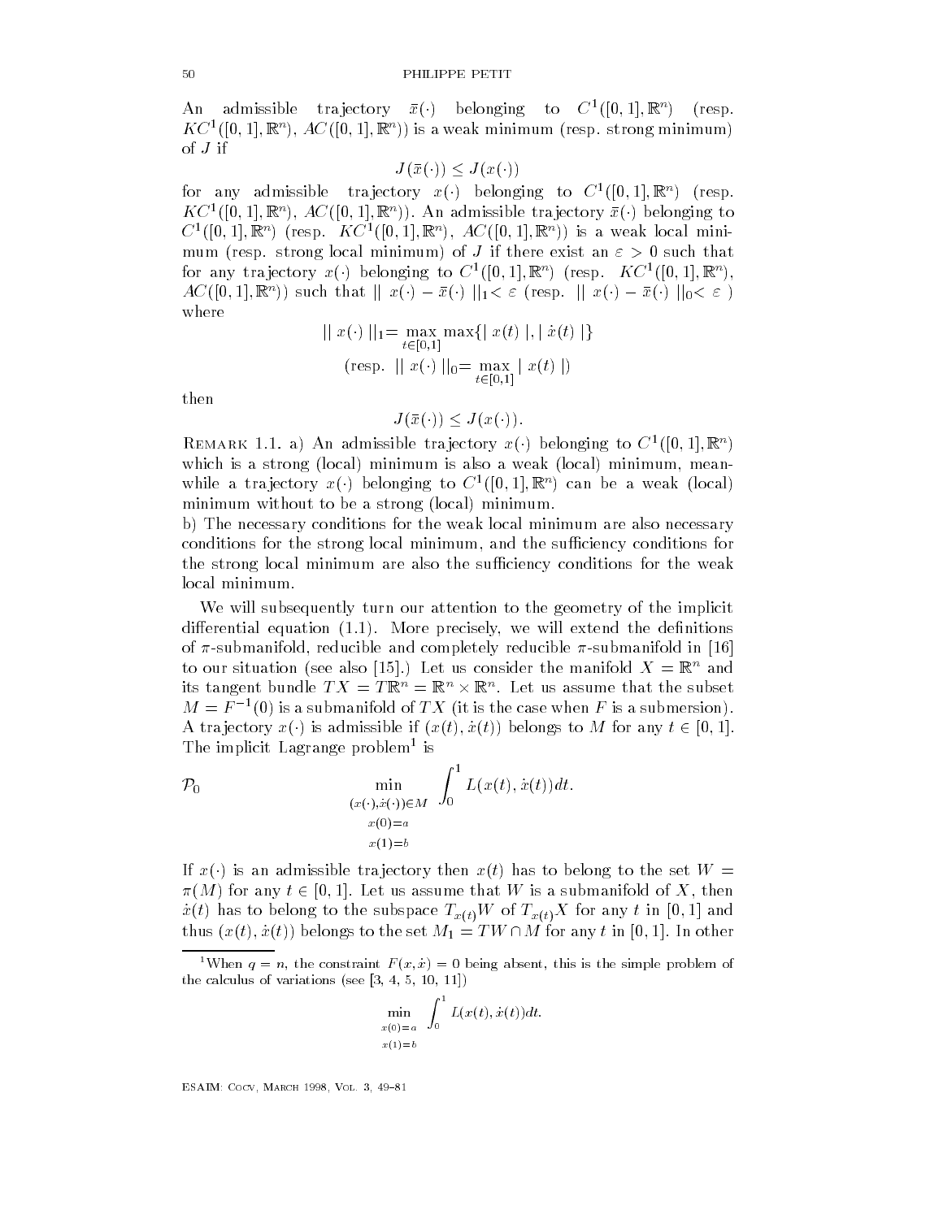An admissible trajectory $\bar{x}(\cdot)$ belonging to $C^1([0,1],\mathbb{R}^n)$ (resp. $KC^1([0,1],\mathbb{R}^n)$, $AC([0,1],\mathbb{R}^n)$) is a weak minimum (resp. strong minimum) of $J$ if

$$J(\bar{x}(\cdot)) \leq J(x(\cdot))$$

for any admissible trajectory $x(\cdot)$ belonging to $C^1([0,1],\mathbb{R}^n)$ (resp. $KC^1([0,1],\mathbb{R}^n)$, $AC([0,1],\mathbb{R}^n)$). An admissible trajectory $\bar{x}(\cdot)$ belonging to $C^1([0,1],\mathbb{R}^n)$ (resp. $KC^1([0,1],\mathbb{R}^n)$, $AC([0,1],\mathbb{R}^n)$) is a weak local minimum (resp. strong local minimum) of $J$ if there exist an $\varepsilon > 0$ such that for any trajectory $x(\cdot)$ belonging to $C^1([0,1],\mathbb{R}^n)$ (resp. $KC^1([0,1],\mathbb{R}^n)$, $AC([0,1],\mathbb{R}^n)$) such that $\| x(\cdot) - \bar{x}(\cdot) \|_1 < \varepsilon$ (resp. $\| x(\cdot) - \bar{x}(\cdot) \|_0 < \varepsilon$ ) where

$$\| x(\cdot) \|_1 = \max_{t\in[0,1]} \max\{| x(t) |, | \dot{x}(t) |\}$$

$$(\text{resp. } \| x(\cdot) \|_0 = \max_{t\in[0,1]} | x(t) |)$$

then

$$J(\bar{x}(\cdot)) \leq J(x(\cdot)).$$

Remark 1.1. a) An admissible trajectory $x(\cdot)$ belonging to $C^1([0,1],\mathbb{R}^n)$ which is a strong (local) minimum is also a weak (local) minimum, meanwhile a trajectory $x(\cdot)$ belonging to $C^1([0,1],\mathbb{R}^n)$ can be a weak (local) minimum without to be a strong (local) minimum.

b) The necessary conditions for the weak local minimum are also necessary conditions for the strong local minimum, and the sufficiency conditions for the strong local minimum are also the sufficiency conditions for the weak local minimum.

We will subsequently turn our attention to the geometry of the implicit differential equation (1.1). More precisely, we will extend the definitions of $\pi$-submanifold, reducible and completely reducible $\pi$-submanifold in [16] to our situation (see also [15].) Let us consider the manifold $X = \mathbb{R}^n$ and its tangent bundle $TX = T\mathbb{R}^n = \mathbb{R}^n \times \mathbb{R}^n$. Let us assume that the subset $M = F^{-1}(0)$ is a submanifold of $TX$ (it is the case when $F$ is a submersion). A trajectory $x(\cdot)$ is admissible if $(x(t), \dot{x}(t))$ belongs to $M$ for any $t \in [0,1]$. The implicit Lagrange problem[1] is

$$\mathcal{P}_0 \qquad \min_{\substack{(x(\cdot),\dot{x}(\cdot))\in M \\ x(0)=a \\ x(1)=b}} \int_0^1 L(x(t), \dot{x}(t))dt.$$

If $x(\cdot)$ is an admissible trajectory then $x(t)$ has to belong to the set $W = \pi(M)$ for any $t \in [0,1]$. Let us assume that $W$ is a submanifold of $X$, then $\dot{x}(t)$ has to belong to the subspace $T_{x(t)}W$ of $T_{x(t)}X$ for any $t$ in $[0,1]$ and thus $(x(t), \dot{x}(t))$ belongs to the set $M_1 = TW \cap M$ for any $t$ in $[0,1]$. In other

[1] When $q = n$, the constraint $F(x, \dot{x}) = 0$ being absent, this is the simple problem of the calculus of variations (see [3, 4, 5, 10, 11])

$$\min_{\substack{x(0)=a \\ x(1)=b}} \int_0^1 L(x(t), \dot{x}(t))dt.$$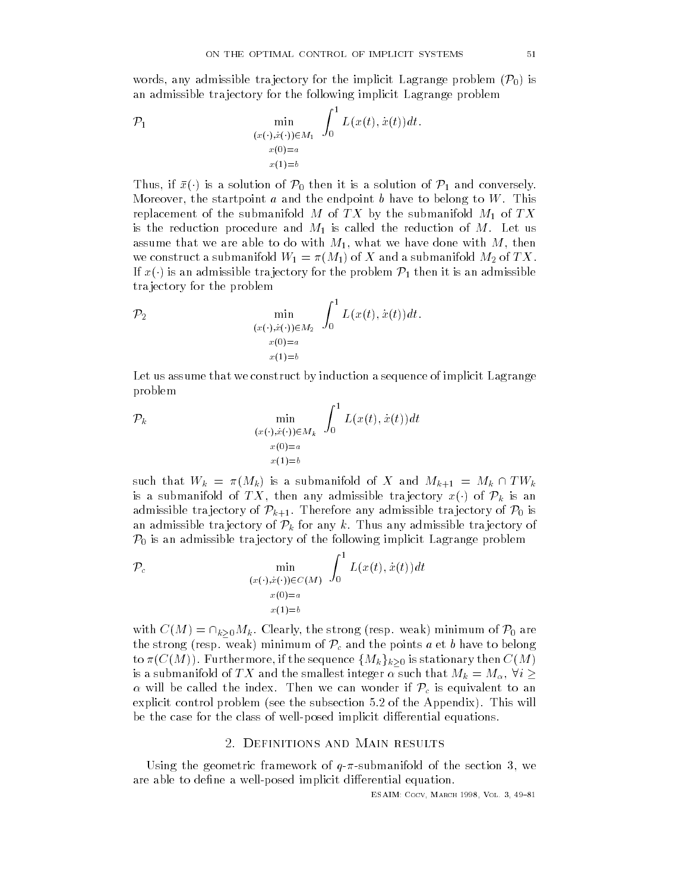words, any admissible trajectory for the implicit Lagrange problem $(\mathcal{P}_0)$ is an admissible trajectory for the following implicit Lagrange problem

$$\mathcal{P}_1 \qquad \min_{\substack{(x(\cdot),\dot{x}(\cdot))\in M_1\\ x(0)=a\\ x(1)=b}} \int_0^1 L(x(t),\dot{x}(t))dt.$$

Thus, if $\bar{x}(\cdot)$ is a solution of $\mathcal{P}_0$ then it is a solution of $\mathcal{P}_1$ and conversely. Moreover, the startpoint $a$ and the endpoint $b$ have to belong to $W$. This replacement of the submanifold $M$ of $TX$ by the submanifold $M_1$ of $TX$ is the reduction procedure and $M_1$ is called the reduction of $M$. Let us assume that we are able to do with $M_1$, what we have done with $M$, then we construct a submanifold $W_1 = \pi(M_1)$ of $X$ and a submanifold $M_2$ of $TX$. If $x(\cdot)$ is an admissible trajectory for the problem $\mathcal{P}_1$ then it is an admissible trajectory for the problem

$$\mathcal{P}_2 \qquad \min_{\substack{(x(\cdot),\dot{x}(\cdot))\in M_2\\ x(0)=a\\ x(1)=b}} \int_0^1 L(x(t),\dot{x}(t))dt.$$

Let us assume that we construct by induction a sequence of implicit Lagrange problem

$$\mathcal{P}_k \qquad \min_{\substack{(x(\cdot),\dot{x}(\cdot))\in M_k\\ x(0)=a\\ x(1)=b}} \int_0^1 L(x(t),\dot{x}(t))dt$$

such that $W_k = \pi(M_k)$ is a submanifold of $X$ and $M_{k+1} = M_k \cap TW_k$ is a submanifold of $TX$, then any admissible trajectory $x(\cdot)$ of $\mathcal{P}_k$ is an admissible trajectory of $\mathcal{P}_{k+1}$. Therefore any admissible trajectory of $\mathcal{P}_0$ is an admissible trajectory of $\mathcal{P}_k$ for any $k$. Thus any admissible trajectory of $\mathcal{P}_0$ is an admissible trajectory of the following implicit Lagrange problem

$$\mathcal{P}_c \qquad \min_{\substack{(x(\cdot),\dot{x}(\cdot))\in C(M)\\ x(0)=a\\ x(1)=b}} \int_0^1 L(x(t),\dot{x}(t))dt$$

with $C(M) = \cap_{k\geq 0} M_k$. Clearly, the strong (resp. weak) minimum of $\mathcal{P}_0$ are the strong (resp. weak) minimum of $\mathcal{P}_c$ and the points $a$ et $b$ have to belong to $\pi(C(M))$. Furthermore, if the sequence $\{M_k\}_{k\geq 0}$ is stationary then $C(M)$ is a submanifold of $TX$ and the smallest integer $\alpha$ such that $M_k = M_\alpha$, $\forall i \geq \alpha$ will be called the index. Then we can wonder if $\mathcal{P}_c$ is equivalent to an explicit control problem (see the subsection 5.2 of the Appendix). This will be the case for the class of well-posed implicit differential equations.

## 2. Definitions and Main results

Using the geometric framework of $q$-$\pi$-submanifold of the section 3, we are able to define a well-posed implicit differential equation.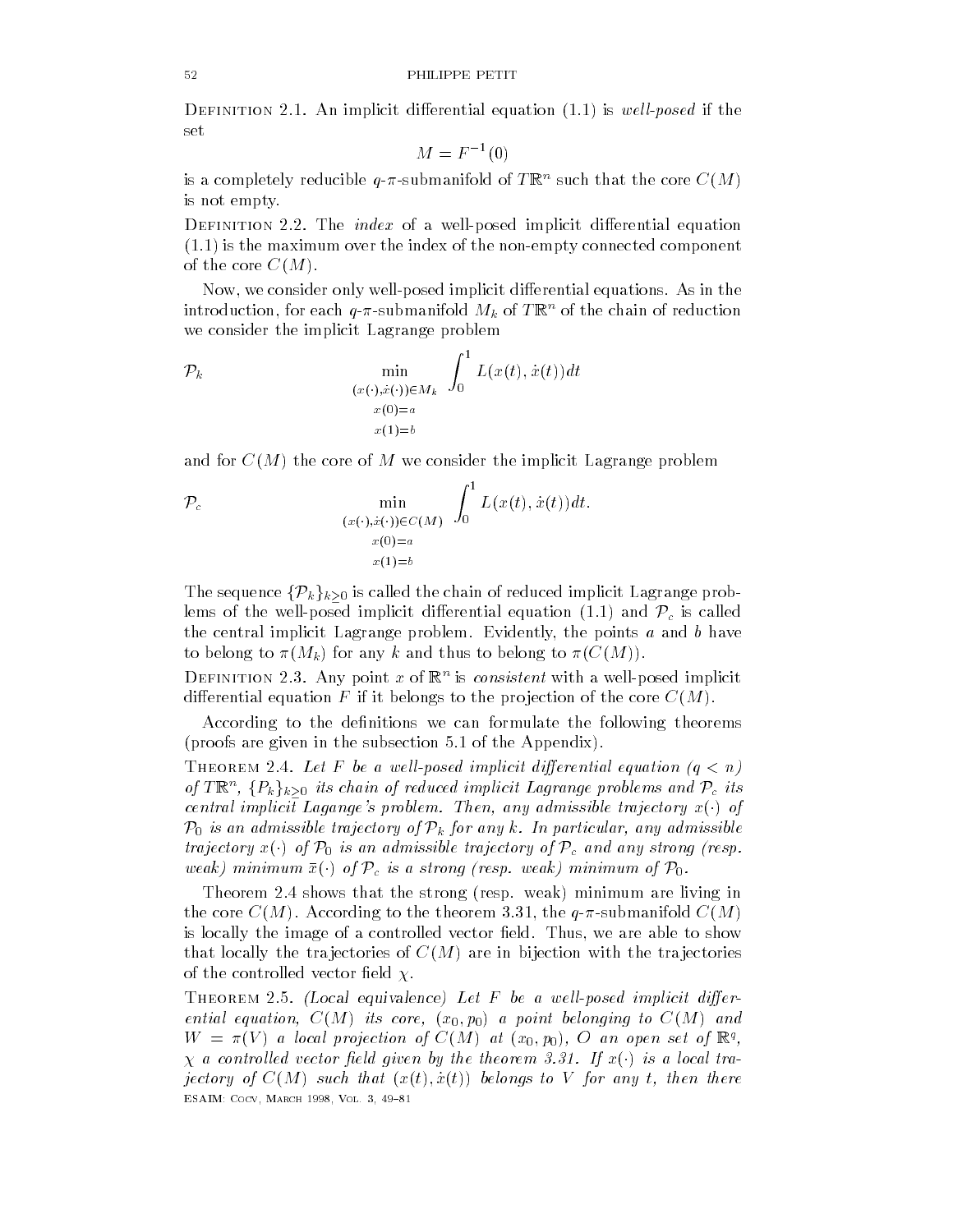**Definition 2.1.** An implicit differential equation (1.1) is *well-posed* if the set

$$M = F^{-1}(0)$$

is a completely reducible $q$-$\pi$-submanifold of $T\mathbb{R}^n$ such that the core $C(M)$ is not empty.

**Definition 2.2.** The *index* of a well-posed implicit differential equation (1.1) is the maximum over the index of the non-empty connected component of the core $C(M)$.

Now, we consider only well-posed implicit differential equations. As in the introduction, for each $q$-$\pi$-submanifold $M_k$ of $T\mathbb{R}^n$ of the chain of reduction we consider the implicit Lagrange problem

$$\mathcal{P}_k \qquad \min_{\substack{(x(\cdot),\dot{x}(\cdot))\in M_k \\ x(0)=a \\ x(1)=b}} \int_0^1 L(x(t),\dot{x}(t))dt$$

and for $C(M)$ the core of $M$ we consider the implicit Lagrange problem

$$\mathcal{P}_c \qquad \min_{\substack{(x(\cdot),\dot{x}(\cdot))\in C(M) \\ x(0)=a \\ x(1)=b}} \int_0^1 L(x(t),\dot{x}(t))dt.$$

The sequence $\{\mathcal{P}_k\}_{k\geq 0}$ is called the chain of reduced implicit Lagrange problems of the well-posed implicit differential equation (1.1) and $\mathcal{P}_c$ is called the central implicit Lagrange problem. Evidently, the points $a$ and $b$ have to belong to $\pi(M_k)$ for any $k$ and thus to belong to $\pi(C(M))$.

**Definition 2.3.** Any point $x$ of $\mathbb{R}^n$ is *consistent* with a well-posed implicit differential equation $F$ if it belongs to the projection of the core $C(M)$.

According to the definitions we can formulate the following theorems (proofs are given in the subsection 5.1 of the Appendix).

**Theorem 2.4.** *Let $F$ be a well-posed implicit differential equation ($q < n$) of $T\mathbb{R}^n$, $\{P_k\}_{k\geq 0}$ its chain of reduced implicit Lagrange problems and $\mathcal{P}_c$ its central implicit Lagange's problem. Then, any admissible trajectory $x(\cdot)$ of $\mathcal{P}_0$ is an admissible trajectory of $\mathcal{P}_k$ for any $k$. In particular, any admissible trajectory $x(\cdot)$ of $\mathcal{P}_0$ is an admissible trajectory of $\mathcal{P}_c$ and any strong (resp. weak) minimum $\bar{x}(\cdot)$ of $\mathcal{P}_c$ is a strong (resp. weak) minimum of $\mathcal{P}_0$.*

Theorem 2.4 shows that the strong (resp. weak) minimum are living in the core $C(M)$. According to the theorem 3.31, the $q$-$\pi$-submanifold $C(M)$ is locally the image of a controlled vector field. Thus, we are able to show that locally the trajectories of $C(M)$ are in bijection with the trajectories of the controlled vector field $\chi$.

**Theorem 2.5.** *(Local equivalence) Let $F$ be a well-posed implicit differential equation, $C(M)$ its core, $(x_0, p_0)$ a point belonging to $C(M)$ and $W = \pi(V)$ a local projection of $C(M)$ at $(x_0, p_0)$, $O$ an open set of $\mathbb{R}^q$, $\chi$ a controlled vector field given by the theorem 3.31. If $x(\cdot)$ is a local trajectory of $C(M)$ such that $(x(t), \dot{x}(t))$ belongs to $V$ for any $t$, then there*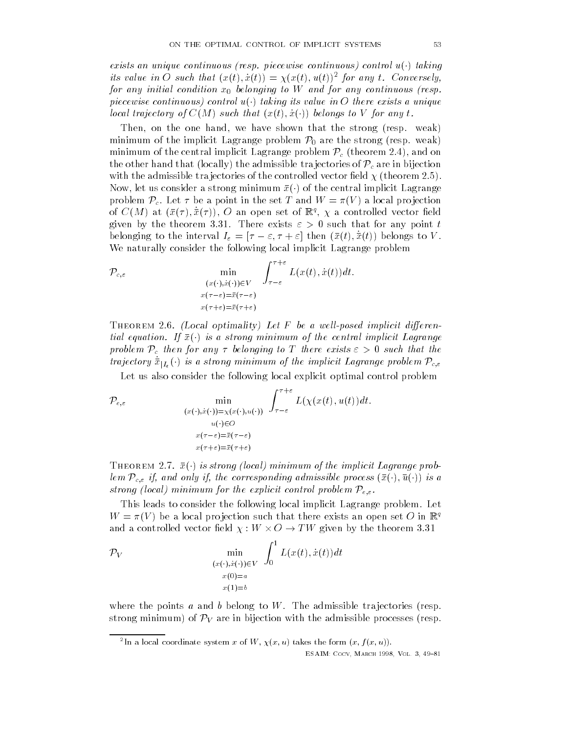exists an unique continuous (resp. piecewise continuous) control $u(\cdot)$ taking its value in $O$ such that $(x(t), \dot{x}(t)) = \chi(x(t), u(t))$[2] for any $t$. Conversely, for any initial condition $x_0$ belonging to $W$ and for any continuous (resp. piecewise continuous) control $u(\cdot)$ taking its value in $O$ there exists a unique local trajectory of $C(M)$ such that $(x(t), \dot{x}(\cdot))$ belongs to $V$ for any $t$.

Then, on the one hand, we have shown that the strong (resp. weak) minimum of the implicit Lagrange problem $\mathcal{P}_0$ are the strong (resp. weak) minimum of the central implicit Lagrange problem $\mathcal{P}_c$ (theorem 2.4), and on the other hand that (locally) the admissible trajectories of $\mathcal{P}_c$ are in bijection with the admissible trajectories of the controlled vector field $\chi$ (theorem 2.5). Now, let us consider a strong minimum $\bar{x}(\cdot)$ of the central implicit Lagrange problem $\mathcal{P}_c$. Let $\tau$ be a point in the set $T$ and $W = \pi(V)$ a local projection of $C(M)$ at $(\bar{x}(\tau), \dot{\bar{x}}(\tau))$, $O$ an open set of $\mathbb{R}^q$, $\chi$ a controlled vector field given by the theorem 3.31. There exists $\varepsilon > 0$ such that for any point $t$ belonging to the interval $I_\varepsilon = [\tau - \varepsilon, \tau + \varepsilon]$ then $(\bar{x}(t), \dot{\bar{x}}(t))$ belongs to $V$. We naturally consider the following local implicit Lagrange problem

$$\mathcal{P}_{c,\varepsilon} \qquad \min_{\substack{(x(\cdot),\dot{x}(\cdot))\in V \\ x(\tau-\varepsilon)=\bar{x}(\tau-\varepsilon) \\ x(\tau+\varepsilon)=\bar{x}(\tau+\varepsilon)}} \int_{\tau-\varepsilon}^{\tau+\varepsilon} L(x(t), \dot{x}(t))dt.$$

Theorem 2.6. *(Local optimality) Let $F$ be a well-posed implicit differential equation. If $\bar{x}(\cdot)$ is a strong minimum of the central implicit Lagrange problem $\mathcal{P}_c$ then for any $\tau$ belonging to $T$ there exists $\varepsilon > 0$ such that the trajectory $\dot{\bar{x}}_{|I_\varepsilon}(\cdot)$ is a strong minimum of the implicit Lagrange problem $\mathcal{P}_{c,\varepsilon}$*

Let us also consider the following local explicit optimal control problem

$$\mathcal{P}_{e,\varepsilon} \qquad \min_{\substack{(x(\cdot),\dot{x}(\cdot))=\chi(x(\cdot),u(\cdot)) \\ u(\cdot)\in O \\ x(\tau-\varepsilon)=\bar{x}(\tau-\varepsilon) \\ x(\tau+\varepsilon)=\bar{x}(\tau+\varepsilon)}} \int_{\tau-\varepsilon}^{\tau+\varepsilon} L(\chi(x(t), u(t))dt.$$

Theorem 2.7. *$\bar{x}(\cdot)$ is strong (local) minimum of the implicit Lagrange problem $\mathcal{P}_{c,\varepsilon}$ if, and only if, the corresponding admissible process $(\bar{x}(\cdot), \bar{u}(\cdot))$ is a strong (local) minimum for the explicit control problem $\mathcal{P}_{e,\varepsilon}$.*

This leads to consider the following local implicit Lagrange problem. Let $W = \pi(V)$ be a local projection such that there exists an open set $O$ in $\mathbb{R}^q$ and a controlled vector field $\chi : W \times O \to TW$ given by the theorem 3.31

$$\mathcal{P}_V \qquad \min_{\substack{(x(\cdot),\dot{x}(\cdot))\in V \\ x(0)=a \\ x(1)=b}} \int_0^1 L(x(t), \dot{x}(t))dt$$

where the points $a$ and $b$ belong to $W$. The admissible trajectories (resp. strong minimum) of $\mathcal{P}_V$ are in bijection with the admissible processes (resp.

[2] In a local coordinate system $x$ of $W$, $\chi(x, u)$ takes the form $(x, f(x, u))$.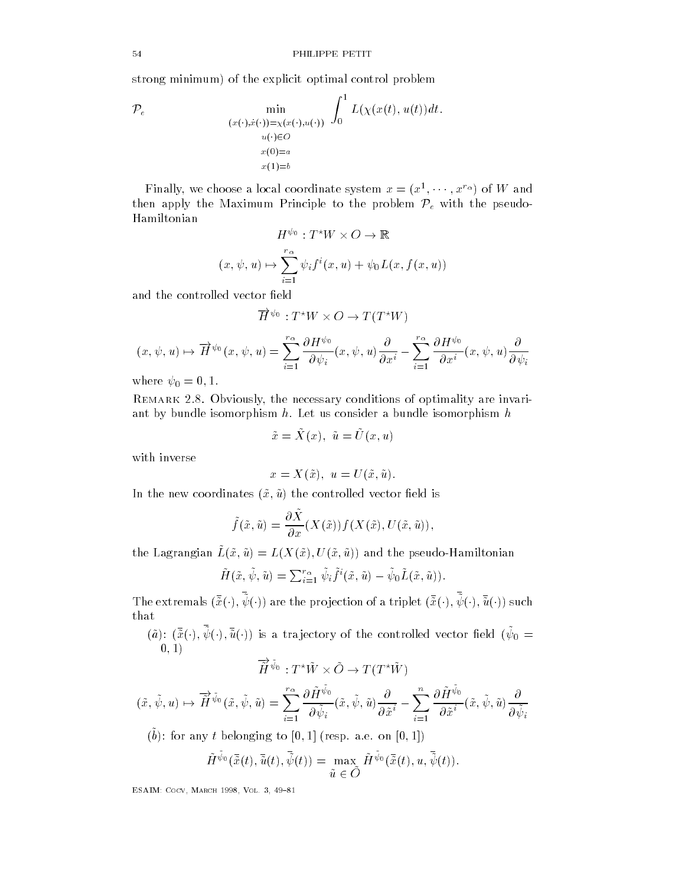strong minimum) of the explicit optimal control problem

$$\mathcal{P}_e \qquad \min_{\substack{(x(\cdot),\dot{x}(\cdot))=\chi(x(\cdot),u(\cdot))\\ u(\cdot)\in O\\ x(0)=a\\ x(1)=b}} \int_0^1 L(\chi(x(t),u(t))dt.$$

Finally, we choose a local coordinate system $x=(x^1,\cdots,x^{r_\alpha})$ of $W$ and then apply the Maximum Principle to the problem $\mathcal{P}_e$ with the pseudo-Hamiltonian

$$H^{\psi_0}: T^\star W \times O \to \mathbb{R}$$

$$(x,\psi,u)\mapsto \sum_{i=1}^{r_\alpha} \psi_i f^i(x,u) + \psi_0 L(x,f(x,u))$$

and the controlled vector field

$$\overrightarrow{H}^{\psi_0}: T^\star W \times O \to T(T^\star W)$$

$$(x,\psi,u)\mapsto \overrightarrow{H}^{\psi_0}(x,\psi,u) = \sum_{i=1}^{r_\alpha} \frac{\partial H^{\psi_0}}{\partial \psi_i}(x,\psi,u)\frac{\partial}{\partial x^i} - \sum_{i=1}^{r_\alpha} \frac{\partial H^{\psi_0}}{\partial x^i}(x,\psi,u)\frac{\partial}{\partial \psi_i}$$

where $\psi_0 = 0,1$.

Remark 2.8. Obviously, the necessary conditions of optimality are invariant by bundle isomorphism $h$. Let us consider a bundle isomorphism $h$

$$\tilde{x}=\tilde{X}(x),\ \ \tilde{u}=\tilde{U}(x,u)$$

with inverse

$$x=X(\tilde{x}),\ \ u=U(\tilde{x},\tilde{u}).$$

In the new coordinates $(\tilde{x},\tilde{u})$ the controlled vector field is

$$\tilde{f}(\tilde{x},\tilde{u}) = \frac{\partial \tilde{X}}{\partial x}(X(\tilde{x}))f(X(\tilde{x}),U(\tilde{x},\tilde{u})),$$

the Lagrangian $\tilde{L}(\tilde{x},\tilde{u}) = L(X(\tilde{x}),U(\tilde{x},\tilde{u}))$ and the pseudo-Hamiltonian

$$\tilde{H}(\tilde{x},\tilde{\psi},\tilde{u}) = \textstyle\sum_{i=1}^{r_\alpha} \tilde{\psi}_i \tilde{f}^i(\tilde{x},\tilde{u}) - \tilde{\psi}_0 \tilde{L}(\tilde{x},\tilde{u})).$$

The extremals $(\bar{\tilde{x}}(\cdot),\bar{\tilde{\psi}}(\cdot))$ are the projection of a triplet $(\bar{\tilde{x}}(\cdot),\bar{\tilde{\psi}}(\cdot),\bar{\tilde{u}}(\cdot))$ such that

($\tilde{a}$): $(\bar{\tilde{x}}(\cdot),\bar{\tilde{\psi}}(\cdot),\bar{\tilde{u}}(\cdot))$ is a trajectory of the controlled vector field ($\tilde{\psi}_0 = 0,1$)

$$\overrightarrow{\tilde{H}}^{\tilde{\psi}_0}: T^\star \tilde{W} \times \tilde{O} \to T(T^\star \tilde{W})$$

$$(\tilde{x},\tilde{\psi},u)\mapsto \overrightarrow{\tilde{H}}^{\tilde{\psi}_0}(\tilde{x},\tilde{\psi},\tilde{u}) = \sum_{i=1}^{r_\alpha} \frac{\partial \tilde{H}^{\tilde{\psi}_0}}{\partial \tilde{\psi}_i}(\tilde{x},\tilde{\psi},\tilde{u})\frac{\partial}{\partial \tilde{x}^i} - \sum_{i=1}^{n} \frac{\partial \tilde{H}^{\tilde{\psi}_0}}{\partial \tilde{x}^i}(\tilde{x},\tilde{\psi},\tilde{u})\frac{\partial}{\partial \tilde{\psi}_i}$$

($\tilde{b}$): for any $t$ belonging to $[0,1]$ (resp. a.e. on $[0,1]$)

$$\tilde{H}^{\tilde{\psi}_0}(\bar{\tilde{x}}(t),\bar{\tilde{u}}(t),\bar{\tilde{\psi}}(t)) = \max_{\tilde{u}\in\tilde{O}} \tilde{H}^{\tilde{\psi}_0}(\bar{\tilde{x}}(t),u,\bar{\tilde{\psi}}(t)).$$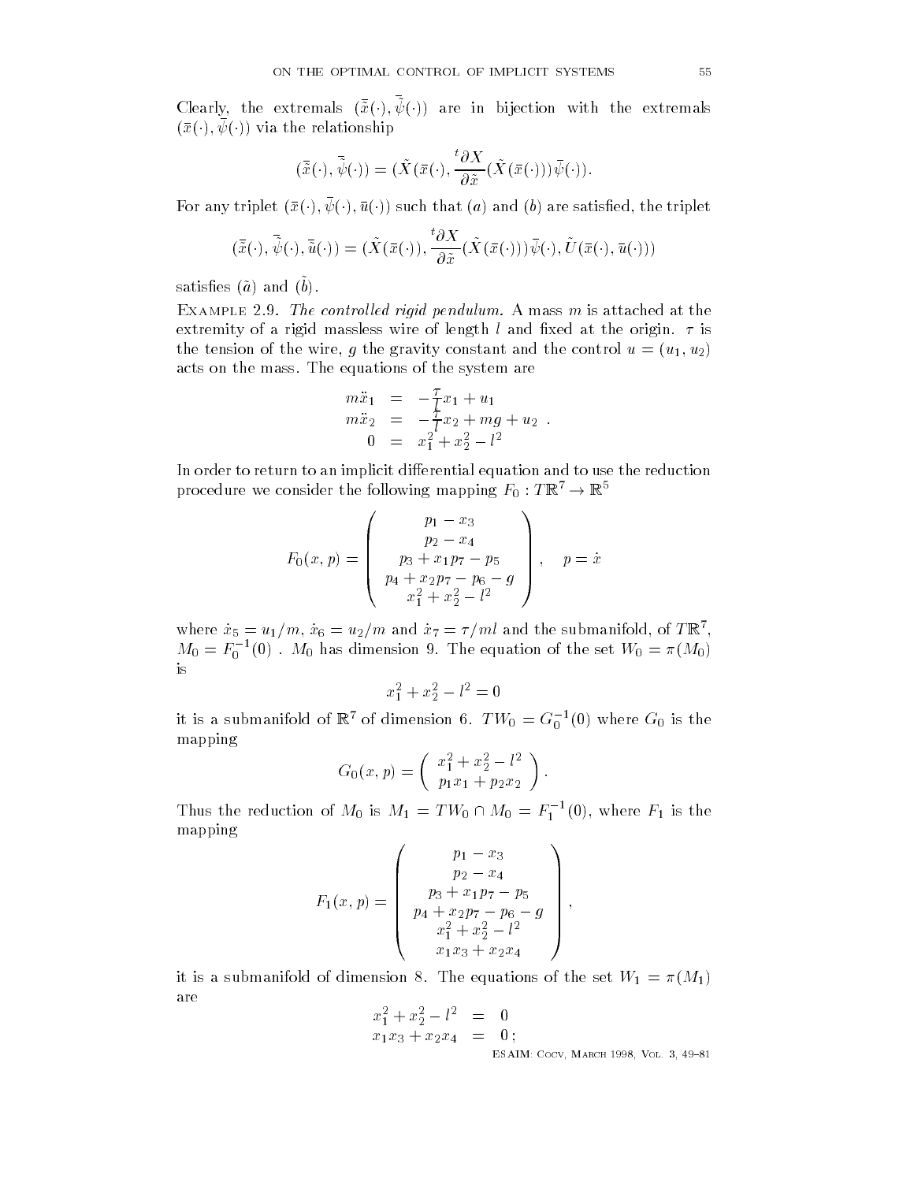Clearly, the extremals $(\bar{\tilde{x}}(\cdot), \bar{\tilde{\psi}}(\cdot))$ are in bijection with the extremals $(\bar{x}(\cdot), \bar{\psi}(\cdot))$ via the relationship

$$(\bar{\tilde{x}}(\cdot), \bar{\tilde{\psi}}(\cdot)) = (\tilde{X}(\bar{x}(\cdot), \frac{{}^t\partial X}{\partial \tilde{x}}(\tilde{X}(\bar{x}(\cdot)))\bar{\psi}(\cdot)).$$

For any triplet $(\bar{x}(\cdot), \bar{\psi}(\cdot), \bar{u}(\cdot))$ such that $(a)$ and $(b)$ are satisfied, the triplet

$$(\bar{\tilde{x}}(\cdot), \bar{\tilde{\psi}}(\cdot), \bar{\tilde{u}}(\cdot)) = (\tilde{X}(\bar{x}(\cdot)), \frac{{}^t\partial X}{\partial \tilde{x}}(\tilde{X}(\bar{x}(\cdot)))\bar{\psi}(\cdot), \tilde{U}(\bar{x}(\cdot), \bar{u}(\cdot)))$$

satisfies $(\tilde{a})$ and $(\tilde{b})$.

Example 2.9. *The controlled rigid pendulum.* A mass $m$ is attached at the extremity of a rigid massless wire of length $l$ and fixed at the origin. $\tau$ is the tension of the wire, $g$ the gravity constant and the control $u = (u_1, u_2)$ acts on the mass. The equations of the system are

$$\begin{array}{rcl} m\ddot{x}_1 & = & -\frac{\tau}{l}x_1 + u_1 \\ m\ddot{x}_2 & = & -\frac{\tau}{l}x_2 + mg + u_2 \\ 0 & = & x_1^2 + x_2^2 - l^2 \end{array} .$$

In order to return to an implicit differential equation and to use the reduction procedure we consider the following mapping $F_0 : T\mathbb{R}^7 \to \mathbb{R}^5$

$$F_0(x, p) = \begin{pmatrix} p_1 - x_3 \\ p_2 - x_4 \\ p_3 + x_1 p_7 - p_5 \\ p_4 + x_2 p_7 - p_6 - g \\ x_1^2 + x_2^2 - l^2 \end{pmatrix}, \quad p = \dot{x}$$

where $\dot{x}_5 = u_1/m$, $\dot{x}_6 = u_2/m$ and $\dot{x}_7 = \tau/ml$ and the submanifold, of $T\mathbb{R}^7$, $M_0 = F_0^{-1}(0)$ . $M_0$ has dimension 9. The equation of the set $W_0 = \pi(M_0)$ is

$$x_1^2 + x_2^2 - l^2 = 0$$

it is a submanifold of $\mathbb{R}^7$ of dimension 6. $TW_0 = G_0^{-1}(0)$ where $G_0$ is the mapping

$$G_0(x, p) = \begin{pmatrix} x_1^2 + x_2^2 - l^2 \\ p_1 x_1 + p_2 x_2 \end{pmatrix}.$$

Thus the reduction of $M_0$ is $M_1 = TW_0 \cap M_0 = F_1^{-1}(0)$, where $F_1$ is the mapping

$$F_1(x, p) = \begin{pmatrix} p_1 - x_3 \\ p_2 - x_4 \\ p_3 + x_1 p_7 - p_5 \\ p_4 + x_2 p_7 - p_6 - g \\ x_1^2 + x_2^2 - l^2 \\ x_1 x_3 + x_2 x_4 \end{pmatrix},$$

it is a submanifold of dimension 8. The equations of the set $W_1 = \pi(M_1)$ are

$$\begin{array}{rcl} x_1^2 + x_2^2 - l^2 & = & 0 \\ x_1 x_3 + x_2 x_4 & = & 0\,; \end{array}$$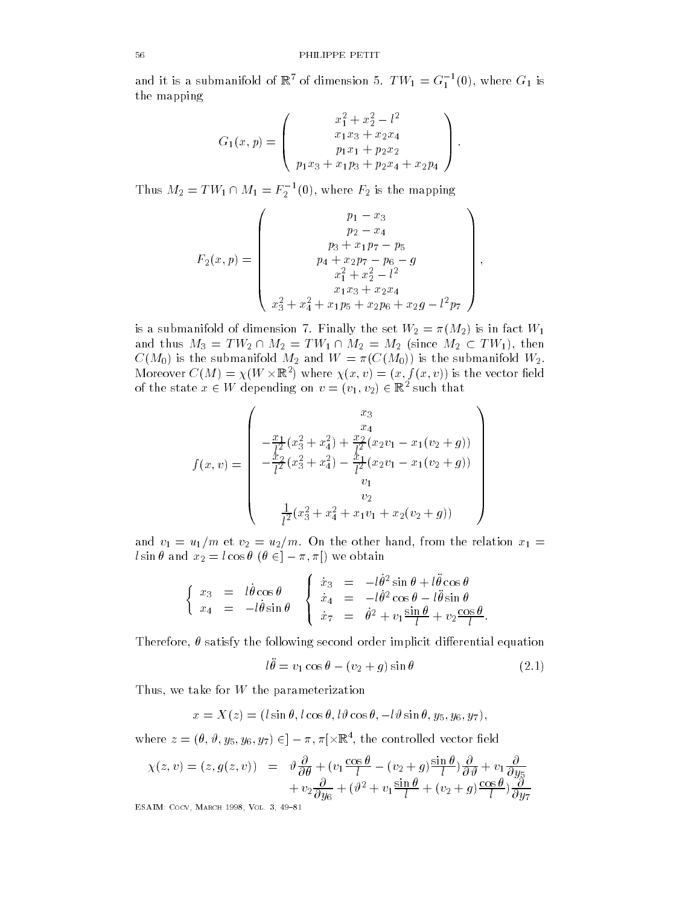and it is a submanifold of $\mathbb{R}^7$ of dimension 5. $TW_1 = G_1^{-1}(0)$, where $G_1$ is the mapping

$$G_1(x,p) = \begin{pmatrix} x_1^2 + x_2^2 - l^2 \\ x_1x_3 + x_2x_4 \\ p_1x_1 + p_2x_2 \\ p_1x_3 + x_1p_3 + p_2x_4 + x_2p_4 \end{pmatrix}.$$

Thus $M_2 = TW_1 \cap M_1 = F_2^{-1}(0)$, where $F_2$ is the mapping

$$F_2(x,p) = \begin{pmatrix} p_1 - x_3 \\ p_2 - x_4 \\ p_3 + x_1p_7 - p_5 \\ p_4 + x_2p_7 - p_6 - g \\ x_1^2 + x_2^2 - l^2 \\ x_1x_3 + x_2x_4 \\ x_3^2 + x_4^2 + x_1p_5 + x_2p_6 + x_2g - l^2p_7 \end{pmatrix},$$

is a submanifold of dimension 7. Finally the set $W_2 = \pi(M_2)$ is in fact $W_1$ and thus $M_3 = TW_2 \cap M_2 = TW_1 \cap M_2 = M_2$ (since $M_2 \subset TW_1$), then $C(M_0)$ is the submanifold $M_2$ and $W = \pi(C(M_0))$ is the submanifold $W_2$. Moreover $C(M) = \chi(W \times \mathbb{R}^2)$ where $\chi(x,v) = (x, f(x,v))$ is the vector field of the state $x \in W$ depending on $v = (v_1, v_2) \in \mathbb{R}^2$ such that

$$f(x,v) = \begin{pmatrix} x_3 \\ x_4 \\ -\frac{x_1}{l^2}(x_3^2 + x_4^2) + \frac{x_2}{l^2}(x_2v_1 - x_1(v_2 + g)) \\ -\frac{x_2}{l^2}(x_3^2 + x_4^2) - \frac{x_1}{l^2}(x_2v_1 - x_1(v_2 + g)) \\ v_1 \\ v_2 \\ \frac{1}{l^2}(x_3^2 + x_4^2 + x_1v_1 + x_2(v_2 + g)) \end{pmatrix}$$

and $v_1 = u_1/m$ et $v_2 = u_2/m$. On the other hand, from the relation $x_1 = l\sin\theta$ and $x_2 = l\cos\theta$ ($\theta \in ]-\pi, \pi[$) we obtain

$$\left\{ \begin{array}{rcl} x_3 &=& l\dot{\theta}\cos\theta \\ x_4 &=& -l\dot{\theta}\sin\theta \end{array} \right. \quad \left\{ \begin{array}{rcl} \dot{x}_3 &=& -l\dot{\theta}^2\sin\theta + l\ddot{\theta}\cos\theta \\ \dot{x}_4 &=& -l\dot{\theta}^2\cos\theta - l\ddot{\theta}\sin\theta \\ \dot{x}_7 &=& \dot{\theta}^2 + v_1\frac{\sin\theta}{l} + v_2\frac{\cos\theta}{l}. \end{array} \right.$$

Therefore, $\theta$ satisfy the following second order implicit differential equation

$$l\ddot{\theta} = v_1\cos\theta - (v_2 + g)\sin\theta \tag{2.1}$$

Thus, we take for $W$ the parameterization

$$x = X(z) = (l\sin\theta, l\cos\theta, l\vartheta\cos\theta, -l\vartheta\sin\theta, y_5, y_6, y_7),$$

where $z = (\theta, \vartheta, y_5, y_6, y_7) \in ]-\pi, \pi[\times\mathbb{R}^4$, the controlled vector field

$$\begin{array}{rcl} \chi(z,v) = (z, g(z,v)) &=& \vartheta\frac{\partial}{\partial\theta} + (v_1\frac{\cos\theta}{l} - (v_2 + g)\frac{\sin\theta}{l})\frac{\partial}{\partial\vartheta} + v_1\frac{\partial}{\partial y_5} \\ && + v_2\frac{\partial}{\partial y_6} + (\vartheta^2 + v_1\frac{\sin\theta}{l} + (v_2 + g)\frac{\cos\theta}{l})\frac{\partial}{\partial y_7} \end{array}$$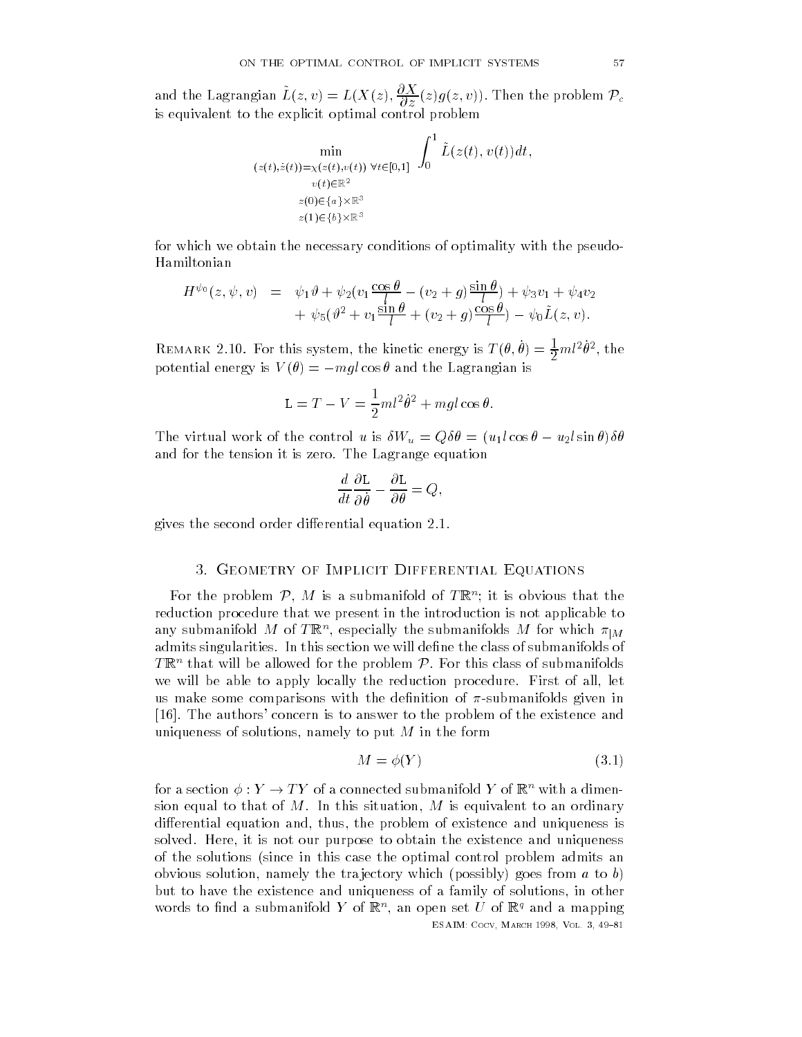and the Lagrangian $\tilde{L}(z,v) = L(X(z), \dfrac{\partial X}{\partial z}(z) g(z,v))$. Then the problem $\mathcal{P}_c$ is equivalent to the explicit optimal control problem

$$\min_{\substack{(z(t),\dot{z}(t))=\chi(z(t),v(t)) \ \forall t\in[0,1] \\ v(t)\in\mathbb{R}^2 \\ z(0)\in\{a\}\times\mathbb{R}^3 \\ z(1)\in\{b\}\times\mathbb{R}^3}} \int_0^1 \tilde{L}(z(t),v(t))dt,$$

for which we obtain the necessary conditions of optimality with the pseudo-Hamiltonian

$$\begin{aligned} H^{\psi_0}(z,\psi,v) &= \psi_1\vartheta + \psi_2(v_1\frac{\cos\theta}{l} - (v_2+g)\frac{\sin\theta}{l}) + \psi_3 v_1 + \psi_4 v_2 \\ &+ \psi_5(\vartheta^2 + v_1\frac{\sin\theta}{l} + (v_2+g)\frac{\cos\theta}{l}) - \psi_0\tilde{L}(z,v). \end{aligned}$$

Remark 2.10. For this system, the kinetic energy is $T(\theta,\dot{\theta}) = \frac{1}{2}ml^2\dot{\theta}^2$, the potential energy is $V(\theta) = -mgl\cos\theta$ and the Lagrangian is

$$\mathtt{L} = T - V = \frac{1}{2}ml^2\dot{\theta}^2 + mgl\cos\theta.$$

The virtual work of the control $u$ is $\delta W_u = Q\delta\theta = (u_1 l\cos\theta - u_2 l\sin\theta)\delta\theta$ and for the tension it is zero. The Lagrange equation

$$\frac{d}{dt}\frac{\partial\mathtt{L}}{\partial\dot{\theta}} - \frac{\partial\mathtt{L}}{\partial\theta} = Q,$$

gives the second order differential equation 2.1.

## 3. Geometry of Implicit Differential Equations

For the problem $\mathcal{P}$, $M$ is a submanifold of $T\mathbb{R}^n$; it is obvious that the reduction procedure that we present in the introduction is not applicable to any submanifold $M$ of $T\mathbb{R}^n$, especially the submanifolds $M$ for which $\pi_{|M}$ admits singularities. In this section we will define the class of submanifolds of $T\mathbb{R}^n$ that will be allowed for the problem $\mathcal{P}$. For this class of submanifolds we will be able to apply locally the reduction procedure. First of all, let us make some comparisons with the definition of $\pi$-submanifolds given in [16]. The authors' concern is to answer to the problem of the existence and uniqueness of solutions, namely to put $M$ in the form

$$M = \phi(Y) \tag{3.1}$$

for a section $\phi : Y \to TY$ of a connected submanifold $Y$ of $\mathbb{R}^n$ with a dimension equal to that of $M$. In this situation, $M$ is equivalent to an ordinary differential equation and, thus, the problem of existence and uniqueness is solved. Here, it is not our purpose to obtain the existence and uniqueness of the solutions (since in this case the optimal control problem admits an obvious solution, namely the trajectory which (possibly) goes from $a$ to $b$) but to have the existence and uniqueness of a family of solutions, in other words to find a submanifold $Y$ of $\mathbb{R}^n$, an open set $U$ of $\mathbb{R}^q$ and a mapping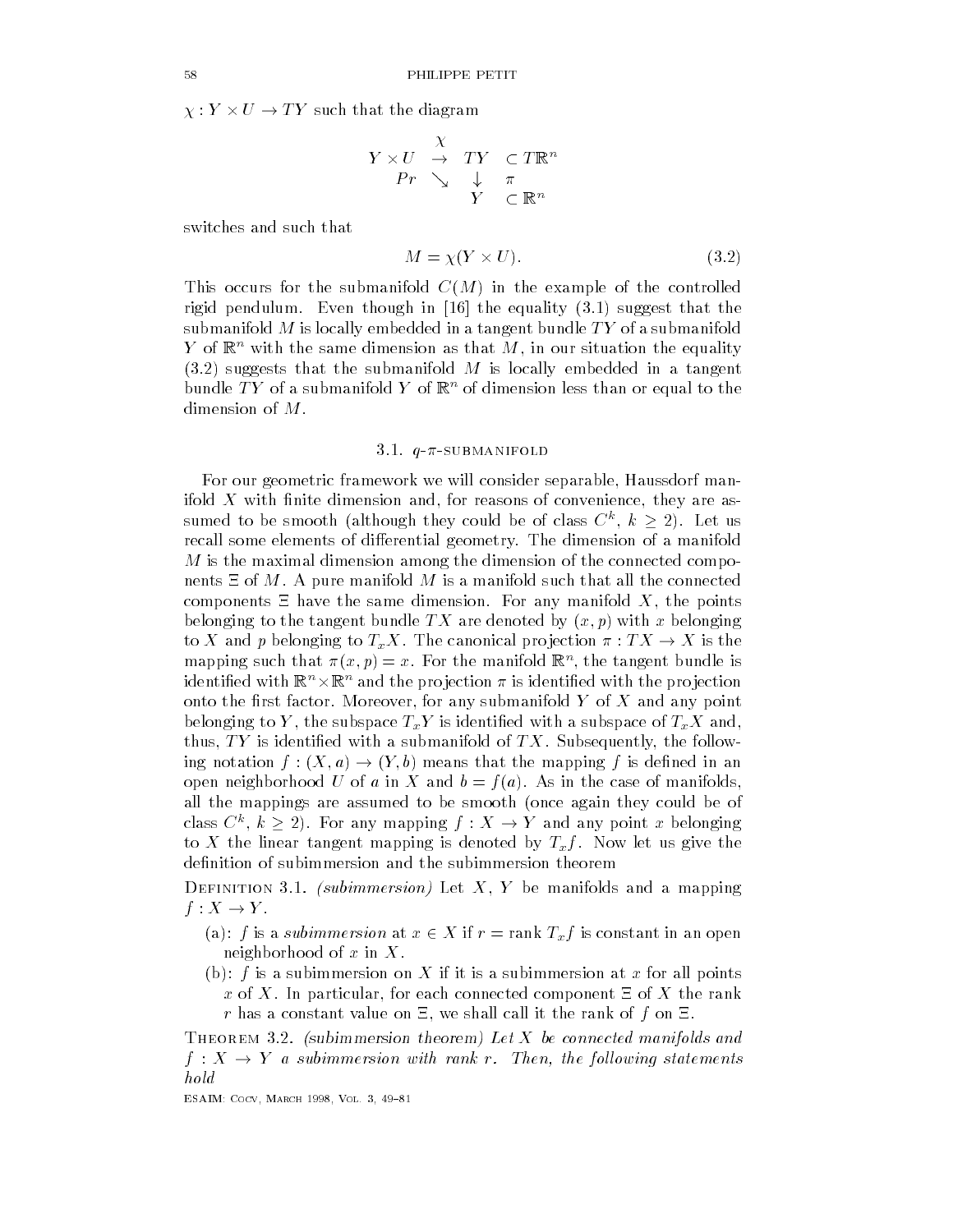$\chi : Y \times U \to TY$ such that the diagram

$$\begin{array}{cccc} & \chi & & \\ Y \times U & \to & TY & \subset T\mathbb{R}^n \\ & Pr \searrow & \downarrow & \pi \\ & & Y & \subset \mathbb{R}^n \end{array}$$

switches and such that

$$M = \chi(Y \times U). \tag{3.2}$$

This occurs for the submanifold $C(M)$ in the example of the controlled rigid pendulum. Even though in [16] the equality (3.1) suggest that the submanifold $M$ is locally embedded in a tangent bundle $TY$ of a submanifold $Y$ of $\mathbb{R}^n$ with the same dimension as that $M$, in our situation the equality (3.2) suggests that the submanifold $M$ is locally embedded in a tangent bundle $TY$ of a submanifold $Y$ of $\mathbb{R}^n$ of dimension less than or equal to the dimension of $M$.

### 3.1. $q$-$\pi$-submanifold

For our geometric framework we will consider separable, Haussdorf manifold $X$ with finite dimension and, for reasons of convenience, they are assumed to be smooth (although they could be of class $C^k$, $k \geq 2$). Let us recall some elements of differential geometry. The dimension of a manifold $M$ is the maximal dimension among the dimension of the connected components $\Xi$ of $M$. A pure manifold $M$ is a manifold such that all the connected components $\Xi$ have the same dimension. For any manifold $X$, the points belonging to the tangent bundle $TX$ are denoted by $(x, p)$ with $x$ belonging to $X$ and $p$ belonging to $T_xX$. The canonical projection $\pi : TX \to X$ is the mapping such that $\pi(x, p) = x$. For the manifold $\mathbb{R}^n$, the tangent bundle is identified with $\mathbb{R}^n \times \mathbb{R}^n$ and the projection $\pi$ is identified with the projection onto the first factor. Moreover, for any submanifold $Y$ of $X$ and any point belonging to $Y$, the subspace $T_xY$ is identified with a subspace of $T_xX$ and, thus, $TY$ is identified with a submanifold of $TX$. Subsequently, the following notation $f : (X, a) \to (Y, b)$ means that the mapping $f$ is defined in an open neighborhood $U$ of $a$ in $X$ and $b = f(a)$. As in the case of manifolds, all the mappings are assumed to be smooth (once again they could be of class $C^k$, $k \geq 2$). For any mapping $f : X \to Y$ and any point $x$ belonging to $X$ the linear tangent mapping is denoted by $T_xf$. Now let us give the definition of subimmersion and the subimmersion theorem

Definition 3.1. *(subimmersion)* Let $X$, $Y$ be manifolds and a mapping $f : X \to Y$.

- (a): $f$ is a *subimmersion* at $x \in X$ if $r = \text{rank } T_xf$ is constant in an open neighborhood of $x$ in $X$.
- (b): $f$ is a subimmersion on $X$ if it is a subimmersion at $x$ for all points $x$ of $X$. In particular, for each connected component $\Xi$ of $X$ the rank $r$ has a constant value on $\Xi$, we shall call it the rank of $f$ on $\Xi$.

Theorem 3.2. *(subimmersion theorem) Let $X$ be connected manifolds and $f : X \to Y$ a subimmersion with rank $r$. Then, the following statements hold*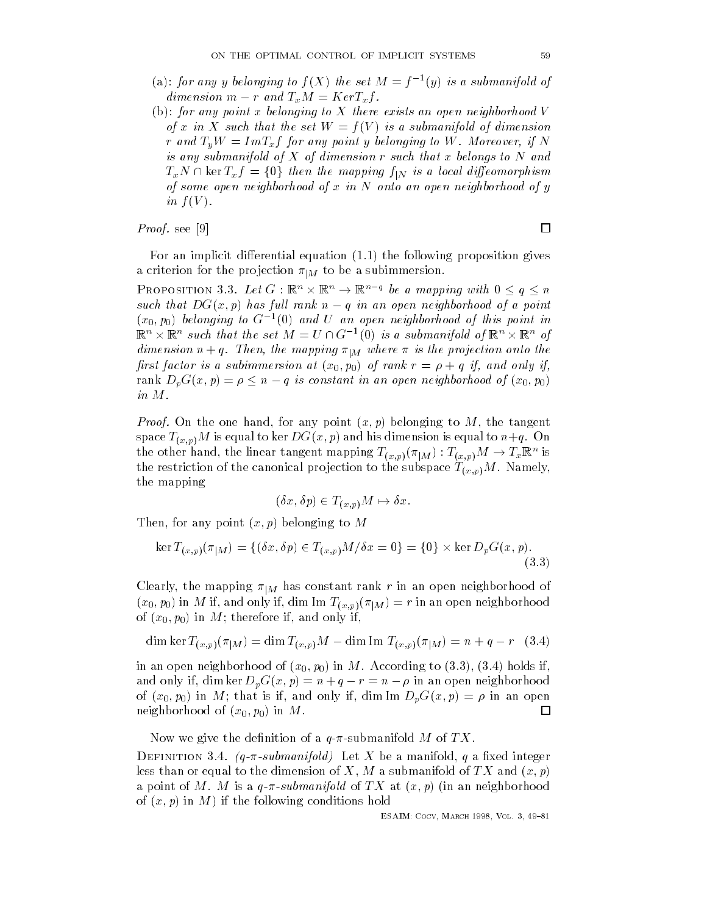(a): *for any $y$ belonging to $f(X)$ the set $M = f^{-1}(y)$ is a submanifold of dimension $m - r$ and $T_x M = Ker T_x f$.*

(b): *for any point $x$ belonging to $X$ there exists an open neighborhood $V$ of $x$ in $X$ such that the set $W = f(V)$ is a submanifold of dimension $r$ and $T_y W = Im T_x f$ for any point $y$ belonging to $W$. Moreover, if $N$ is any submanifold of $X$ of dimension $r$ such that $x$ belongs to $N$ and $T_x N \cap \ker T_x f = \{0\}$ then the mapping $f_{|N}$ is a local diffeomorphism of some open neighborhood of $x$ in $N$ onto an open neighborhood of $y$ in $f(V)$.*

*Proof.* see [9] □

For an implicit differential equation (1.1) the following proposition gives a criterion for the projection $\pi_{|M}$ to be a subimmersion.

Proposition 3.3. *Let $G : \mathbb{R}^n \times \mathbb{R}^n \to \mathbb{R}^{n-q}$ be a mapping with $0 \leq q \leq n$ such that $DG(x, p)$ has full rank $n - q$ in an open neighborhood of a point $(x_0, p_0)$ belonging to $G^{-1}(0)$ and $U$ an open neighborhood of this point in $\mathbb{R}^n \times \mathbb{R}^n$ such that the set $M = U \cap G^{-1}(0)$ is a submanifold of $\mathbb{R}^n \times \mathbb{R}^n$ of dimension $n + q$. Then, the mapping $\pi_{|M}$ where $\pi$ is the projection onto the first factor is a subimmersion at $(x_0, p_0)$ of rank $r = \rho + q$ if, and only if, $\text{rank } D_p G(x, p) = \rho \leq n - q$ is constant in an open neighborhood of $(x_0, p_0)$ in $M$.*

*Proof.* On the one hand, for any point $(x, p)$ belonging to $M$, the tangent space $T_{(x,p)} M$ is equal to $\ker DG(x, p)$ and his dimension is equal to $n+q$. On the other hand, the linear tangent mapping $T_{(x,p)}(\pi_{|M}) : T_{(x,p)} M \to T_x \mathbb{R}^n$ is the restriction of the canonical projection to the subspace $T_{(x,p)} M$. Namely, the mapping

$$(\delta x, \delta p) \in T_{(x,p)} M \mapsto \delta x.$$

Then, for any point $(x, p)$ belonging to $M$

$$\ker T_{(x,p)}(\pi_{|M}) = \{(\delta x, \delta p) \in T_{(x,p)} M / \delta x = 0\} = \{0\} \times \ker D_p G(x, p). \tag{3.3}$$

Clearly, the mapping $\pi_{|M}$ has constant rank $r$ in an open neighborhood of $(x_0, p_0)$ in $M$ if, and only if, $\dim \text{Im } T_{(x,p)}(\pi_{|M}) = r$ in an open neighborhood of $(x_0, p_0)$ in $M$; therefore if, and only if,

$$\dim \ker T_{(x,p)}(\pi_{|M}) = \dim T_{(x,p)} M - \dim \text{Im } T_{(x,p)}(\pi_{|M}) = n + q - r \tag{3.4}$$

in an open neighborhood of $(x_0, p_0)$ in $M$. According to (3.3), (3.4) holds if, and only if, $\dim \ker D_p G(x, p) = n + q - r = n - \rho$ in an open neighborhood of $(x_0, p_0)$ in $M$; that is if, and only if, $\dim \text{Im } D_p G(x, p) = \rho$ in an open neighborhood of $(x_0, p_0)$ in $M$. □

Now we give the definition of a $q$-$\pi$-submanifold $M$ of $TX$.

Definition 3.4. *($q$-$\pi$-submanifold)* Let $X$ be a manifold, $q$ a fixed integer less than or equal to the dimension of $X$, $M$ a submanifold of $TX$ and $(x, p)$ a point of $M$. $M$ is a *$q$-$\pi$-submanifold* of $TX$ at $(x, p)$ (in an neighborhood of $(x, p)$ in $M$) if the following conditions hold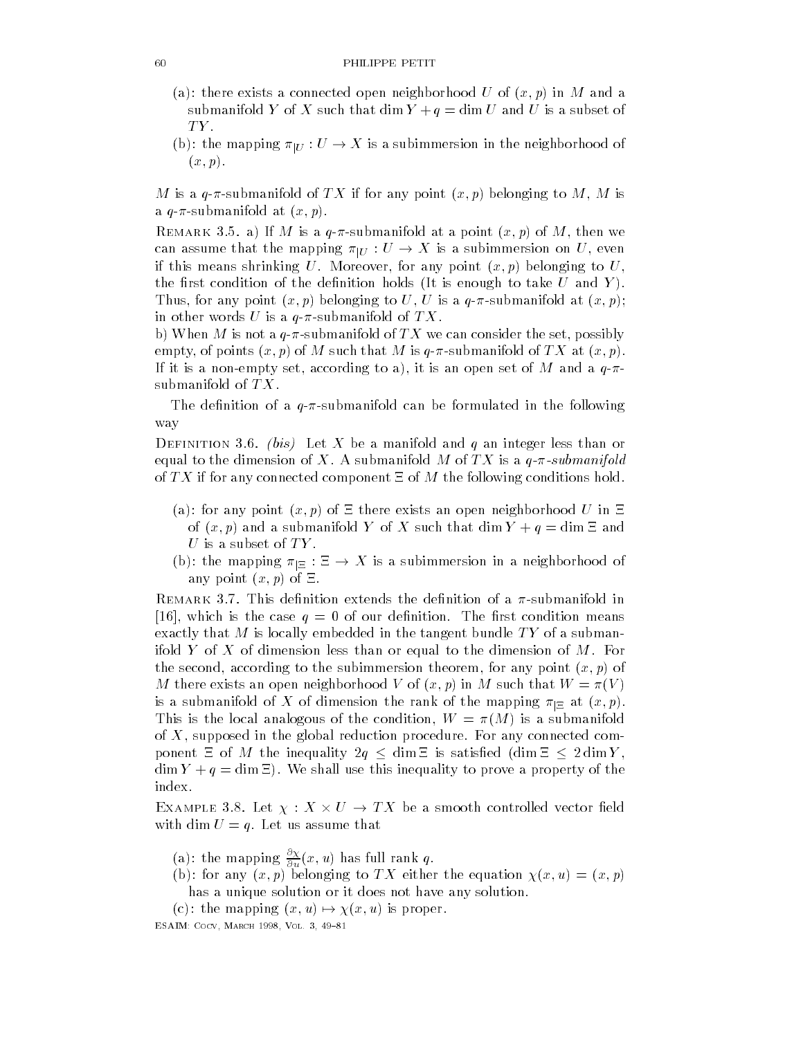(a): there exists a connected open neighborhood $U$ of $(x, p)$ in $M$ and a submanifold $Y$ of $X$ such that $\dim Y + q = \dim U$ and $U$ is a subset of $TY$.

(b): the mapping $\pi_{|U} : U \to X$ is a subimmersion in the neighborhood of $(x, p)$.

$M$ is a $q$-$\pi$-submanifold of $TX$ if for any point $(x, p)$ belonging to $M$, $M$ is a $q$-$\pi$-submanifold at $(x, p)$.

Remark 3.5. a) If $M$ is a $q$-$\pi$-submanifold at a point $(x, p)$ of $M$, then we can assume that the mapping $\pi_{|U} : U \to X$ is a subimmersion on $U$, even if this means shrinking $U$. Moreover, for any point $(x, p)$ belonging to $U$, the first condition of the definition holds (It is enough to take $U$ and $Y$). Thus, for any point $(x, p)$ belonging to $U$, $U$ is a $q$-$\pi$-submanifold at $(x, p)$; in other words $U$ is a $q$-$\pi$-submanifold of $TX$.

b) When $M$ is not a $q$-$\pi$-submanifold of $TX$ we can consider the set, possibly empty, of points $(x, p)$ of $M$ such that $M$ is $q$-$\pi$-submanifold of $TX$ at $(x, p)$. If it is a non-empty set, according to a), it is an open set of $M$ and a $q$-$\pi$-submanifold of $TX$.

The definition of a $q$-$\pi$-submanifold can be formulated in the following way

Definition 3.6. *(bis)* Let $X$ be a manifold and $q$ an integer less than or equal to the dimension of $X$. A submanifold $M$ of $TX$ is a *$q$-$\pi$-submanifold* of $TX$ if for any connected component $\Xi$ of $M$ the following conditions hold.

(a): for any point $(x, p)$ of $\Xi$ there exists an open neighborhood $U$ in $\Xi$ of $(x, p)$ and a submanifold $Y$ of $X$ such that $\dim Y + q = \dim \Xi$ and $U$ is a subset of $TY$.

(b): the mapping $\pi_{|\Xi} : \Xi \to X$ is a subimmersion in a neighborhood of any point $(x, p)$ of $\Xi$.

Remark 3.7. This definition extends the definition of a $\pi$-submanifold in [16], which is the case $q = 0$ of our definition. The first condition means exactly that $M$ is locally embedded in the tangent bundle $TY$ of a submanifold $Y$ of $X$ of dimension less than or equal to the dimension of $M$. For the second, according to the subimmersion theorem, for any point $(x, p)$ of $M$ there exists an open neighborhood $V$ of $(x, p)$ in $M$ such that $W = \pi(V)$ is a submanifold of $X$ of dimension the rank of the mapping $\pi_{|\Xi}$ at $(x, p)$. This is the local analogous of the condition, $W = \pi(M)$ is a submanifold of $X$, supposed in the global reduction procedure. For any connected component $\Xi$ of $M$ the inequality $2q \leq \dim \Xi$ is satisfied ($\dim \Xi \leq 2 \dim Y$, $\dim Y + q = \dim \Xi$). We shall use this inequality to prove a property of the index.

Example 3.8. Let $\chi : X \times U \to TX$ be a smooth controlled vector field with $\dim U = q$. Let us assume that

(a): the mapping $\frac{\partial \chi}{\partial u}(x, u)$ has full rank $q$.

(b): for any $(x, p)$ belonging to $TX$ either the equation $\chi(x, u) = (x, p)$ has a unique solution or it does not have any solution.

(c): the mapping $(x, u) \mapsto \chi(x, u)$ is proper.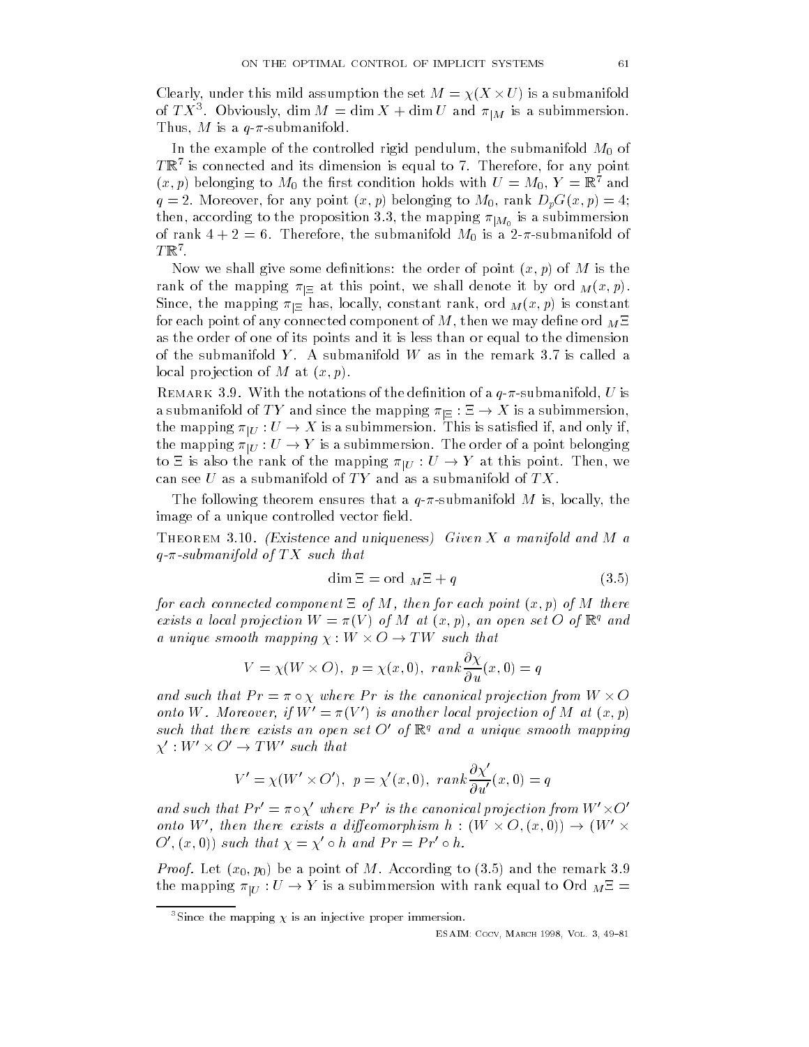Clearly, under this mild assumption the set $M = \chi(X \times U)$ is a submanifold of $TX$[3]. Obviously, $\dim M = \dim X + \dim U$ and $\pi_{|M}$ is a subimmersion. Thus, $M$ is a $q$-$\pi$-submanifold.

In the example of the controlled rigid pendulum, the submanifold $M_0$ of $T\mathbb{R}^7$ is connected and its dimension is equal to 7. Therefore, for any point $(x, p)$ belonging to $M_0$ the first condition holds with $U = M_0$, $Y = \mathbb{R}^7$ and $q = 2$. Moreover, for any point $(x, p)$ belonging to $M_0$, rank $D_pG(x, p) = 4$; then, according to the proposition 3.3, the mapping $\pi_{|M_0}$ is a subimmersion of rank $4 + 2 = 6$. Therefore, the submanifold $M_0$ is a 2-$\pi$-submanifold of $T\mathbb{R}^7$.

Now we shall give some definitions: the order of point $(x, p)$ of $M$ is the rank of the mapping $\pi_{|\Xi}$ at this point, we shall denote it by ord $_M(x, p)$. Since, the mapping $\pi_{|\Xi}$ has, locally, constant rank, ord $_M(x, p)$ is constant for each point of any connected component of $M$, then we may define ord $_M\Xi$ as the order of one of its points and it is less than or equal to the dimension of the submanifold $Y$. A submanifold $W$ as in the remark 3.7 is called a local projection of $M$ at $(x, p)$.

Remark 3.9. With the notations of the definition of a $q$-$\pi$-submanifold, $U$ is a submanifold of $TY$ and since the mapping $\pi_{|\Xi} : \Xi \to X$ is a subimmersion, the mapping $\pi_{|U} : U \to X$ is a subimmersion. This is satisfied if, and only if, the mapping $\pi_{|U} : U \to Y$ is a subimmersion. The order of a point belonging to $\Xi$ is also the rank of the mapping $\pi_{|U} : U \to Y$ at this point. Then, we can see $U$ as a submanifold of $TY$ and as a submanifold of $TX$.

The following theorem ensures that a $q$-$\pi$-submanifold $M$ is, locally, the image of a unique controlled vector field.

Theorem 3.10. *(Existence and uniqueness) Given $X$ a manifold and $M$ a $q$-$\pi$-submanifold of $TX$ such that*

$$\dim \Xi = \text{ord }_M\Xi + q \tag{3.5}$$

*for each connected component $\Xi$ of $M$, then for each point $(x, p)$ of $M$ there exists a local projection $W = \pi(V)$ of $M$ at $(x, p)$, an open set $O$ of $\mathbb{R}^q$ and a unique smooth mapping $\chi : W \times O \to TW$ such that*

$$V = \chi(W \times O),\ p = \chi(x, 0),\ rank\frac{\partial \chi}{\partial u}(x, 0) = q$$

*and such that $Pr = \pi \circ \chi$ where $Pr$ is the canonical projection from $W \times O$ onto $W$. Moreover, if $W' = \pi(V')$ is another local projection of $M$ at $(x, p)$ such that there exists an open set $O'$ of $\mathbb{R}^q$ and a unique smooth mapping $\chi' : W' \times O' \to TW'$ such that*

$$V' = \chi(W' \times O'),\ p = \chi'(x, 0),\ rank\frac{\partial \chi'}{\partial u'}(x, 0) = q$$

*and such that $Pr' = \pi \circ \chi'$ where $Pr'$ is the canonical projection from $W' \times O'$ onto $W'$, then there exists a diffeomorphism $h : (W \times O, (x, 0)) \to (W' \times O', (x, 0))$ such that $\chi = \chi' \circ h$ and $Pr = Pr' \circ h$.*

*Proof.* Let $(x_0, p_0)$ be a point of $M$. According to (3.5) and the remark 3.9 the mapping $\pi_{|U} : U \to Y$ is a subimmersion with rank equal to Ord $_M\Xi =$

[3] Since the mapping $\chi$ is an injective proper immersion.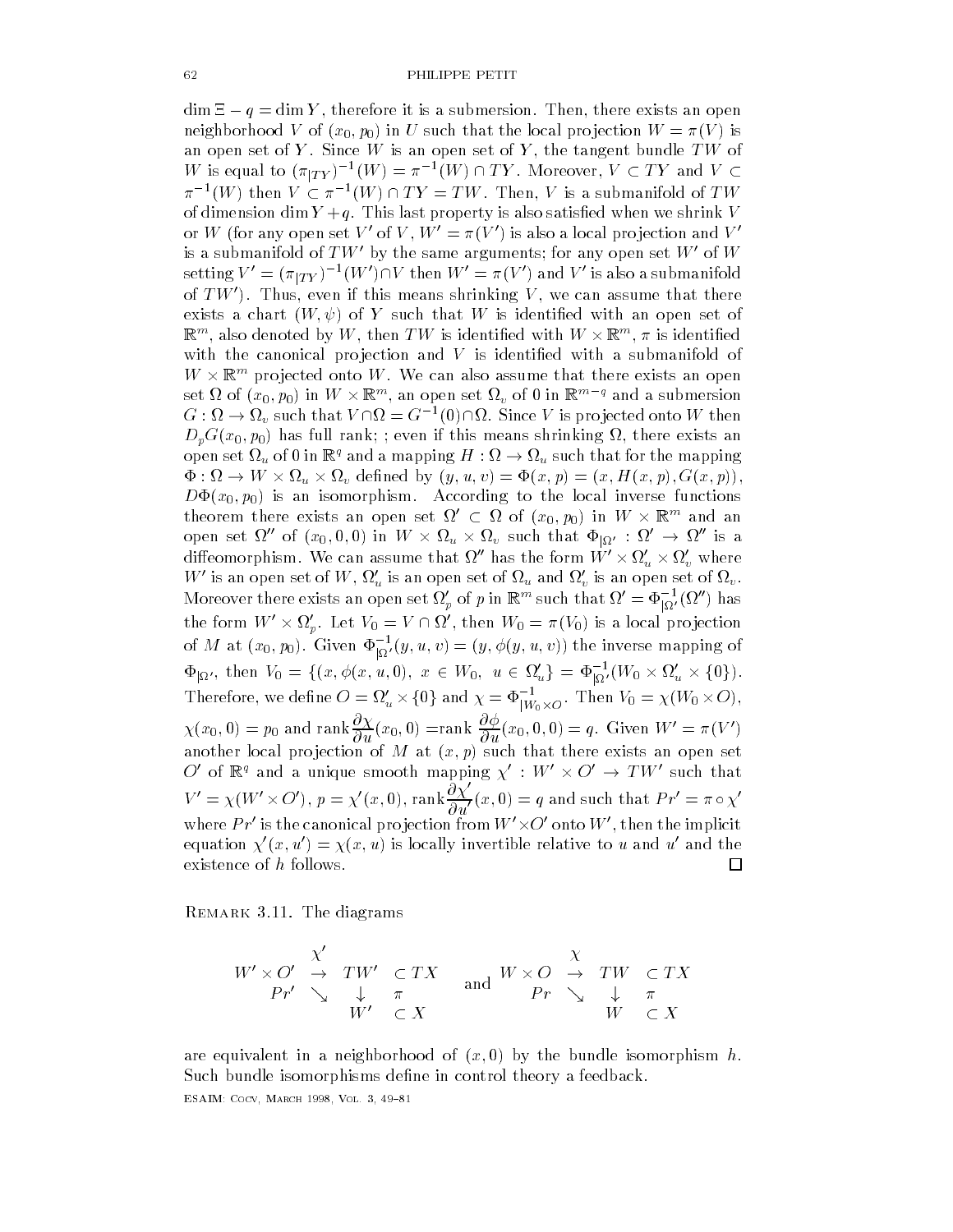$\dim \Xi - q = \dim Y$, therefore it is a submersion. Then, there exists an open neighborhood $V$ of $(x_0, p_0)$ in $U$ such that the local projection $W = \pi(V)$ is an open set of $Y$. Since $W$ is an open set of $Y$, the tangent bundle $TW$ of $W$ is equal to $(\pi_{|TY})^{-1}(W) = \pi^{-1}(W) \cap TY$. Moreover, $V \subset TY$ and $V \subset \pi^{-1}(W)$ then $V \subset \pi^{-1}(W) \cap TY = TW$. Then, $V$ is a submanifold of $TW$ of dimension $\dim Y + q$. This last property is also satisfied when we shrink $V$ or $W$ (for any open set $V'$ of $V$, $W' = \pi(V')$ is also a local projection and $V'$ is a submanifold of $TW'$ by the same arguments; for any open set $W'$ of $W$ setting $V' = (\pi_{|TY})^{-1}(W') \cap V$ then $W' = \pi(V')$ and $V'$ is also a submanifold of $TW'$). Thus, even if this means shrinking $V$, we can assume that there exists a chart $(W, \psi)$ of $Y$ such that $W$ is identified with an open set of $\mathbb{R}^m$, also denoted by $W$, then $TW$ is identified with $W \times \mathbb{R}^m$, $\pi$ is identified with the canonical projection and $V$ is identified with a submanifold of $W \times \mathbb{R}^m$ projected onto $W$. We can also assume that there exists an open set $\Omega$ of $(x_0, p_0)$ in $W \times \mathbb{R}^m$, an open set $\Omega_v$ of $0$ in $\mathbb{R}^{m-q}$ and a submersion $G : \Omega \to \Omega_v$ such that $V \cap \Omega = G^{-1}(0) \cap \Omega$. Since $V$ is projected onto $W$ then $D_p G(x_0, p_0)$ has full rank; ; even if this means shrinking $\Omega$, there exists an open set $\Omega_u$ of $0$ in $\mathbb{R}^q$ and a mapping $H : \Omega \to \Omega_u$ such that for the mapping $\Phi : \Omega \to W \times \Omega_u \times \Omega_v$ defined by $(y, u, v) = \Phi(x, p) = (x, H(x, p), G(x, p))$, $D\Phi(x_0, p_0)$ is an isomorphism. According to the local inverse functions theorem there exists an open set $\Omega' \subset \Omega$ of $(x_0, p_0)$ in $W \times \mathbb{R}^m$ and an open set $\Omega''$ of $(x_0, 0, 0)$ in $W \times \Omega_u \times \Omega_v$ such that $\Phi_{|\Omega'} : \Omega' \to \Omega''$ is a diffeomorphism. We can assume that $\Omega''$ has the form $W' \times \Omega'_u \times \Omega'_v$ where $W'$ is an open set of $W$, $\Omega'_u$ is an open set of $\Omega_u$ and $\Omega'_v$ is an open set of $\Omega_v$. Moreover there exists an open set $\Omega'_p$ of $p$ in $\mathbb{R}^m$ such that $\Omega' = \Phi^{-1}_{|\Omega'}(\Omega'')$ has the form $W' \times \Omega'_p$. Let $V_0 = V \cap \Omega'$, then $W_0 = \pi(V_0)$ is a local projection of $M$ at $(x_0, p_0)$. Given $\Phi^{-1}_{|\Omega'}(y, u, v) = (y, \phi(y, u, v))$ the inverse mapping of $\Phi_{|\Omega'}$, then $V_0 = \{(x, \phi(x, u, 0),\ x \in W_0,\ u \in \Omega'_u\} = \Phi^{-1}_{|\Omega'}(W_0 \times \Omega'_u \times \{0\})$. Therefore, we define $O = \Omega'_u \times \{0\}$ and $\chi = \Phi^{-1}_{|W_0 \times O}$. Then $V_0 = \chi(W_0 \times O)$, $\chi(x_0, 0) = p_0$ and $\text{rank}\dfrac{\partial \chi}{\partial u}(x_0, 0) = \text{rank } \dfrac{\partial \phi}{\partial u}(x_0, 0, 0) = q$. Given $W' = \pi(V')$ another local projection of $M$ at $(x, p)$ such that there exists an open set $O'$ of $\mathbb{R}^q$ and a unique smooth mapping $\chi' : W' \times O' \to TW'$ such that $V' = \chi(W' \times O')$, $p = \chi'(x, 0)$, $\text{rank}\dfrac{\partial \chi'}{\partial u'}(x, 0) = q$ and such that $Pr' = \pi \circ \chi'$ where $Pr'$ is the canonical projection from $W' \times O'$ onto $W'$, then the implicit equation $\chi'(x, u') = \chi(x, u)$ is locally invertible relative to $u$ and $u'$ and the existence of $h$ follows. $\square$

Remark 3.11. The diagrams

$$
\begin{array}{ccccc}
 & \chi' & & \\
W' \times O' & \rightarrow & TW' & \subset TX \\
Pr' & \searrow & \downarrow & \pi \\
 & & W' & \subset X
\end{array}
\quad \text{and} \quad
\begin{array}{ccccc}
 & \chi & & \\
W \times O & \rightarrow & TW & \subset TX \\
Pr & \searrow & \downarrow & \pi \\
 & & W & \subset X
\end{array}
$$

are equivalent in a neighborhood of $(x, 0)$ by the bundle isomorphism $h$. Such bundle isomorphisms define in control theory a feedback.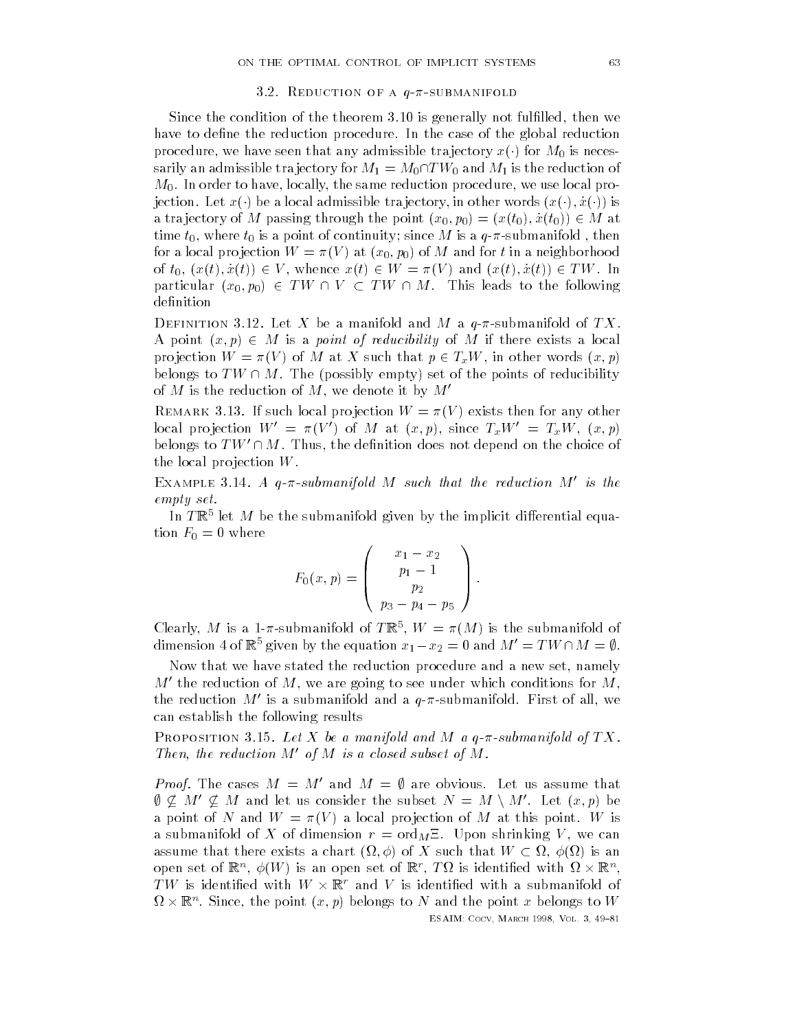### 3.2. Reduction of a $q$-$\pi$-submanifold

Since the condition of the theorem 3.10 is generally not fulfilled, then we have to define the reduction procedure. In the case of the global reduction procedure, we have seen that any admissible trajectory $x(\cdot)$ for $M_0$ is necessarily an admissible trajectory for $M_1 = M_0 \cap TW_0$ and $M_1$ is the reduction of $M_0$. In order to have, locally, the same reduction procedure, we use local projection. Let $x(\cdot)$ be a local admissible trajectory, in other words $(x(\cdot), \dot{x}(\cdot))$ is a trajectory of $M$ passing through the point $(x_0, p_0) = (x(t_0), \dot{x}(t_0)) \in M$ at time $t_0$, where $t_0$ is a point of continuity; since $M$ is a $q$-$\pi$-submanifold , then for a local projection $W = \pi(V)$ at $(x_0, p_0)$ of $M$ and for $t$ in a neighborhood of $t_0$, $(x(t), \dot{x}(t)) \in V$, whence $x(t) \in W = \pi(V)$ and $(x(t), \dot{x}(t)) \in TW$. In particular $(x_0, p_0) \in TW \cap V \subset TW \cap M$. This leads to the following definition

Definition 3.12. Let $X$ be a manifold and $M$ a $q$-$\pi$-submanifold of $TX$. A point $(x, p) \in M$ is a *point of reducibility* of $M$ if there exists a local projection $W = \pi(V)$ of $M$ at $X$ such that $p \in T_x W$, in other words $(x, p)$ belongs to $TW \cap M$. The (possibly empty) set of the points of reducibility of $M$ is the reduction of $M$, we denote it by $M'$

Remark 3.13. If such local projection $W = \pi(V)$ exists then for any other local projection $W' = \pi(V')$ of $M$ at $(x, p)$, since $T_x W' = T_x W$, $(x, p)$ belongs to $TW' \cap M$. Thus, the definition does not depend on the choice of the local projection $W$.

Example 3.14. *A $q$-$\pi$-submanifold $M$ such that the reduction $M'$ is the empty set.*

In $T\mathbb{R}^5$ let $M$ be the submanifold given by the implicit differential equation $F_0 = 0$ where

$$F_0(x, p) = \begin{pmatrix} x_1 - x_2 \\ p_1 - 1 \\ p_2 \\ p_3 - p_4 - p_5 \end{pmatrix}.$$

Clearly, $M$ is a 1-$\pi$-submanifold of $T\mathbb{R}^5$, $W = \pi(M)$ is the submanifold of dimension 4 of $\mathbb{R}^5$ given by the equation $x_1 - x_2 = 0$ and $M' = TW \cap M = \emptyset$.

Now that we have stated the reduction procedure and a new set, namely $M'$ the reduction of $M$, we are going to see under which conditions for $M$, the reduction $M'$ is a submanifold and a $q$-$\pi$-submanifold. First of all, we can establish the following results

Proposition 3.15. *Let $X$ be a manifold and $M$ a $q$-$\pi$-submanifold of $TX$. Then, the reduction $M'$ of $M$ is a closed subset of $M$.*

*Proof.* The cases $M = M'$ and $M = \emptyset$ are obvious. Let us assume that $\emptyset \subsetneq M' \subsetneq M$ and let us consider the subset $N = M \setminus M'$. Let $(x, p)$ be a point of $N$ and $W = \pi(V)$ a local projection of $M$ at this point. $W$ is a submanifold of $X$ of dimension $r = \text{ord}_M \Xi$. Upon shrinking $V$, we can assume that there exists a chart $(\Omega, \phi)$ of $X$ such that $W \subset \Omega$, $\phi(\Omega)$ is an open set of $\mathbb{R}^n$, $\phi(W)$ is an open set of $\mathbb{R}^r$, $T\Omega$ is identified with $\Omega \times \mathbb{R}^n$, $TW$ is identified with $W \times \mathbb{R}^r$ and $V$ is identified with a submanifold of $\Omega \times \mathbb{R}^n$. Since, the point $(x, p)$ belongs to $N$ and the point $x$ belongs to $W$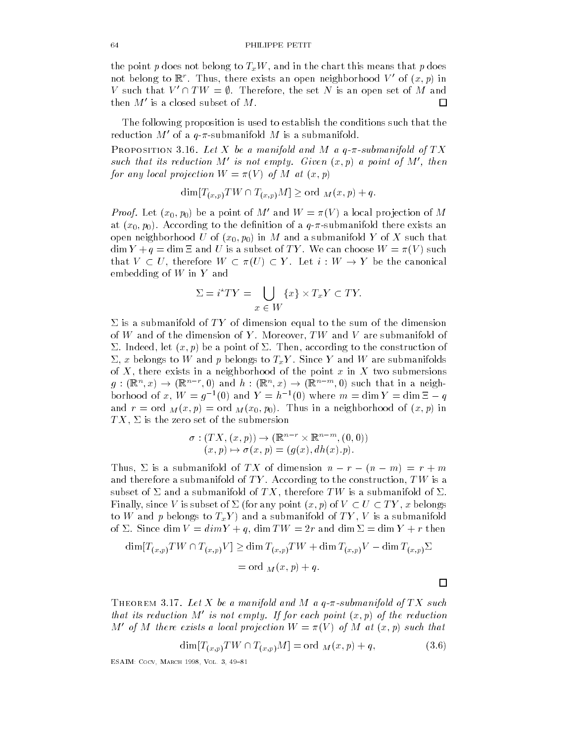the point $p$ does not belong to $T_xW$, and in the chart this means that $p$ does not belong to $\mathbb{R}^r$. Thus, there exists an open neighborhood $V'$ of $(x,p)$ in $V$ such that $V' \cap TW = \emptyset$. Therefore, the set $N$ is an open set of $M$ and then $M'$ is a closed subset of $M$. $\square$

The following proposition is used to establish the conditions such that the reduction $M'$ of a $q$-$\pi$-submanifold $M$ is a submanifold.

**Proposition 3.16.** *Let $X$ be a manifold and $M$ a $q$-$\pi$-submanifold of $TX$ such that its reduction $M'$ is not empty. Given $(x,p)$ a point of $M'$, then for any local projection $W = \pi(V)$ of $M$ at $(x,p)$*

$$\dim[T_{(x,p)}TW \cap T_{(x,p)}M] \geq \text{ord}_{\,M}(x,p) + q.$$

*Proof.* Let $(x_0, p_0)$ be a point of $M'$ and $W = \pi(V)$ a local projection of $M$ at $(x_0, p_0)$. According to the definition of a $q$-$\pi$-submanifold there exists an open neighborhood $U$ of $(x_0, p_0)$ in $M$ and a submanifold $Y$ of $X$ such that $\dim Y + q = \dim \Xi$ and $U$ is a subset of $TY$. We can choose $W = \pi(V)$ such that $V \subset U$, therefore $W \subset \pi(U) \subset Y$. Let $i : W \to Y$ be the canonical embedding of $W$ in $Y$ and

$$\Sigma = i^{\star}TY = \bigcup_{x \,\in\, W} \{x\} \times T_xY \subset TY.$$

$\Sigma$ is a submanifold of $TY$ of dimension equal to the sum of the dimension of $W$ and of the dimension of $Y$. Moreover, $TW$ and $V$ are submanifold of $\Sigma$. Indeed, let $(x,p)$ be a point of $\Sigma$. Then, according to the construction of $\Sigma$, $x$ belongs to $W$ and $p$ belongs to $T_xY$. Since $Y$ and $W$ are submanifolds of $X$, there exists in a neighborhood of the point $x$ in $X$ two submersions $g : (\mathbb{R}^n, x) \to (\mathbb{R}^{n-r}, 0)$ and $h : (\mathbb{R}^n, x) \to (\mathbb{R}^{n-m}, 0)$ such that in a neighborhood of $x$, $W = g^{-1}(0)$ and $Y = h^{-1}(0)$ where $m = \dim Y = \dim \Xi - q$ and $r = \text{ord}_{\,M}(x,p) = \text{ord}_{\,M}(x_0, p_0)$. Thus in a neighborhood of $(x,p)$ in $TX$, $\Sigma$ is the zero set of the submersion

$$\begin{aligned} \sigma : (TX, (x,p)) &\to (\mathbb{R}^{n-r} \times \mathbb{R}^{n-m}, (0,0)) \\ (x,p) &\mapsto \sigma(x,p) = (g(x), dh(x).p). \end{aligned}$$

Thus, $\Sigma$ is a submanifold of $TX$ of dimension $n - r - (n - m) = r + m$ and therefore a submanifold of $TY$. According to the construction, $TW$ is a subset of $\Sigma$ and a submanifold of $TX$, therefore $TW$ is a submanifold of $\Sigma$. Finally, since $V$ is subset of $\Sigma$ (for any point $(x,p)$ of $V \subset U \subset TY$, $x$ belongs to $W$ and $p$ belongs to $T_xY$) and a submanifold of $TY$, $V$ is a submanifold of $\Sigma$. Since $\dim V = dim Y + q$, $\dim TW = 2r$ and $\dim \Sigma = \dim Y + r$ then

$$\begin{aligned} \dim[T_{(x,p)}TW \cap T_{(x,p)}V] &\geq \dim T_{(x,p)}TW + \dim T_{(x,p)}V - \dim T_{(x,p)}\Sigma \\ &= \text{ord}_{\,M}(x,p) + q. \end{aligned}$$

$\square$

**Theorem 3.17.** *Let $X$ be a manifold and $M$ a $q$-$\pi$-submanifold of $TX$ such that its reduction $M'$ is not empty. If for each point $(x,p)$ of the reduction $M'$ of $M$ there exists a local projection $W = \pi(V)$ of $M$ at $(x,p)$ such that*

$$\dim[T_{(x,p)}TW \cap T_{(x,p)}M] = \text{ord}_{\,M}(x,p) + q, \tag{3.6}$$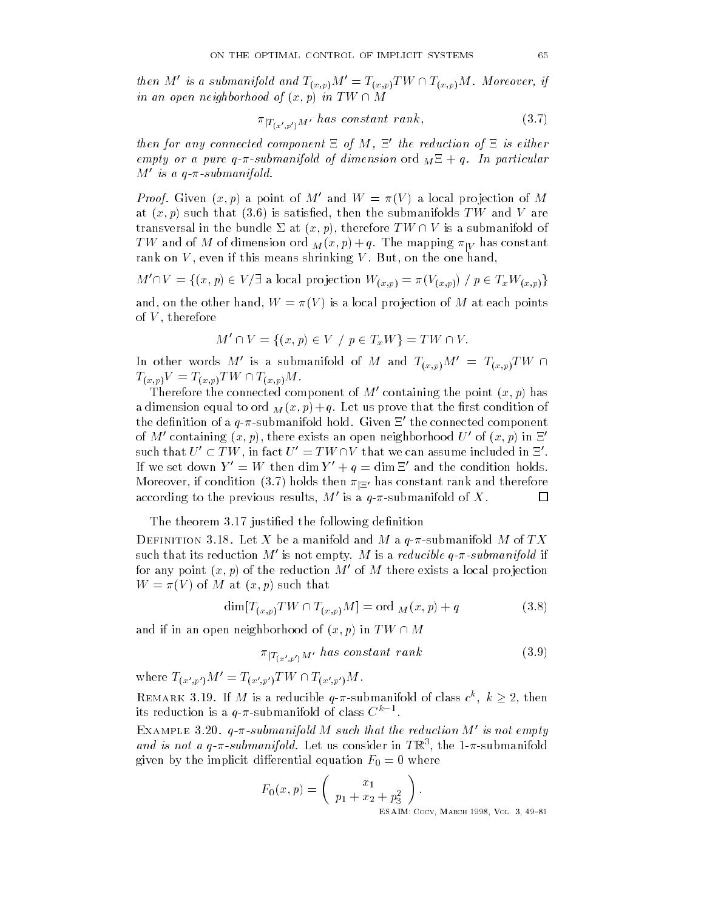*then $M'$ is a submanifold and $T_{(x,p)}M' = T_{(x,p)}TW \cap T_{(x,p)}M$. Moreover, if in an open neighborhood of $(x,p)$ in $TW \cap M$*

$$\pi_{|T_{(x',p')}M'} \text{ has constant rank,} \tag{3.7}$$

*then for any connected component $\Xi$ of $M$, $\Xi'$ the reduction of $\Xi$ is either empty or a pure $q$-$\pi$-submanifold of dimension $\text{ord}_M \Xi + q$. In particular $M'$ is a $q$-$\pi$-submanifold.*

*Proof.* Given $(x,p)$ a point of $M'$ and $W = \pi(V)$ a local projection of $M$ at $(x,p)$ such that (3.6) is satisfied, then the submanifolds $TW$ and $V$ are transversal in the bundle $\Sigma$ at $(x,p)$, therefore $TW \cap V$ is a submanifold of $TW$ and of $M$ of dimension $\text{ord}_M(x,p) + q$. The mapping $\pi_{|V}$ has constant rank on $V$, even if this means shrinking $V$. But, on the one hand,

$$M' \cap V = \{(x,p) \in V / \exists \text{ a local projection } W_{(x,p)} = \pi(V_{(x,p)}) \ / \ p \in T_x W_{(x,p)}\}$$

and, on the other hand, $W = \pi(V)$ is a local projection of $M$ at each points of $V$, therefore

$$M' \cap V = \{(x,p) \in V \ / \ p \in T_x W\} = TW \cap V.$$

In other words $M'$ is a submanifold of $M$ and $T_{(x,p)}M' = T_{(x,p)}TW \cap T_{(x,p)}V = T_{(x,p)}TW \cap T_{(x,p)}M$.

Therefore the connected component of $M'$ containing the point $(x,p)$ has a dimension equal to $\text{ord}_M(x,p) + q$. Let us prove that the first condition of the definition of a $q$-$\pi$-submanifold hold. Given $\Xi'$ the connected component of $M'$ containing $(x,p)$, there exists an open neighborhood $U'$ of $(x,p)$ in $\Xi'$ such that $U' \subset TW$, in fact $U' = TW \cap V$ that we can assume included in $\Xi'$. If we set down $Y' = W$ then $\dim Y' + q = \dim \Xi'$ and the condition holds. Moreover, if condition (3.7) holds then $\pi_{|\Xi'}$ has constant rank and therefore according to the previous results, $M'$ is a $q$-$\pi$-submanifold of $X$. □

The theorem 3.17 justified the following definition

Definition 3.18. Let $X$ be a manifold and $M$ a $q$-$\pi$-submanifold $M$ of $TX$ such that its reduction $M'$ is not empty. $M$ is a *reducible $q$-$\pi$-submanifold* if for any point $(x,p)$ of the reduction $M'$ of $M$ there exists a local projection $W = \pi(V)$ of $M$ at $(x,p)$ such that

$$\dim[T_{(x,p)}TW \cap T_{(x,p)}M] = \text{ord}_M(x,p) + q \tag{3.8}$$

and if in an open neighborhood of $(x,p)$ in $TW \cap M$

$$\pi_{|T_{(x',p')}M'} \text{ has constant rank} \tag{3.9}$$

where $T_{(x',p')}M' = T_{(x',p')}TW \cap T_{(x',p')}M$.

Remark 3.19. If $M$ is a reducible $q$-$\pi$-submanifold of class $c^k$, $k \geq 2$, then its reduction is a $q$-$\pi$-submanifold of class $C^{k-1}$.

Example 3.20. *$q$-$\pi$-submanifold $M$ such that the reduction $M'$ is not empty and is not a $q$-$\pi$-submanifold.* Let us consider in $T\mathbb{R}^3$, the 1-$\pi$-submanifold given by the implicit differential equation $F_0 = 0$ where

$$F_0(x,p) = \begin{pmatrix} x_1 \\ p_1 + x_2 + p_3^2 \end{pmatrix}.$$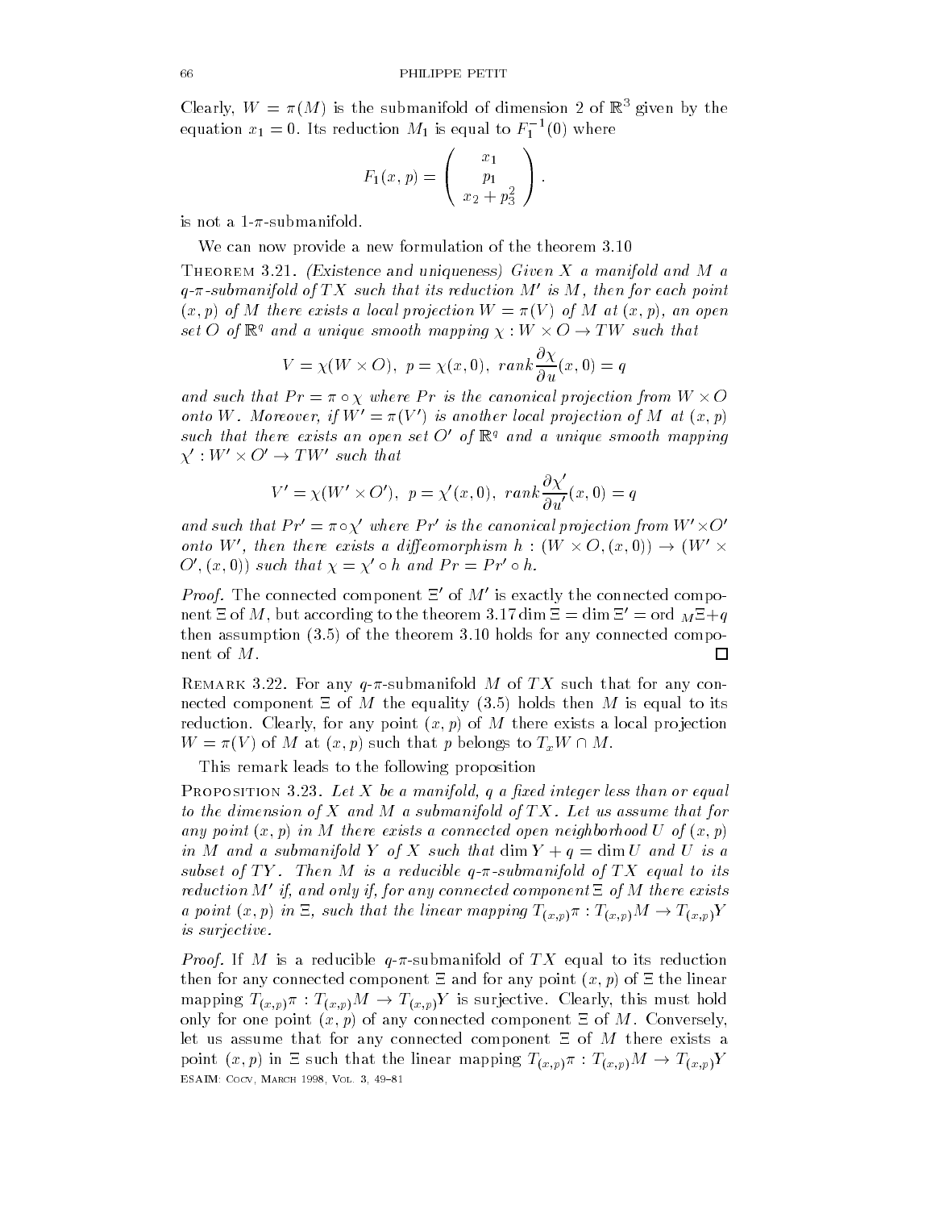Clearly, $W = \pi(M)$ is the submanifold of dimension 2 of $\mathbb{R}^3$ given by the equation $x_1 = 0$. Its reduction $M_1$ is equal to $F_1^{-1}(0)$ where

$$F_1(x, p) = \begin{pmatrix} x_1 \\ p_1 \\ x_2 + p_3^2 \end{pmatrix}.$$

is not a 1-$\pi$-submanifold.

We can now provide a new formulation of the theorem 3.10

**Theorem 3.21.** *(Existence and uniqueness) Given $X$ a manifold and $M$ a $q$-$\pi$-submanifold of $TX$ such that its reduction $M'$ is $M$, then for each point $(x, p)$ of $M$ there exists a local projection $W = \pi(V)$ of $M$ at $(x, p)$, an open set $O$ of $\mathbb{R}^q$ and a unique smooth mapping $\chi : W \times O \to TW$ such that*

$$V = \chi(W \times O), \;\; p = \chi(x, 0), \;\; rank \frac{\partial \chi}{\partial u}(x, 0) = q$$

*and such that $Pr = \pi \circ \chi$ where $Pr$ is the canonical projection from $W \times O$ onto $W$. Moreover, if $W' = \pi(V')$ is another local projection of $M$ at $(x, p)$ such that there exists an open set $O'$ of $\mathbb{R}^q$ and a unique smooth mapping $\chi' : W' \times O' \to TW'$ such that*

$$V' = \chi(W' \times O'), \;\; p = \chi'(x, 0), \;\; rank \frac{\partial \chi'}{\partial u'}(x, 0) = q$$

*and such that $Pr' = \pi \circ \chi'$ where $Pr'$ is the canonical projection from $W' \times O'$ onto $W'$, then there exists a diffeomorphism $h : (W \times O, (x, 0)) \to (W' \times O', (x, 0))$ such that $\chi = \chi' \circ h$ and $Pr = Pr' \circ h$.*

*Proof.* The connected component $\Xi'$ of $M'$ is exactly the connected component $\Xi$ of $M$, but according to the theorem 3.17 $\dim \Xi = \dim \Xi' = \text{ord}\,_M \Xi + q$ then assumption (3.5) of the theorem 3.10 holds for any connected component of $M$. □

**Remark 3.22.** For any $q$-$\pi$-submanifold $M$ of $TX$ such that for any connected component $\Xi$ of $M$ the equality (3.5) holds then $M$ is equal to its reduction. Clearly, for any point $(x, p)$ of $M$ there exists a local projection $W = \pi(V)$ of $M$ at $(x, p)$ such that $p$ belongs to $T_x W \cap M$.

This remark leads to the following proposition

**Proposition 3.23.** *Let $X$ be a manifold, $q$ a fixed integer less than or equal to the dimension of $X$ and $M$ a submanifold of $TX$. Let us assume that for any point $(x, p)$ in $M$ there exists a connected open neighborhood $U$ of $(x, p)$ in $M$ and a submanifold $Y$ of $X$ such that $\dim Y + q = \dim U$ and $U$ is a subset of $TY$. Then $M$ is a reducible $q$-$\pi$-submanifold of $TX$ equal to its reduction $M'$ if, and only if, for any connected component $\Xi$ of $M$ there exists a point $(x, p)$ in $\Xi$, such that the linear mapping $T_{(x,p)}\pi : T_{(x,p)}M \to T_{(x,p)}Y$ is surjective.*

*Proof.* If $M$ is a reducible $q$-$\pi$-submanifold of $TX$ equal to its reduction then for any connected component $\Xi$ and for any point $(x, p)$ of $\Xi$ the linear mapping $T_{(x,p)}\pi : T_{(x,p)}M \to T_{(x,p)}Y$ is surjective. Clearly, this must hold only for one point $(x, p)$ of any connected component $\Xi$ of $M$. Conversely, let us assume that for any connected component $\Xi$ of $M$ there exists a point $(x, p)$ in $\Xi$ such that the linear mapping $T_{(x,p)}\pi : T_{(x,p)}M \to T_{(x,p)}Y$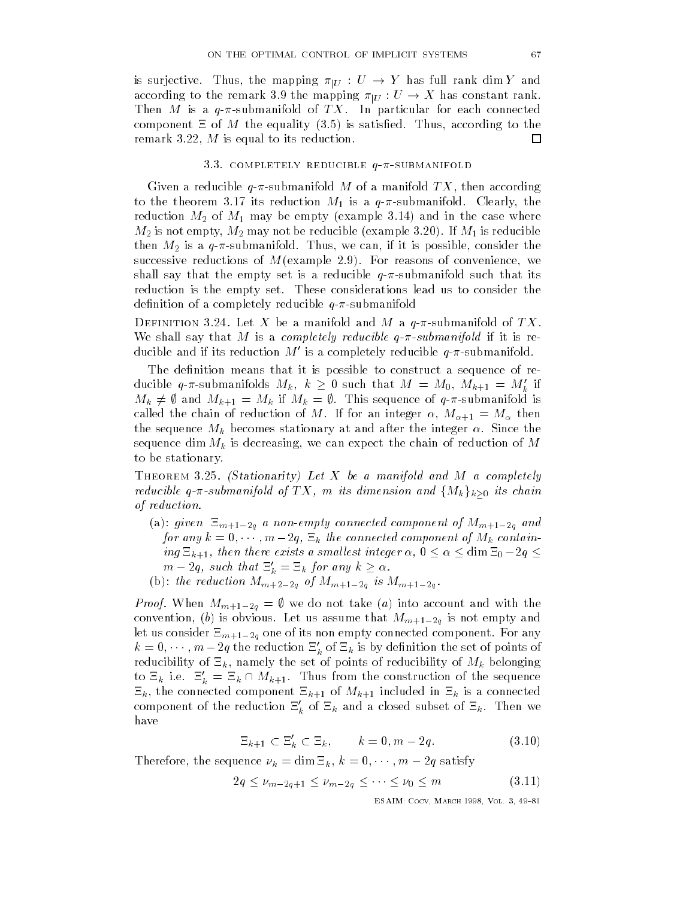is surjective. Thus, the mapping $\pi_{|U} : U \to Y$ has full rank $\dim Y$ and according to the remark 3.9 the mapping $\pi_{|U} : U \to X$ has constant rank. Then $M$ is a $q$-$\pi$-submanifold of $TX$. In particular for each connected component $\Xi$ of $M$ the equality (3.5) is satisfied. Thus, according to the remark 3.22, $M$ is equal to its reduction. □

### 3.3. Completely reducible $q$-$\pi$-submanifold

Given a reducible $q$-$\pi$-submanifold $M$ of a manifold $TX$, then according to the theorem 3.17 its reduction $M_1$ is a $q$-$\pi$-submanifold. Clearly, the reduction $M_2$ of $M_1$ may be empty (example 3.14) and in the case where $M_2$ is not empty, $M_2$ may not be reducible (example 3.20). If $M_1$ is reducible then $M_2$ is a $q$-$\pi$-submanifold. Thus, we can, if it is possible, consider the successive reductions of $M$(example 2.9). For reasons of convenience, we shall say that the empty set is a reducible $q$-$\pi$-submanifold such that its reduction is the empty set. These considerations lead us to consider the definition of a completely reducible $q$-$\pi$-submanifold

Definition 3.24. Let $X$ be a manifold and $M$ a $q$-$\pi$-submanifold of $TX$. We shall say that $M$ is a *completely reducible $q$-$\pi$-submanifold* if it is reducible and if its reduction $M'$ is a completely reducible $q$-$\pi$-submanifold.

The definition means that it is possible to construct a sequence of reducible $q$-$\pi$-submanifolds $M_k$, $k \geq 0$ such that $M = M_0$, $M_{k+1} = M'_k$ if $M_k \neq \emptyset$ and $M_{k+1} = M_k$ if $M_k = \emptyset$. This sequence of $q$-$\pi$-submanifold is called the chain of reduction of $M$. If for an integer $\alpha$, $M_{\alpha+1} = M_\alpha$ then the sequence $M_k$ becomes stationary at and after the integer $\alpha$. Since the sequence $\dim M_k$ is decreasing, we can expect the chain of reduction of $M$ to be stationary.

Theorem 3.25. *(Stationarity) Let $X$ be a manifold and $M$ a completely reducible $q$-$\pi$-submanifold of $TX$, $m$ its dimension and $\{M_k\}_{k\geq 0}$ its chain of reduction.*

- (a): *given $\Xi_{m+1-2q}$ a non-empty connected component of $M_{m+1-2q}$ and for any $k = 0, \cdots, m-2q$, $\Xi_k$ the connected component of $M_k$ containing $\Xi_{k+1}$, then there exists a smallest integer $\alpha$, $0 \leq \alpha \leq \dim \Xi_0 - 2q \leq m - 2q$, such that $\Xi'_k = \Xi_k$ for any $k \geq \alpha$.*
- (b): *the reduction $M_{m+2-2q}$ of $M_{m+1-2q}$ is $M_{m+1-2q}$.*

*Proof.* When $M_{m+1-2q} = \emptyset$ we do not take $(a)$ into account and with the convention, $(b)$ is obvious. Let us assume that $M_{m+1-2q}$ is not empty and let us consider $\Xi_{m+1-2q}$ one of its non empty connected component. For any $k = 0, \cdots, m-2q$ the reduction $\Xi'_k$ of $\Xi_k$ is by definition the set of points of reducibility of $\Xi_k$, namely the set of points of reducibility of $M_k$ belonging to $\Xi_k$ i.e. $\Xi'_k = \Xi_k \cap M_{k+1}$. Thus from the construction of the sequence $\Xi_k$, the connected component $\Xi_{k+1}$ of $M_{k+1}$ included in $\Xi_k$ is a connected component of the reduction $\Xi'_k$ of $\Xi_k$ and a closed subset of $\Xi_k$. Then we have

$$\Xi_{k+1} \subset \Xi'_k \subset \Xi_k, \qquad k = 0, m-2q. \tag{3.10}$$

Therefore, the sequence $\nu_k = \dim \Xi_k$, $k = 0, \cdots, m-2q$ satisfy

$$2q \leq \nu_{m-2q+1} \leq \nu_{m-2q} \leq \cdots \leq \nu_0 \leq m \tag{3.11}$$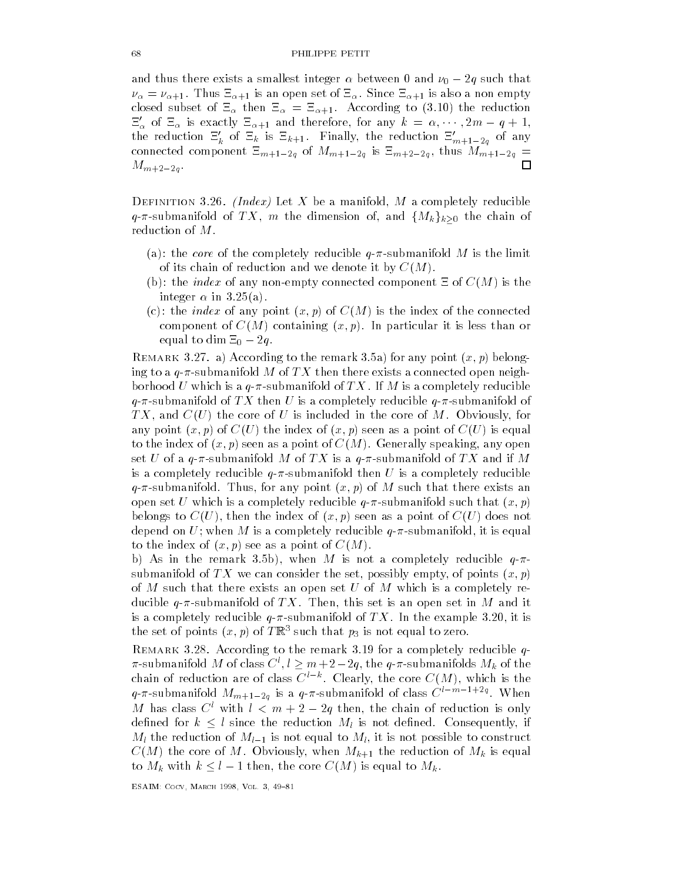and thus there exists a smallest integer $\alpha$ between 0 and $\nu_0 - 2q$ such that $\nu_\alpha = \nu_{\alpha+1}$. Thus $\Xi_{\alpha+1}$ is an open set of $\Xi_\alpha$. Since $\Xi_{\alpha+1}$ is also a non empty closed subset of $\Xi_\alpha$ then $\Xi_\alpha = \Xi_{\alpha+1}$. According to (3.10) the reduction $\Xi'_\alpha$ of $\Xi_\alpha$ is exactly $\Xi_{\alpha+1}$ and therefore, for any $k = \alpha, \cdots, 2m - q + 1$, the reduction $\Xi'_k$ of $\Xi_k$ is $\Xi_{k+1}$. Finally, the reduction $\Xi'_{m+1-2q}$ of any connected component $\Xi_{m+1-2q}$ of $M_{m+1-2q}$ is $\Xi_{m+2-2q}$, thus $M_{m+1-2q} = M_{m+2-2q}$. □

Definition 3.26. *(Index)* Let $X$ be a manifold, $M$ a completely reducible $q$-$\pi$-submanifold of $TX$, $m$ the dimension of, and $\{M_k\}_{k\geq 0}$ the chain of reduction of $M$.

- (a): the *core* of the completely reducible $q$-$\pi$-submanifold $M$ is the limit of its chain of reduction and we denote it by $C(M)$.
- (b): the *index* of any non-empty connected component $\Xi$ of $C(M)$ is the integer $\alpha$ in 3.25(a).
- (c): the *index* of any point $(x, p)$ of $C(M)$ is the index of the connected component of $C(M)$ containing $(x, p)$. In particular it is less than or equal to dim $\Xi_0 - 2q$.

Remark 3.27. a) According to the remark 3.5a) for any point $(x, p)$ belonging to a $q$-$\pi$-submanifold $M$ of $TX$ then there exists a connected open neighborhood $U$ which is a $q$-$\pi$-submanifold of $TX$. If $M$ is a completely reducible $q$-$\pi$-submanifold of $TX$ then $U$ is a completely reducible $q$-$\pi$-submanifold of $TX$, and $C(U)$ the core of $U$ is included in the core of $M$. Obviously, for any point $(x, p)$ of $C(U)$ the index of $(x, p)$ seen as a point of $C(U)$ is equal to the index of $(x, p)$ seen as a point of $C(M)$. Generally speaking, any open set $U$ of a $q$-$\pi$-submanifold $M$ of $TX$ is a $q$-$\pi$-submanifold of $TX$ and if $M$ is a completely reducible $q$-$\pi$-submanifold then $U$ is a completely reducible $q$-$\pi$-submanifold. Thus, for any point $(x, p)$ of $M$ such that there exists an open set $U$ which is a completely reducible $q$-$\pi$-submanifold such that $(x, p)$ belongs to $C(U)$, then the index of $(x, p)$ seen as a point of $C(U)$ does not depend on $U$; when $M$ is a completely reducible $q$-$\pi$-submanifold, it is equal to the index of $(x, p)$ see as a point of $C(M)$.

b) As in the remark 3.5b), when $M$ is not a completely reducible $q$-$\pi$-submanifold of $TX$ we can consider the set, possibly empty, of points $(x, p)$ of $M$ such that there exists an open set $U$ of $M$ which is a completely reducible $q$-$\pi$-submanifold of $TX$. Then, this set is an open set in $M$ and it is a completely reducible $q$-$\pi$-submanifold of $TX$. In the example 3.20, it is the set of points $(x, p)$ of $T\mathbb{R}^3$ such that $p_3$ is not equal to zero.

Remark 3.28. According to the remark 3.19 for a completely reducible $q$-$\pi$-submanifold $M$ of class $C^l$, $l \geq m+2-2q$, the $q$-$\pi$-submanifolds $M_k$ of the chain of reduction are of class $C^{l-k}$. Clearly, the core $C(M)$, which is the $q$-$\pi$-submanifold $M_{m+1-2q}$ is a $q$-$\pi$-submanifold of class $C^{l-m-1+2q}$. When $M$ has class $C^l$ with $l < m + 2 - 2q$ then, the chain of reduction is only defined for $k \leq l$ since the reduction $M_l$ is not defined. Consequently, if $M_l$ the reduction of $M_{l-1}$ is not equal to $M_l$, it is not possible to construct $C(M)$ the core of $M$. Obviously, when $M_{k+1}$ the reduction of $M_k$ is equal to $M_k$ with $k \leq l - 1$ then, the core $C(M)$ is equal to $M_k$.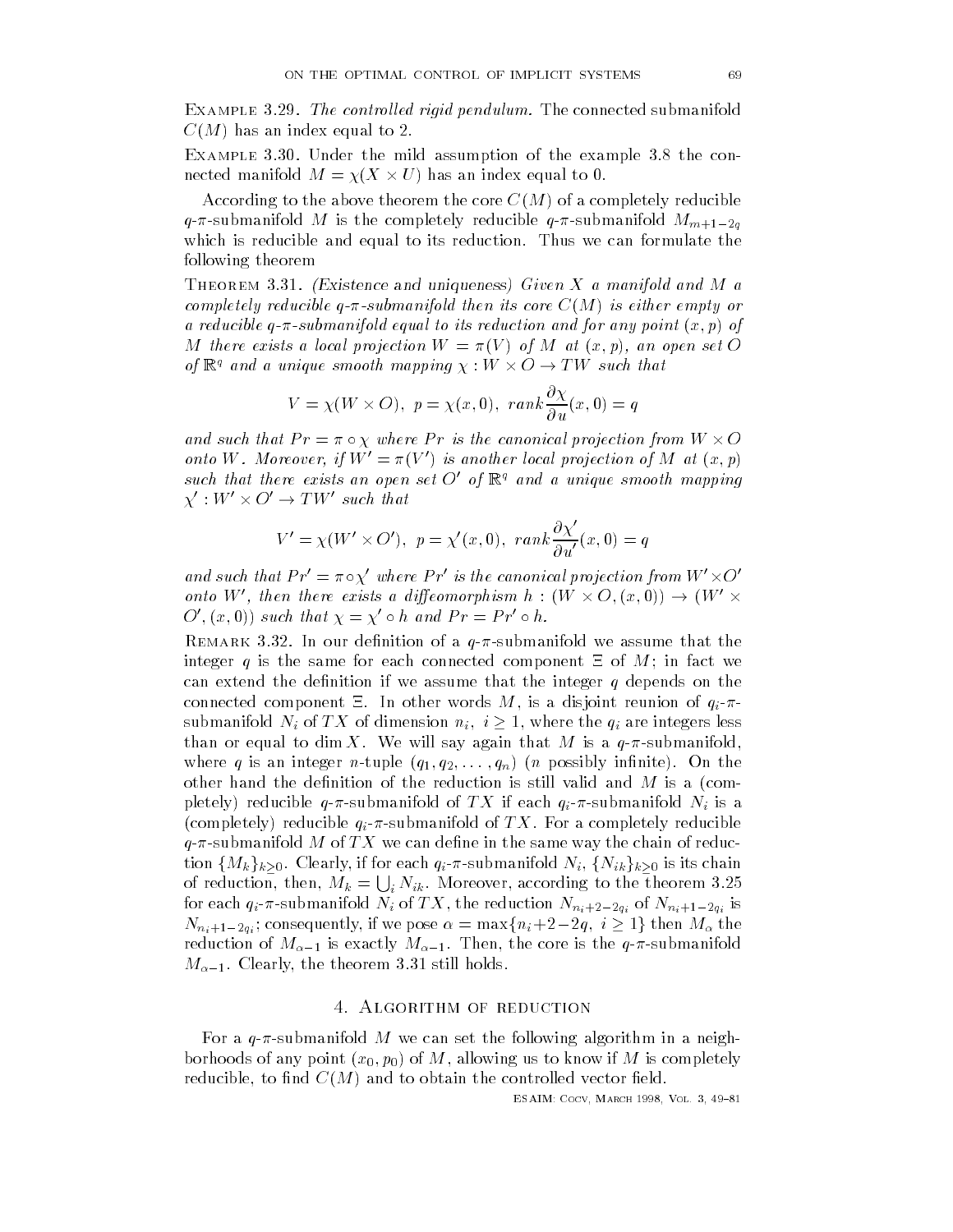Example 3.29. *The controlled rigid pendulum.* The connected submanifold $C(M)$ has an index equal to 2.

Example 3.30. Under the mild assumption of the example 3.8 the connected manifold $M = \chi(X \times U)$ has an index equal to 0.

According to the above theorem the core $C(M)$ of a completely reducible $q$-$\pi$-submanifold $M$ is the completely reducible $q$-$\pi$-submanifold $M_{m+1-2q}$ which is reducible and equal to its reduction. Thus we can formulate the following theorem

Theorem 3.31. *(Existence and uniqueness) Given $X$ a manifold and $M$ a completely reducible $q$-$\pi$-submanifold then its core $C(M)$ is either empty or a reducible $q$-$\pi$-submanifold equal to its reduction and for any point $(x,p)$ of $M$ there exists a local projection $W = \pi(V)$ of $M$ at $(x,p)$, an open set $O$ of $\mathbb{R}^q$ and a unique smooth mapping $\chi : W \times O \to TW$ such that*

$$V = \chi(W \times O),\ p = \chi(x,0),\ rank \frac{\partial \chi}{\partial u}(x,0) = q$$

*and such that $Pr = \pi \circ \chi$ where $Pr$ is the canonical projection from $W \times O$ onto $W$. Moreover, if $W' = \pi(V')$ is another local projection of $M$ at $(x,p)$ such that there exists an open set $O'$ of $\mathbb{R}^q$ and a unique smooth mapping $\chi' : W' \times O' \to TW'$ such that*

$$V' = \chi(W' \times O'),\ p = \chi'(x,0),\ rank \frac{\partial \chi'}{\partial u'}(x,0) = q$$

*and such that $Pr' = \pi \circ \chi'$ where $Pr'$ is the canonical projection from $W' \times O'$ onto $W'$, then there exists a diffeomorphism $h : (W \times O, (x,0)) \to (W' \times O', (x,0))$ such that $\chi = \chi' \circ h$ and $Pr = Pr' \circ h$.*

Remark 3.32. In our definition of a $q$-$\pi$-submanifold we assume that the integer $q$ is the same for each connected component $\Xi$ of $M$; in fact we can extend the definition if we assume that the integer $q$ depends on the connected component $\Xi$. In other words $M$, is a disjoint reunion of $q_i$-$\pi$-submanifold $N_i$ of $TX$ of dimension $n_i$, $i \geq 1$, where the $q_i$ are integers less than or equal to $\dim X$. We will say again that $M$ is a $q$-$\pi$-submanifold, where $q$ is an integer $n$-tuple $(q_1, q_2, \ldots, q_n)$ ($n$ possibly infinite). On the other hand the definition of the reduction is still valid and $M$ is a (completely) reducible $q$-$\pi$-submanifold of $TX$ if each $q_i$-$\pi$-submanifold $N_i$ is a (completely) reducible $q_i$-$\pi$-submanifold of $TX$. For a completely reducible $q$-$\pi$-submanifold $M$ of $TX$ we can define in the same way the chain of reduction $\{M_k\}_{k\geq 0}$. Clearly, if for each $q_i$-$\pi$-submanifold $N_i$, $\{N_{ik}\}_{k\geq 0}$ is its chain of reduction, then, $M_k = \bigcup_i N_{ik}$. Moreover, according to the theorem 3.25 for each $q_i$-$\pi$-submanifold $N_i$ of $TX$, the reduction $N_{n_i+2-2q_i}$ of $N_{n_i+1-2q_i}$ is $N_{n_i+1-2q_i}$; consequently, if we pose $\alpha = \max\{n_i+2-2q,\ i \geq 1\}$ then $M_\alpha$ the reduction of $M_{\alpha-1}$ is exactly $M_{\alpha-1}$. Then, the core is the $q$-$\pi$-submanifold $M_{\alpha-1}$. Clearly, the theorem 3.31 still holds.

## 4. Algorithm of reduction

For a $q$-$\pi$-submanifold $M$ we can set the following algorithm in a neighborhoods of any point $(x_0, p_0)$ of $M$, allowing us to know if $M$ is completely reducible, to find $C(M)$ and to obtain the controlled vector field.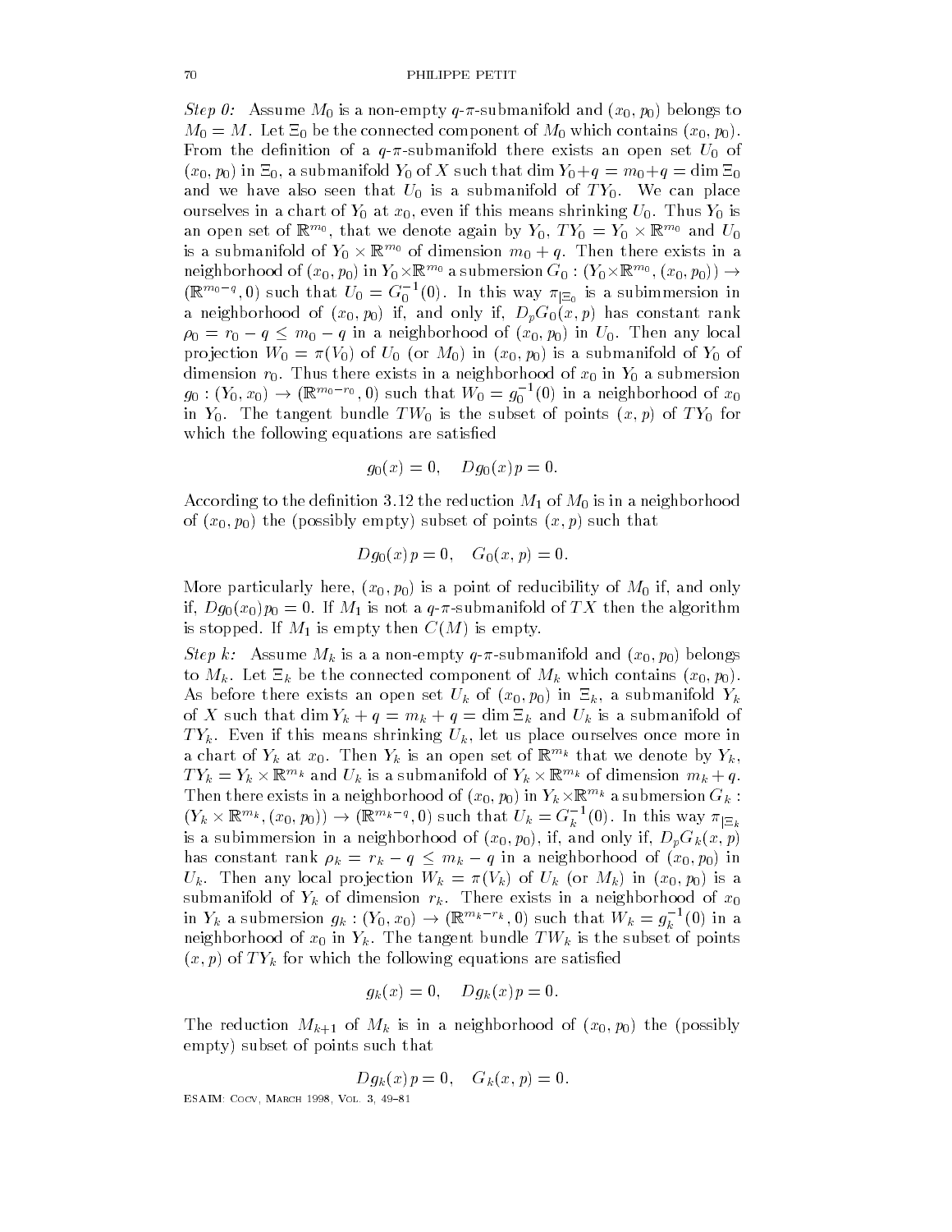*Step 0:* Assume $M_0$ is a non-empty $q$-$\pi$-submanifold and $(x_0, p_0)$ belongs to $M_0 = M$. Let $\Xi_0$ be the connected component of $M_0$ which contains $(x_0, p_0)$. From the definition of a $q$-$\pi$-submanifold there exists an open set $U_0$ of $(x_0, p_0)$ in $\Xi_0$, a submanifold $Y_0$ of $X$ such that $\dim Y_0 + q = m_0 + q = \dim \Xi_0$ and we have also seen that $U_0$ is a submanifold of $TY_0$. We can place ourselves in a chart of $Y_0$ at $x_0$, even if this means shrinking $U_0$. Thus $Y_0$ is an open set of $\mathbb{R}^{m_0}$, that we denote again by $Y_0$, $TY_0 = Y_0 \times \mathbb{R}^{m_0}$ and $U_0$ is a submanifold of $Y_0 \times \mathbb{R}^{m_0}$ of dimension $m_0 + q$. Then there exists in a neighborhood of $(x_0, p_0)$ in $Y_0 \times \mathbb{R}^{m_0}$ a submersion $G_0 : (Y_0 \times \mathbb{R}^{m_0}, (x_0, p_0)) \to (\mathbb{R}^{m_0 - q}, 0)$ such that $U_0 = G_0^{-1}(0)$. In this way $\pi_{|\Xi_0}$ is a subimmersion in a neighborhood of $(x_0, p_0)$ if, and only if, $D_p G_0(x, p)$ has constant rank $\rho_0 = r_0 - q \leq m_0 - q$ in a neighborhood of $(x_0, p_0)$ in $U_0$. Then any local projection $W_0 = \pi(V_0)$ of $U_0$ (or $M_0$) in $(x_0, p_0)$ is a submanifold of $Y_0$ of dimension $r_0$. Thus there exists in a neighborhood of $x_0$ in $Y_0$ a submersion $g_0 : (Y_0, x_0) \to (\mathbb{R}^{m_0 - r_0}, 0)$ such that $W_0 = g_0^{-1}(0)$ in a neighborhood of $x_0$ in $Y_0$. The tangent bundle $TW_0$ is the subset of points $(x, p)$ of $TY_0$ for which the following equations are satisfied

$$g_0(x) = 0, \quad Dg_0(x) p = 0.$$

According to the definition 3.12 the reduction $M_1$ of $M_0$ is in a neighborhood of $(x_0, p_0)$ the (possibly empty) subset of points $(x, p)$ such that

$$Dg_0(x) p = 0, \quad G_0(x, p) = 0.$$

More particularly here, $(x_0, p_0)$ is a point of reducibility of $M_0$ if, and only if, $Dg_0(x_0) p_0 = 0$. If $M_1$ is not a $q$-$\pi$-submanifold of $TX$ then the algorithm is stopped. If $M_1$ is empty then $C(M)$ is empty.

*Step k:* Assume $M_k$ is a a non-empty $q$-$\pi$-submanifold and $(x_0, p_0)$ belongs to $M_k$. Let $\Xi_k$ be the connected component of $M_k$ which contains $(x_0, p_0)$. As before there exists an open set $U_k$ of $(x_0, p_0)$ in $\Xi_k$, a submanifold $Y_k$ of $X$ such that $\dim Y_k + q = m_k + q = \dim \Xi_k$ and $U_k$ is a submanifold of $TY_k$. Even if this means shrinking $U_k$, let us place ourselves once more in a chart of $Y_k$ at $x_0$. Then $Y_k$ is an open set of $\mathbb{R}^{m_k}$ that we denote by $Y_k$, $TY_k = Y_k \times \mathbb{R}^{m_k}$ and $U_k$ is a submanifold of $Y_k \times \mathbb{R}^{m_k}$ of dimension $m_k + q$. Then there exists in a neighborhood of $(x_0, p_0)$ in $Y_k \times \mathbb{R}^{m_k}$ a submersion $G_k : (Y_k \times \mathbb{R}^{m_k}, (x_0, p_0)) \to (\mathbb{R}^{m_k - q}, 0)$ such that $U_k = G_k^{-1}(0)$. In this way $\pi_{|\Xi_k}$ is a subimmersion in a neighborhood of $(x_0, p_0)$, if, and only if, $D_p G_k(x, p)$ has constant rank $\rho_k = r_k - q \leq m_k - q$ in a neighborhood of $(x_0, p_0)$ in $U_k$. Then any local projection $W_k = \pi(V_k)$ of $U_k$ (or $M_k$) in $(x_0, p_0)$ is a submanifold of $Y_k$ of dimension $r_k$. There exists in a neighborhood of $x_0$ in $Y_k$ a submersion $g_k : (Y_0, x_0) \to (\mathbb{R}^{m_k - r_k}, 0)$ such that $W_k = g_k^{-1}(0)$ in a neighborhood of $x_0$ in $Y_k$. The tangent bundle $TW_k$ is the subset of points $(x, p)$ of $TY_k$ for which the following equations are satisfied

$$g_k(x) = 0, \quad Dg_k(x) p = 0.$$

The reduction $M_{k+1}$ of $M_k$ is in a neighborhood of $(x_0, p_0)$ the (possibly empty) subset of points such that

$$Dg_k(x) p = 0, \quad G_k(x, p) = 0.$$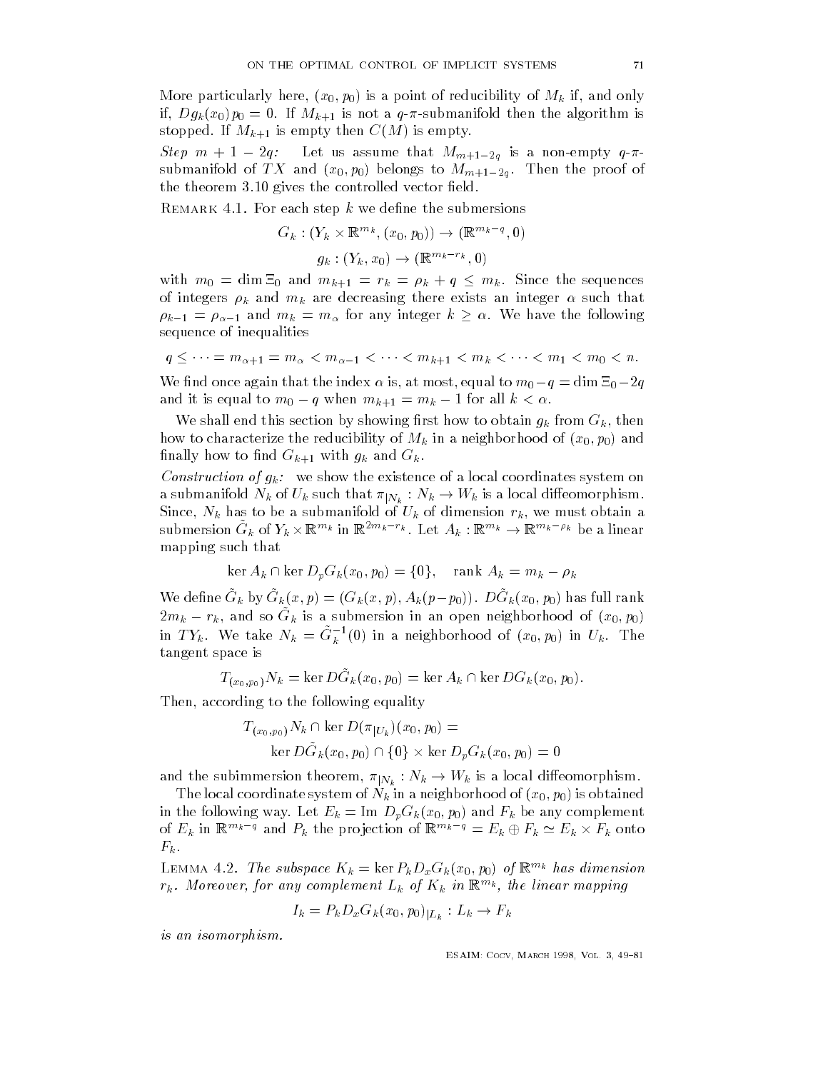More particularly here, $(x_0, p_0)$ is a point of reducibility of $M_k$ if, and only if, $Dg_k(x_0)\,p_0 = 0$. If $M_{k+1}$ is not a $q$-$\pi$-submanifold then the algorithm is stopped. If $M_{k+1}$ is empty then $C(M)$ is empty.

*Step* $m + 1 - 2q$*:* Let us assume that $M_{m+1-2q}$ is a non-empty $q$-$\pi$-submanifold of $TX$ and $(x_0, p_0)$ belongs to $M_{m+1-2q}$. Then the proof of the theorem 3.10 gives the controlled vector field.

REMARK 4.1. For each step $k$ we define the submersions

$$G_k : (Y_k \times \mathbb{R}^{m_k}, (x_0, p_0)) \to (\mathbb{R}^{m_k - q}, 0)$$

$$g_k : (Y_k, x_0) \to (\mathbb{R}^{m_k - r_k}, 0)$$

with $m_0 = \dim \Xi_0$ and $m_{k+1} = r_k = \rho_k + q \le m_k$. Since the sequences of integers $\rho_k$ and $m_k$ are decreasing there exists an integer $\alpha$ such that $\rho_{k-1} = \rho_{\alpha-1}$ and $m_k = m_\alpha$ for any integer $k \ge \alpha$. We have the following sequence of inequalities

$$q \le \cdots = m_{\alpha+1} = m_\alpha < m_{\alpha-1} < \cdots < m_{k+1} < m_k < \cdots < m_1 < m_0 < n.$$

We find once again that the index $\alpha$ is, at most, equal to $m_0 - q = \dim \Xi_0 - 2q$ and it is equal to $m_0 - q$ when $m_{k+1} = m_k - 1$ for all $k < \alpha$.

We shall end this section by showing first how to obtain $g_k$ from $G_k$, then how to characterize the reducibility of $M_k$ in a neighborhood of $(x_0, p_0)$ and finally how to find $G_{k+1}$ with $g_k$ and $G_k$.

*Construction of* $g_k$*:* we show the existence of a local coordinates system on a submanifold $N_k$ of $U_k$ such that $\pi_{|N_k} : N_k \to W_k$ is a local diffeomorphism. Since, $N_k$ has to be a submanifold of $U_k$ of dimension $r_k$, we must obtain a submersion $\tilde{G}_k$ of $Y_k \times \mathbb{R}^{m_k}$ in $\mathbb{R}^{2m_k - r_k}$. Let $A_k : \mathbb{R}^{m_k} \to \mathbb{R}^{m_k - \rho_k}$ be a linear mapping such that

$$\ker A_k \cap \ker D_p G_k(x_0, p_0) = \{0\}, \quad \text{rank } A_k = m_k - \rho_k$$

We define $\tilde{G}_k$ by $\tilde{G}_k(x, p) = (G_k(x, p), A_k(p - p_0))$. $D\tilde{G}_k(x_0, p_0)$ has full rank $2m_k - r_k$, and so $\tilde{G}_k$ is a submersion in an open neighborhood of $(x_0, p_0)$ in $TY_k$. We take $N_k = \tilde{G}_k^{-1}(0)$ in a neighborhood of $(x_0, p_0)$ in $U_k$. The tangent space is

$$T_{(x_0,p_0)} N_k = \ker D\tilde{G}_k(x_0, p_0) = \ker A_k \cap \ker DG_k(x_0, p_0).$$

Then, according to the following equality

$$\begin{aligned} T_{(x_0,p_0)} N_k \cap \ker D(\pi_{|U_k})(x_0, p_0) = \\ \ker D\tilde{G}_k(x_0, p_0) \cap \{0\} \times \ker D_p G_k(x_0, p_0) = 0 \end{aligned}$$

and the subimmersion theorem, $\pi_{|N_k} : N_k \to W_k$ is a local diffeomorphism.

The local coordinate system of $N_k$ in a neighborhood of $(x_0, p_0)$ is obtained in the following way. Let $E_k = \text{Im } D_p G_k(x_0, p_0)$ and $F_k$ be any complement of $E_k$ in $\mathbb{R}^{m_k - q}$ and $P_k$ the projection of $\mathbb{R}^{m_k - q} = E_k \oplus F_k \simeq E_k \times F_k$ onto $F_k$.

LEMMA 4.2. *The subspace* $K_k = \ker P_k D_x G_k(x_0, p_0)$ *of* $\mathbb{R}^{m_k}$ *has dimension* $r_k$*. Moreover, for any complement* $L_k$ *of* $K_k$ *in* $\mathbb{R}^{m_k}$*, the linear mapping*

$$I_k = P_k D_x G_k(x_0, p_0)_{|L_k} : L_k \to F_k$$

*is an isomorphism.*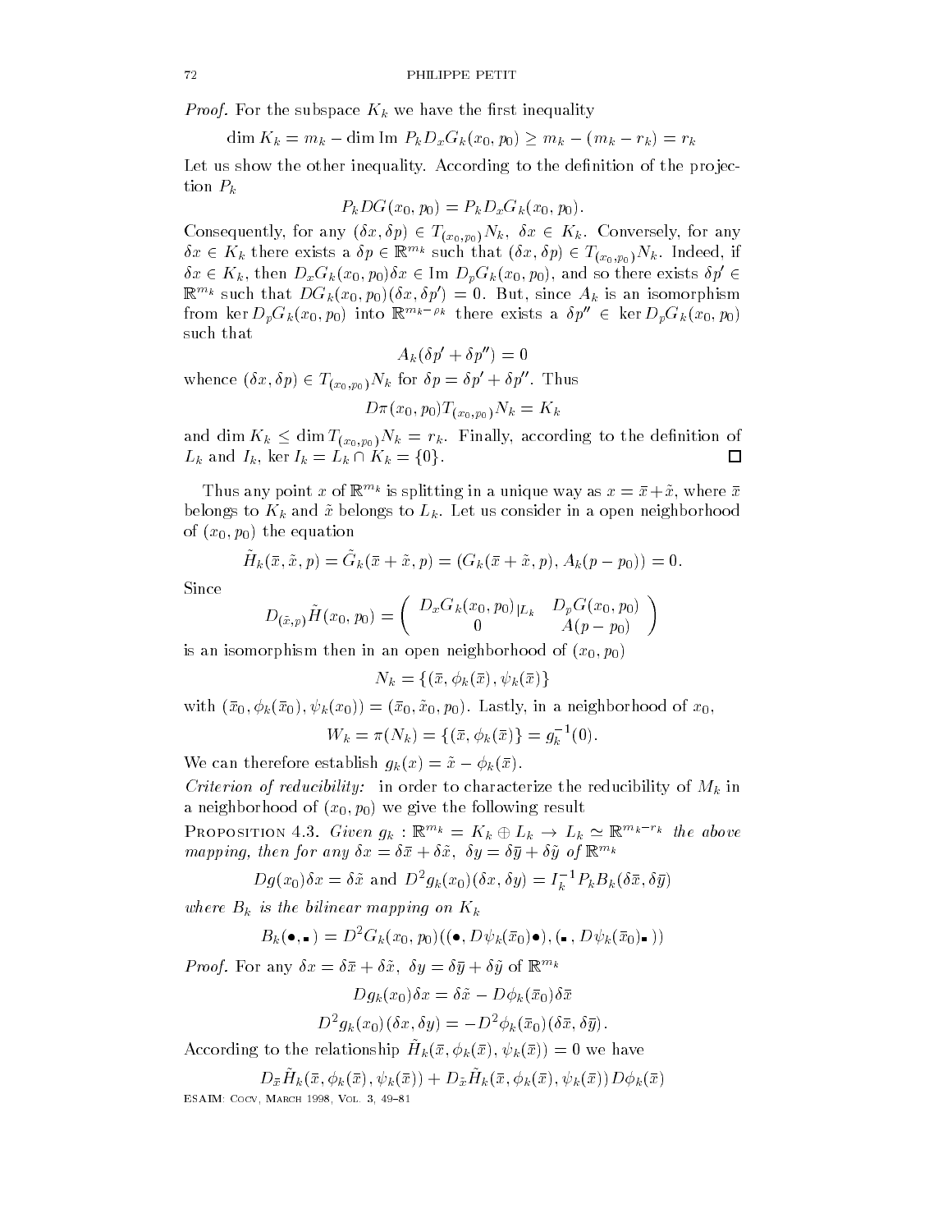*Proof.* For the subspace $K_k$ we have the first inequality

$$\dim K_k = m_k - \dim \text{Im } P_k D_x G_k(x_0, p_0) \geq m_k - (m_k - r_k) = r_k$$

Let us show the other inequality. According to the definition of the projection $P_k$

$$P_k DG(x_0, p_0) = P_k D_x G_k(x_0, p_0).$$

Consequently, for any $(\delta x, \delta p) \in T_{(x_0,p_0)} N_k$, $\delta x \in K_k$. Conversely, for any $\delta x \in K_k$ there exists a $\delta p \in \mathbb{R}^{m_k}$ such that $(\delta x, \delta p) \in T_{(x_0,p_0)} N_k$. Indeed, if $\delta x \in K_k$, then $D_x G_k(x_0, p_0)\delta x \in \text{Im } D_p G_k(x_0, p_0)$, and so there exists $\delta p' \in \mathbb{R}^{m_k}$ such that $DG_k(x_0, p_0)(\delta x, \delta p') = 0$. But, since $A_k$ is an isomorphism from $\ker D_p G_k(x_0, p_0)$ into $\mathbb{R}^{m_k - \rho_k}$ there exists a $\delta p'' \in \ker D_p G_k(x_0, p_0)$ such that

$$A_k(\delta p' + \delta p'') = 0$$

whence $(\delta x, \delta p) \in T_{(x_0,p_0)} N_k$ for $\delta p = \delta p' + \delta p''$. Thus

$$D\pi(x_0, p_0) T_{(x_0,p_0)} N_k = K_k$$

and $\dim K_k \leq \dim T_{(x_0,p_0)} N_k = r_k$. Finally, according to the definition of $L_k$ and $I_k$, $\ker I_k = L_k \cap K_k = \{0\}$. □

Thus any point $x$ of $\mathbb{R}^{m_k}$ is splitting in a unique way as $x = \bar{x} + \tilde{x}$, where $\bar{x}$ belongs to $K_k$ and $\tilde{x}$ belongs to $L_k$. Let us consider in a open neighborhood of $(x_0, p_0)$ the equation

$$\tilde{H}_k(\bar{x}, \tilde{x}, p) = \tilde{G}_k(\bar{x} + \tilde{x}, p) = (G_k(\bar{x} + \tilde{x}, p), A_k(p - p_0)) = 0.$$

Since

$$D_{(\tilde{x},p)} \tilde{H}(x_0, p_0) = \begin{pmatrix} D_x G_k(x_0, p_0)_{|L_k} & D_p G(x_0, p_0) \\ 0 & A(p - p_0) \end{pmatrix}$$

is an isomorphism then in an open neighborhood of $(x_0, p_0)$

$$N_k = \{(\bar{x}, \phi_k(\bar{x}), \psi_k(\bar{x})\}$$

with $(\bar{x}_0, \phi_k(\bar{x}_0), \psi_k(x_0)) = (\bar{x}_0, \tilde{x}_0, p_0)$. Lastly, in a neighborhood of $x_0$,

$$W_k = \pi(N_k) = \{(\bar{x}, \phi_k(\bar{x})\} = g_k^{-1}(0).$$

We can therefore establish $g_k(x) = \tilde{x} - \phi_k(\bar{x})$.

*Criterion of reducibility:* in order to characterize the reducibility of $M_k$ in a neighborhood of $(x_0, p_0)$ we give the following result

PROPOSITION 4.3. *Given $g_k : \mathbb{R}^{m_k} = K_k \oplus L_k \to L_k \simeq \mathbb{R}^{m_k - r_k}$ the above mapping, then for any $\delta x = \delta\bar{x} + \delta\tilde{x}$, $\delta y = \delta\bar{y} + \delta\tilde{y}$ of $\mathbb{R}^{m_k}$*

$$Dg(x_0)\delta x = \delta\tilde{x} \text{ and } D^2 g_k(x_0)(\delta x, \delta y) = I_k^{-1} P_k B_k(\delta\bar{x}, \delta\bar{y})$$

*where $B_k$ is the bilinear mapping on $K_k$*

$$B_k(\bullet, \blacksquare) = D^2 G_k(x_0, p_0)((\bullet, D\psi_k(\bar{x}_0)\bullet), (\blacksquare, D\psi_k(\bar{x}_0)\blacksquare))$$

*Proof.* For any $\delta x = \delta\bar{x} + \delta\tilde{x}$, $\delta y = \delta\bar{y} + \delta\tilde{y}$ of $\mathbb{R}^{m_k}$

$$Dg_k(x_0)\delta x = \delta\tilde{x} - D\phi_k(\bar{x}_0)\delta\bar{x}$$

$$D^2 g_k(x_0)(\delta x, \delta y) = -D^2\phi_k(\bar{x}_0)(\delta\bar{x}, \delta\bar{y}).$$

According to the relationship $\tilde{H}_k(\bar{x}, \phi_k(\bar{x}), \psi_k(\bar{x})) = 0$ we have

$$D_{\bar{x}} \tilde{H}_k(\bar{x}, \phi_k(\bar{x}), \psi_k(\bar{x})) + D_{\tilde{x}} \tilde{H}_k(\bar{x}, \phi_k(\bar{x}), \psi_k(\bar{x})) D\phi_k(\bar{x})$$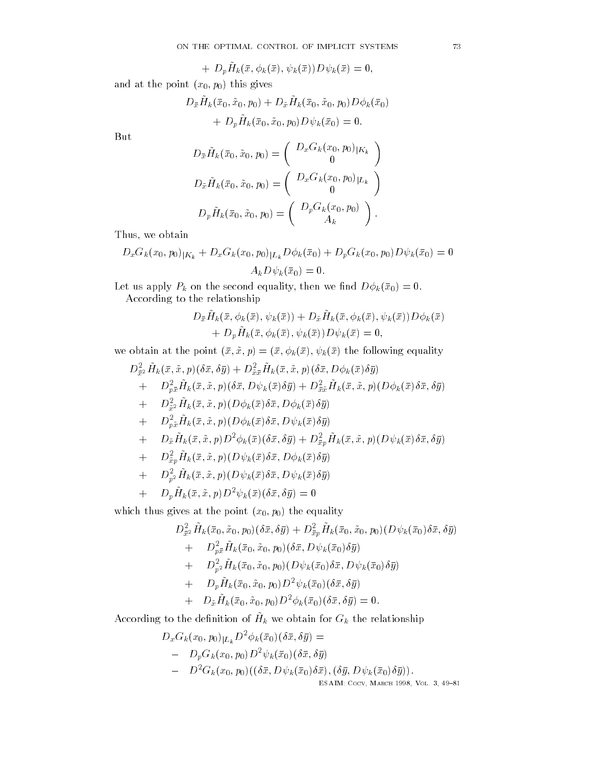$$+ D_p\tilde{H}_k(\bar{x}, \phi_k(\bar{x}), \psi_k(\bar{x}))D\psi_k(\bar{x}) = 0,$$

and at the point $(x_0, p_0)$ this gives

$$D_{\bar{x}}\tilde{H}_k(\bar{x}_0, \tilde{x}_0, p_0) + D_{\tilde{x}}\tilde{H}_k(\bar{x}_0, \tilde{x}_0, p_0)D\phi_k(\bar{x}_0)$$
$$+ D_p\tilde{H}_k(\bar{x}_0, \tilde{x}_0, p_0)D\psi_k(\bar{x}_0) = 0.$$

But

$$D_{\bar{x}}\tilde{H}_k(\bar{x}_0, \tilde{x}_0, p_0) = \begin{pmatrix} D_xG_k(x_0, p_0)_{|K_k} \\ 0 \end{pmatrix}$$

$$D_{\tilde{x}}\tilde{H}_k(\bar{x}_0, \tilde{x}_0, p_0) = \begin{pmatrix} D_xG_k(x_0, p_0)_{|L_k} \\ 0 \end{pmatrix}$$

$$D_p\tilde{H}_k(\bar{x}_0, \tilde{x}_0, p_0) = \begin{pmatrix} D_pG_k(x_0, p_0) \\ A_k \end{pmatrix}.$$

Thus, we obtain

$$D_xG_k(x_0, p_0)_{|K_k} + D_xG_k(x_0, p_0)_{|L_k}D\phi_k(\bar{x}_0) + D_pG_k(x_0, p_0)D\psi_k(\bar{x}_0) = 0$$
$$A_kD\psi_k(\bar{x}_0) = 0.$$

Let us apply $P_k$ on the second equality, then we find $D\phi_k(\bar{x}_0) = 0$.

According to the relationship

$$D_{\bar{x}}\tilde{H}_k(\bar{x}, \phi_k(\bar{x}), \psi_k(\bar{x})) + D_{\tilde{x}}\tilde{H}_k(\bar{x}, \phi_k(\bar{x}), \psi_k(\bar{x}))D\phi_k(\bar{x})$$
$$+ D_p\tilde{H}_k(\bar{x}, \phi_k(\bar{x}), \psi_k(\bar{x}))D\psi_k(\bar{x}) = 0,$$

we obtain at the point $(\bar{x}, \tilde{x}, p) = (\bar{x}, \phi_k(\bar{x}), \psi_k(\bar{x})$ the following equality

$$
\begin{aligned}
& D^2_{\bar{x}^2}\tilde{H}_k(\bar{x}, \tilde{x}, p)(\delta\bar{x}, \delta\bar{y}) + D^2_{\tilde{x}\bar{x}}\tilde{H}_k(\bar{x}, \tilde{x}, p)(\delta\bar{x}, D\phi_k(\bar{x})\delta\bar{y}) \\
+ \quad & D^2_{p\bar{x}}\tilde{H}_k(\bar{x}, \tilde{x}, p)(\delta\bar{x}, D\psi_k(\bar{x})\delta\bar{y}) + D^2_{\bar{x}\tilde{x}}\tilde{H}_k(\bar{x}, \tilde{x}, p)(D\phi_k(\bar{x})\delta\bar{x}, \delta\bar{y}) \\
+ \quad & D^2_{\tilde{x}^2}\tilde{H}_k(\bar{x}, \tilde{x}, p)(D\phi_k(\bar{x})\delta\bar{x}, D\phi_k(\bar{x})\delta\bar{y}) \\
+ \quad & D^2_{p\tilde{x}}\tilde{H}_k(\bar{x}, \tilde{x}, p)(D\phi_k(\bar{x})\delta\bar{x}, D\psi_k(\bar{x})\delta\bar{y}) \\
+ \quad & D_{\tilde{x}}\tilde{H}_k(\bar{x}, \tilde{x}, p)D^2\phi_k(\bar{x})(\delta\bar{x}, \delta\bar{y}) + D^2_{\bar{x}p}\tilde{H}_k(\bar{x}, \tilde{x}, p)(D\psi_k(\bar{x})\delta\bar{x}, \delta\bar{y}) \\
+ \quad & D^2_{\tilde{x}p}\tilde{H}_k(\bar{x}, \tilde{x}, p)(D\psi_k(\bar{x})\delta\bar{x}, D\phi_k(\bar{x})\delta\bar{y}) \\
+ \quad & D^2_{p^2}\tilde{H}_k(\bar{x}, \tilde{x}, p)(D\psi_k(\bar{x})\delta\bar{x}, D\psi_k(\bar{x})\delta\bar{y}) \\
+ \quad & D_p\tilde{H}_k(\bar{x}, \tilde{x}, p)D^2\psi_k(\bar{x})(\delta\bar{x}, \delta\bar{y}) = 0
\end{aligned}
$$

which thus gives at the point $(x_0, p_0)$ the equality

$$
\begin{aligned}
& D^2_{\bar{x}^2}\tilde{H}_k(\bar{x}_0, \tilde{x}_0, p_0)(\delta\bar{x}, \delta\bar{y}) + D^2_{\bar{x}p}\tilde{H}_k(\bar{x}_0, \tilde{x}_0, p_0)(D\psi_k(\bar{x}_0)\delta\bar{x}, \delta\bar{y}) \\
+ \quad & D^2_{p\bar{x}}\tilde{H}_k(\bar{x}_0, \tilde{x}_0, p_0)(\delta\bar{x}, D\psi_k(\bar{x}_0)\delta\bar{y}) \\
+ \quad & D^2_{p^2}\tilde{H}_k(\bar{x}_0, \tilde{x}_0, p_0)(D\psi_k(\bar{x}_0)\delta\bar{x}, D\psi_k(\bar{x}_0)\delta\bar{y}) \\
+ \quad & D_p\tilde{H}_k(\bar{x}_0, \tilde{x}_0, p_0)D^2\psi_k(\bar{x}_0)(\delta\bar{x}, \delta\bar{y}) \\
+ \quad & D_{\tilde{x}}\tilde{H}_k(\bar{x}_0, \tilde{x}_0, p_0)D^2\phi_k(\bar{x}_0)(\delta\bar{x}, \delta\bar{y}) = 0.
\end{aligned}
$$

According to the definition of $\tilde{H}_k$ we obtain for $G_k$ the relationship

$$
\begin{aligned}
& D_xG_k(x_0, p_0)_{|L_k}D^2\phi_k(\bar{x}_0)(\delta\bar{x}, \delta\bar{y}) = \\
- \quad & D_pG_k(x_0, p_0)D^2\psi_k(\bar{x}_0)(\delta\bar{x}, \delta\bar{y}) \\
- \quad & D^2G_k(x_0, p_0)((\delta\bar{x}, D\psi_k(\bar{x}_0)\delta\bar{x}), (\delta\bar{y}, D\psi_k(\bar{x}_0)\delta\bar{y})).
\end{aligned}
$$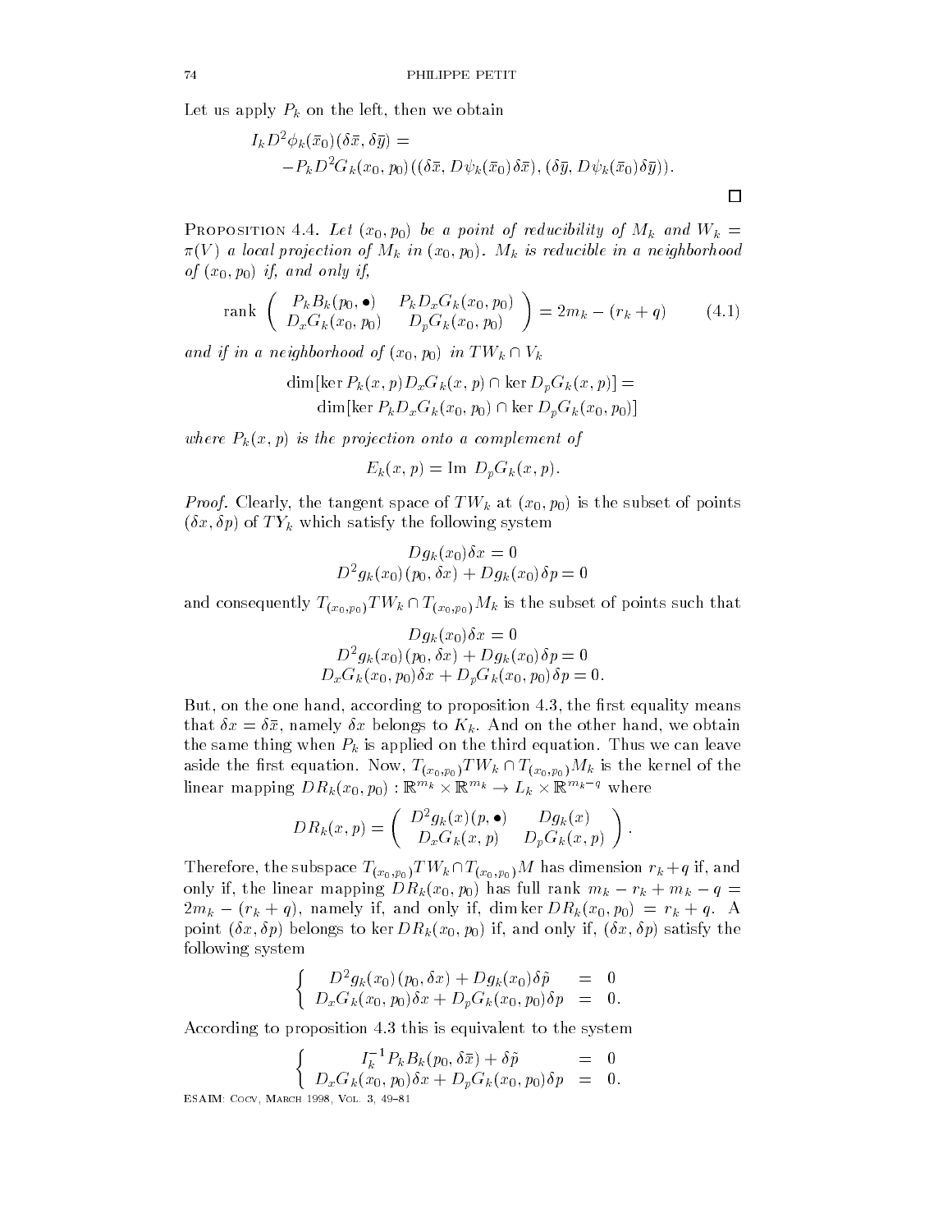Let us apply $P_k$ on the left, then we obtain

$$I_k D^2\phi_k(\bar{x}_0)(\delta\bar{x}, \delta\bar{y}) = \\ -P_k D^2 G_k(x_0, p_0)((\delta\bar{x}, D\psi_k(\bar{x}_0)\delta\bar{x}), (\delta\bar{y}, D\psi_k(\bar{x}_0)\delta\bar{y})).$$

$\square$

Proposition 4.4. *Let $(x_0, p_0)$ be a point of reducibility of $M_k$ and $W_k = \pi(V)$ a local projection of $M_k$ in $(x_0, p_0)$. $M_k$ is reducible in a neighborhood of $(x_0, p_0)$ if, and only if,*

$$\text{rank}\begin{pmatrix} P_k B_k(p_0, \bullet) & P_k D_x G_k(x_0, p_0) \\ D_x G_k(x_0, p_0) & D_p G_k(x_0, p_0) \end{pmatrix} = 2m_k - (r_k + q) \tag{4.1}$$

*and if in a neighborhood of $(x_0, p_0)$ in $TW_k \cap V_k$*

$$\dim[\ker P_k(x,p) D_x G_k(x,p) \cap \ker D_p G_k(x,p)] = \\ \dim[\ker P_k D_x G_k(x_0, p_0) \cap \ker D_p G_k(x_0, p_0)]$$

*where $P_k(x,p)$ is the projection onto a complement of*

$$E_k(x,p) = \text{Im } D_p G_k(x,p).$$

*Proof.* Clearly, the tangent space of $TW_k$ at $(x_0, p_0)$ is the subset of points $(\delta x, \delta p)$ of $TY_k$ which satisfy the following system

$$Dg_k(x_0)\delta x = 0$$
$$D^2 g_k(x_0)(p_0, \delta x) + Dg_k(x_0)\delta p = 0$$

and consequently $T_{(x_0,p_0)}TW_k \cap T_{(x_0,p_0)}M_k$ is the subset of points such that

$$Dg_k(x_0)\delta x = 0$$
$$D^2 g_k(x_0)(p_0, \delta x) + Dg_k(x_0)\delta p = 0$$
$$D_x G_k(x_0, p_0)\delta x + D_p G_k(x_0, p_0)\delta p = 0.$$

But, on the one hand, according to proposition 4.3, the first equality means that $\delta x = \delta\bar{x}$, namely $\delta x$ belongs to $K_k$. And on the other hand, we obtain the same thing when $P_k$ is applied on the third equation. Thus we can leave aside the first equation. Now, $T_{(x_0,p_0)}TW_k \cap T_{(x_0,p_0)}M_k$ is the kernel of the linear mapping $DR_k(x_0, p_0) : \mathbb{R}^{m_k} \times \mathbb{R}^{m_k} \to L_k \times \mathbb{R}^{m_k - q}$ where

$$DR_k(x,p) = \begin{pmatrix} D^2 g_k(x)(p, \bullet) & Dg_k(x) \\ D_x G_k(x,p) & D_p G_k(x,p) \end{pmatrix}.$$

Therefore, the subspace $T_{(x_0,p_0)}TW_k \cap T_{(x_0,p_0)}M$ has dimension $r_k + q$ if, and only if, the linear mapping $DR_k(x_0, p_0)$ has full rank $m_k - r_k + m_k - q = 2m_k - (r_k + q)$, namely if, and only if, $\dim\ker DR_k(x_0, p_0) = r_k + q$. A point $(\delta x, \delta p)$ belongs to $\ker DR_k(x_0, p_0)$ if, and only if, $(\delta x, \delta p)$ satisfy the following system

$$\begin{cases} D^2 g_k(x_0)(p_0, \delta x) + Dg_k(x_0)\delta\tilde{p} & = 0 \\ D_x G_k(x_0, p_0)\delta x + D_p G_k(x_0, p_0)\delta p & = 0. \end{cases}$$

According to proposition 4.3 this is equivalent to the system

$$\begin{cases} I_k^{-1} P_k B_k(p_0, \delta\bar{x}) + \delta\tilde{p} & = 0 \\ D_x G_k(x_0, p_0)\delta x + D_p G_k(x_0, p_0)\delta p & = 0. \end{cases}$$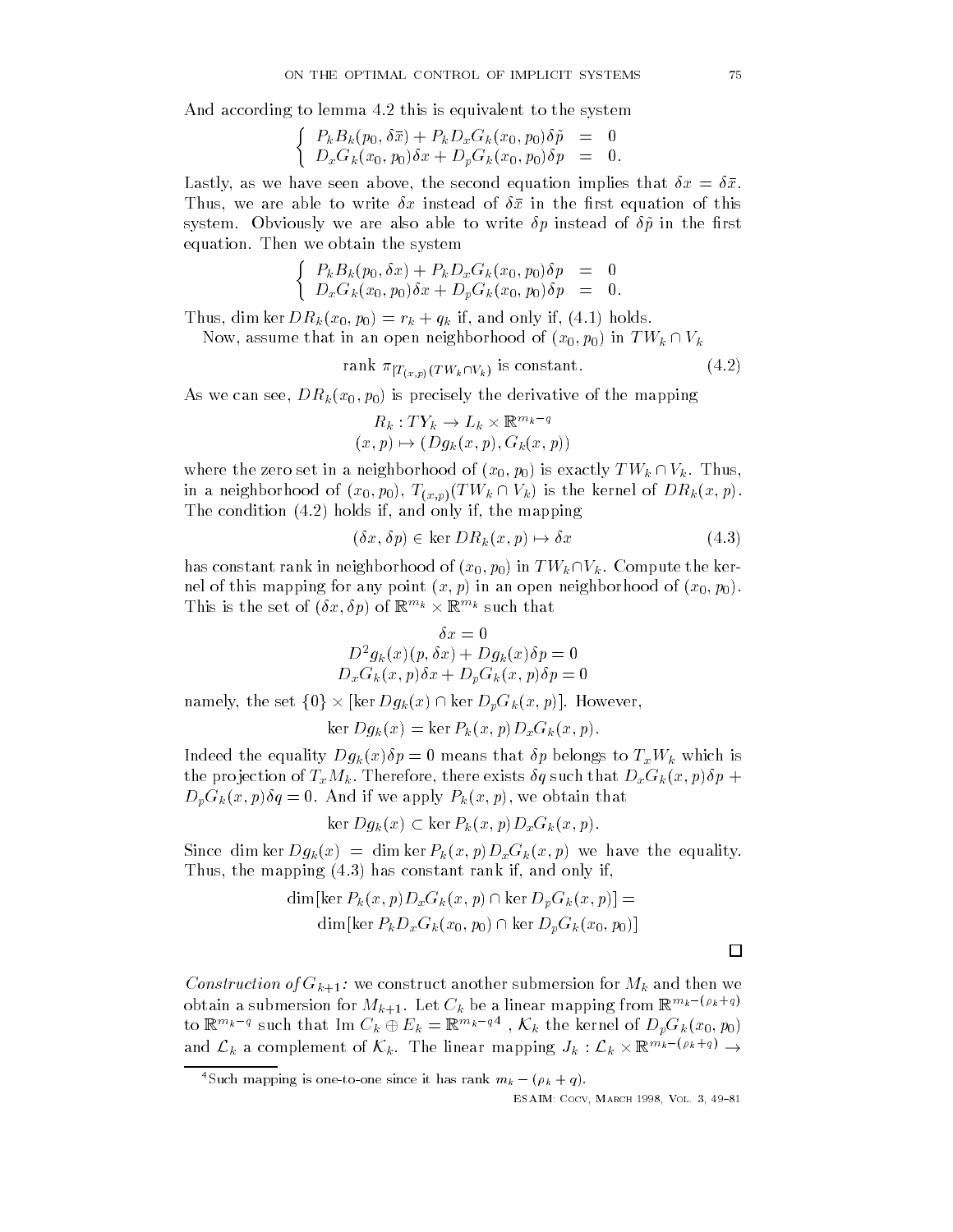And according to lemma 4.2 this is equivalent to the system

$$\left\{ \begin{array}{rcl} P_k B_k(p_0, \delta\bar{x}) + P_k D_x G_k(x_0, p_0)\delta\tilde{p} & = & 0 \\ D_x G_k(x_0, p_0)\delta x + D_p G_k(x_0, p_0)\delta p & = & 0. \end{array} \right.$$

Lastly, as we have seen above, the second equation implies that $\delta x = \delta\bar{x}$. Thus, we are able to write $\delta x$ instead of $\delta\bar{x}$ in the first equation of this system. Obviously we are also able to write $\delta p$ instead of $\delta\tilde{p}$ in the first equation. Then we obtain the system

$$\left\{ \begin{array}{rcl} P_k B_k(p_0, \delta x) + P_k D_x G_k(x_0, p_0)\delta p & = & 0 \\ D_x G_k(x_0, p_0)\delta x + D_p G_k(x_0, p_0)\delta p & = & 0. \end{array} \right.$$

Thus, $\dim \ker DR_k(x_0, p_0) = r_k + q_k$ if, and only if, (4.1) holds.

Now, assume that in an open neighborhood of $(x_0, p_0)$ in $TW_k \cap V_k$

$$\text{rank } \pi_{|T_{(x,p)}(TW_k \cap V_k)} \text{ is constant.} \tag{4.2}$$

As we can see, $DR_k(x_0, p_0)$ is precisely the derivative of the mapping

$$\begin{gathered} R_k : TY_k \to L_k \times \mathbb{R}^{m_k - q} \\ (x, p) \mapsto (Dg_k(x, p), G_k(x, p)) \end{gathered}$$

where the zero set in a neighborhood of $(x_0, p_0)$ is exactly $TW_k \cap V_k$. Thus, in a neighborhood of $(x_0, p_0)$, $T_{(x,p)}(TW_k \cap V_k)$ is the kernel of $DR_k(x, p)$. The condition (4.2) holds if, and only if, the mapping

$$(\delta x, \delta p) \in \ker DR_k(x, p) \mapsto \delta x \tag{4.3}$$

has constant rank in neighborhood of $(x_0, p_0)$ in $TW_k \cap V_k$. Compute the kernel of this mapping for any point $(x, p)$ in an open neighborhood of $(x_0, p_0)$. This is the set of $(\delta x, \delta p)$ of $\mathbb{R}^{m_k} \times \mathbb{R}^{m_k}$ such that

$$\begin{gathered} \delta x = 0 \\ D^2 g_k(x)(p, \delta x) + Dg_k(x)\delta p = 0 \\ D_x G_k(x, p)\delta x + D_p G_k(x, p)\delta p = 0 \end{gathered}$$

namely, the set $\{0\} \times [\ker Dg_k(x) \cap \ker D_p G_k(x, p)]$. However,

$$\ker Dg_k(x) = \ker P_k(x, p)\, D_x G_k(x, p).$$

Indeed the equality $Dg_k(x)\delta p = 0$ means that $\delta p$ belongs to $T_x W_k$ which is the projection of $T_x M_k$. Therefore, there exists $\delta q$ such that $D_x G_k(x, p)\delta p + D_p G_k(x, p)\delta q = 0$. And if we apply $P_k(x, p)$, we obtain that

$$\ker Dg_k(x) \subset \ker P_k(x, p)\, D_x G_k(x, p).$$

Since $\dim \ker Dg_k(x) = \dim \ker P_k(x, p) D_x G_k(x, p)$ we have the equality. Thus, the mapping (4.3) has constant rank if, and only if,

$$\begin{aligned} &\dim[\ker P_k(x, p) D_x G_k(x, p) \cap \ker D_p G_k(x, p)] = \\ &\qquad \dim[\ker P_k D_x G_k(x_0, p_0) \cap \ker D_p G_k(x_0, p_0)] \end{aligned}$$

□

*Construction of $G_{k+1}$:* we construct another submersion for $M_k$ and then we obtain a submersion for $M_{k+1}$. Let $C_k$ be a linear mapping from $\mathbb{R}^{m_k - (\rho_k + q)}$ to $\mathbb{R}^{m_k - q}$ such that $\text{Im } C_k \oplus E_k = \mathbb{R}^{m_k - q}$[4], $\mathcal{K}_k$ the kernel of $D_p G_k(x_0, p_0)$ and $\mathcal{L}_k$ a complement of $\mathcal{K}_k$. The linear mapping $J_k : \mathcal{L}_k \times \mathbb{R}^{m_k - (\rho_k + q)} \to$

[4] Such mapping is one-to-one since it has rank $m_k - (\rho_k + q)$.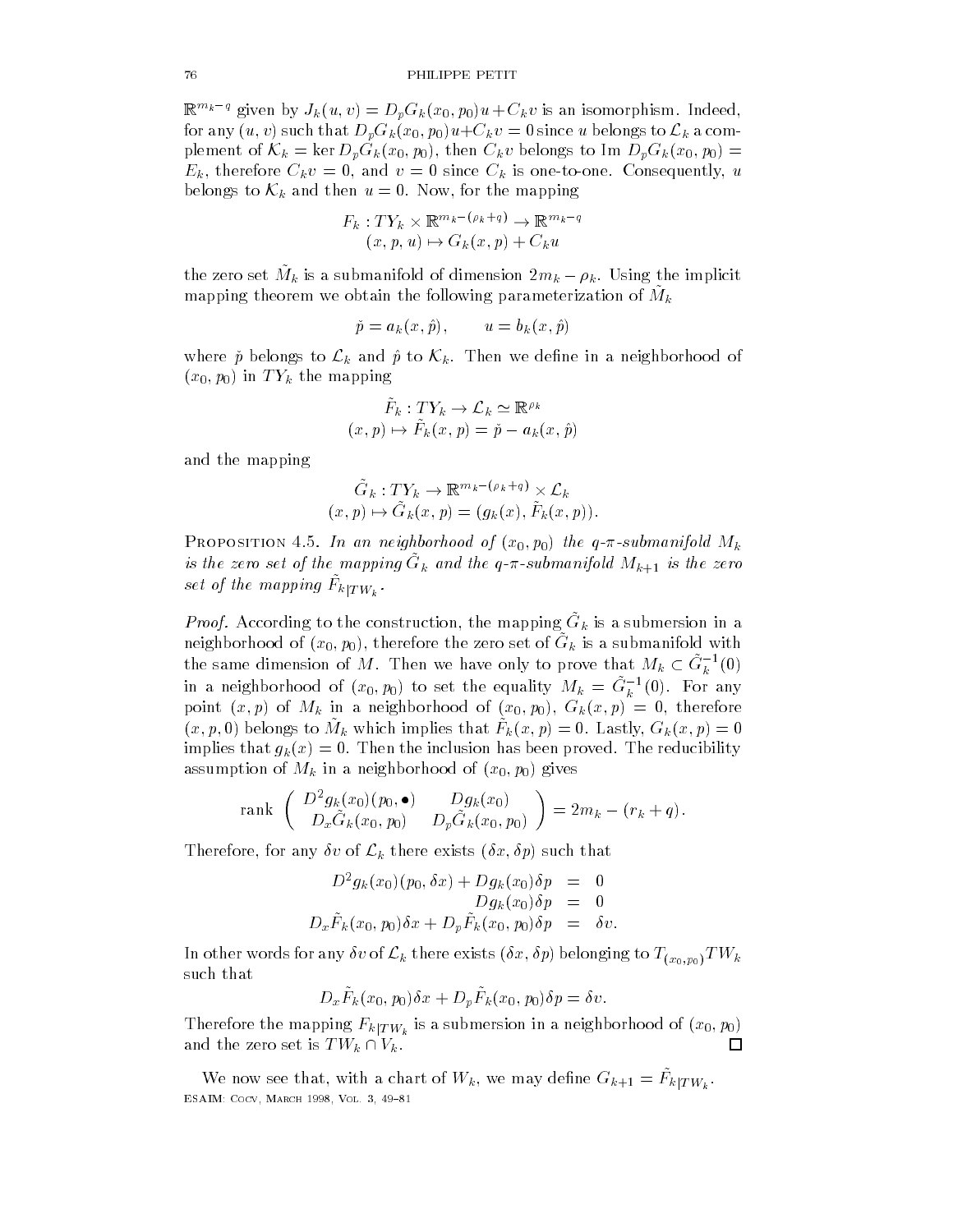$\mathbb{R}^{m_k - q}$ given by $J_k(u, v) = D_p G_k(x_0, p_0)u + C_k v$ is an isomorphism. Indeed, for any $(u, v)$ such that $D_p G_k(x_0, p_0)u + C_k v = 0$ since $u$ belongs to $\mathcal{L}_k$ a complement of $\mathcal{K}_k = \ker D_p G_k(x_0, p_0)$, then $C_k v$ belongs to Im $D_p G_k(x_0, p_0) = E_k$, therefore $C_k v = 0$, and $v = 0$ since $C_k$ is one-to-one. Consequently, $u$ belongs to $\mathcal{K}_k$ and then $u = 0$. Now, for the mapping

$$
\begin{aligned}
F_k : TY_k \times \mathbb{R}^{m_k - (\rho_k + q)} &\to \mathbb{R}^{m_k - q} \\
(x, p, u) &\mapsto G_k(x, p) + C_k u
\end{aligned}
$$

the zero set $\tilde{M}_k$ is a submanifold of dimension $2m_k - \rho_k$. Using the implicit mapping theorem we obtain the following parameterization of $\tilde{M}_k$

$$
\check{p} = a_k(x, \hat{p}), \qquad u = b_k(x, \hat{p})
$$

where $\check{p}$ belongs to $\mathcal{L}_k$ and $\hat{p}$ to $\mathcal{K}_k$. Then we define in a neighborhood of $(x_0, p_0)$ in $TY_k$ the mapping

$$
\begin{aligned}
\tilde{F}_k : TY_k &\to \mathcal{L}_k \simeq \mathbb{R}^{\rho_k} \\
(x, p) &\mapsto \tilde{F}_k(x, p) = \check{p} - a_k(x, \hat{p})
\end{aligned}
$$

and the mapping

$$
\begin{aligned}
\tilde{G}_k : TY_k &\to \mathbb{R}^{m_k - (\rho_k + q)} \times \mathcal{L}_k \\
(x, p) &\mapsto \tilde{G}_k(x, p) = (g_k(x), \tilde{F}_k(x, p)).
\end{aligned}
$$

PROPOSITION 4.5. *In an neighborhood of $(x_0, p_0)$ the $q$-$\pi$-submanifold $M_k$ is the zero set of the mapping $\tilde{G}_k$ and the $q$-$\pi$-submanifold $M_{k+1}$ is the zero set of the mapping $\tilde{F}_{k|TW_k}$.*

*Proof.* According to the construction, the mapping $\tilde{G}_k$ is a submersion in a neighborhood of $(x_0, p_0)$, therefore the zero set of $\tilde{G}_k$ is a submanifold with the same dimension of $M$. Then we have only to prove that $M_k \subset \tilde{G}_k^{-1}(0)$ in a neighborhood of $(x_0, p_0)$ to set the equality $M_k = \tilde{G}_k^{-1}(0)$. For any point $(x, p)$ of $M_k$ in a neighborhood of $(x_0, p_0)$, $G_k(x, p) = 0$, therefore $(x, p, 0)$ belongs to $\tilde{M}_k$ which implies that $\tilde{F}_k(x, p) = 0$. Lastly, $G_k(x, p) = 0$ implies that $g_k(x) = 0$. Then the inclusion has been proved. The reducibility assumption of $M_k$ in a neighborhood of $(x_0, p_0)$ gives

$$
\text{rank} \begin{pmatrix} D^2 g_k(x_0)(p_0, \bullet) & D g_k(x_0) \\ D_x \tilde{G}_k(x_0, p_0) & D_p \tilde{G}_k(x_0, p_0) \end{pmatrix} = 2m_k - (r_k + q).
$$

Therefore, for any $\delta v$ of $\mathcal{L}_k$ there exists $(\delta x, \delta p)$ such that

$$
\begin{aligned}
D^2 g_k(x_0)(p_0, \delta x) + D g_k(x_0)\delta p &= 0 \\
D g_k(x_0)\delta p &= 0 \\
D_x \tilde{F}_k(x_0, p_0)\delta x + D_p \tilde{F}_k(x_0, p_0)\delta p &= \delta v.
\end{aligned}
$$

In other words for any $\delta v$ of $\mathcal{L}_k$ there exists $(\delta x, \delta p)$ belonging to $T_{(x_0,p_0)} TW_k$ such that

$$
D_x \tilde{F}_k(x_0, p_0)\delta x + D_p \tilde{F}_k(x_0, p_0)\delta p = \delta v.
$$

Therefore the mapping $F_{k|TW_k}$ is a submersion in a neighborhood of $(x_0, p_0)$ and the zero set is $TW_k \cap V_k$. □

We now see that, with a chart of $W_k$, we may define $G_{k+1} = \tilde{F}_{k|TW_k}$.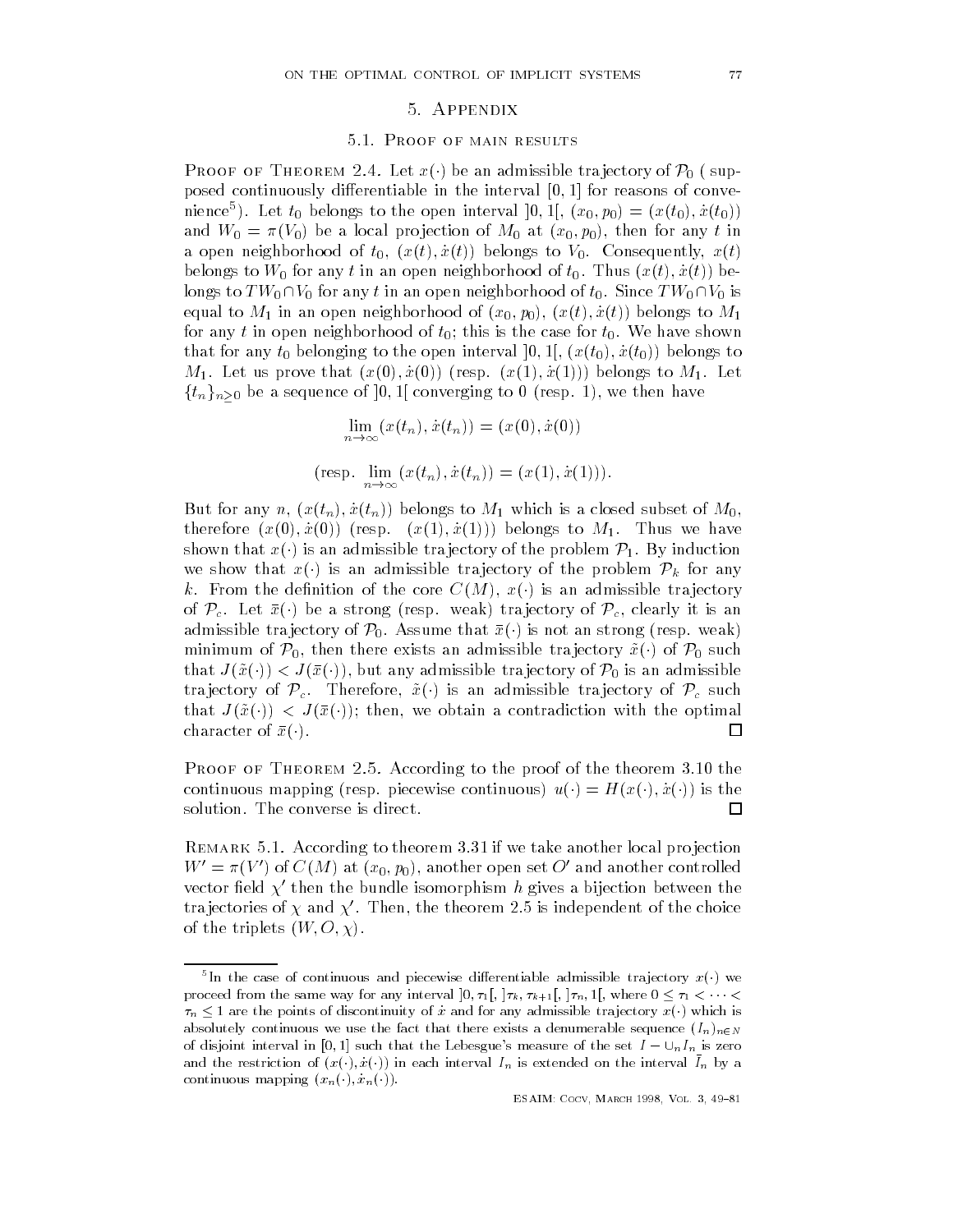## 5. Appendix

### 5.1. Proof of main results

Proof of Theorem 2.4. Let $x(\cdot)$ be an admissible trajectory of $\mathcal{P}_0$ ( supposed continuously differentiable in the interval $[0,1]$ for reasons of convenience[5]). Let $t_0$ belongs to the open interval $]0,1[$, $(x_0,p_0)=(x(t_0),\dot{x}(t_0))$ and $W_0=\pi(V_0)$ be a local projection of $M_0$ at $(x_0,p_0)$, then for any $t$ in a open neighborhood of $t_0$, $(x(t),\dot{x}(t))$ belongs to $V_0$. Consequently, $x(t)$ belongs to $W_0$ for any $t$ in an open neighborhood of $t_0$. Thus $(x(t),\dot{x}(t))$ belongs to $TW_0\cap V_0$ for any $t$ in an open neighborhood of $t_0$. Since $TW_0\cap V_0$ is equal to $M_1$ in an open neighborhood of $(x_0,p_0)$, $(x(t),\dot{x}(t))$ belongs to $M_1$ for any $t$ in open neighborhood of $t_0$; this is the case for $t_0$. We have shown that for any $t_0$ belonging to the open interval $]0,1[$, $(x(t_0),\dot{x}(t_0))$ belongs to $M_1$. Let us prove that $(x(0),\dot{x}(0))$ (resp. $(x(1),\dot{x}(1))$) belongs to $M_1$. Let $\{t_n\}_{n\geq 0}$ be a sequence of $]0,1[$ converging to 0 (resp. 1), we then have

$$\lim_{n\to\infty}(x(t_n),\dot{x}(t_n))=(x(0),\dot{x}(0))$$

$$(\text{resp. } \lim_{n\to\infty}(x(t_n),\dot{x}(t_n))=(x(1),\dot{x}(1))).$$

But for any $n$, $(x(t_n),\dot{x}(t_n))$ belongs to $M_1$ which is a closed subset of $M_0$, therefore $(x(0),\dot{x}(0))$ (resp. $(x(1),\dot{x}(1))$) belongs to $M_1$. Thus we have shown that $x(\cdot)$ is an admissible trajectory of the problem $\mathcal{P}_1$. By induction we show that $x(\cdot)$ is an admissible trajectory of the problem $\mathcal{P}_k$ for any $k$. From the definition of the core $C(M)$, $x(\cdot)$ is an admissible trajectory of $\mathcal{P}_c$. Let $\bar{x}(\cdot)$ be a strong (resp. weak) trajectory of $\mathcal{P}_c$, clearly it is an admissible trajectory of $\mathcal{P}_0$. Assume that $\bar{x}(\cdot)$ is not an strong (resp. weak) minimum of $\mathcal{P}_0$, then there exists an admissible trajectory $\tilde{x}(\cdot)$ of $\mathcal{P}_0$ such that $J(\tilde{x}(\cdot))<J(\bar{x}(\cdot))$, but any admissible trajectory of $\mathcal{P}_0$ is an admissible trajectory of $\mathcal{P}_c$. Therefore, $\tilde{x}(\cdot)$ is an admissible trajectory of $\mathcal{P}_c$ such that $J(\tilde{x}(\cdot))<J(\bar{x}(\cdot))$; then, we obtain a contradiction with the optimal character of $\bar{x}(\cdot)$. □

Proof of Theorem 2.5. According to the proof of the theorem 3.10 the continuous mapping (resp. piecewise continuous) $u(\cdot)=H(x(\cdot),\dot{x}(\cdot))$ is the solution. The converse is direct. □

Remark 5.1. According to theorem 3.31 if we take another local projection $W'=\pi(V')$ of $C(M)$ at $(x_0,p_0)$, another open set $O'$ and another controlled vector field $\chi'$ then the bundle isomorphism $h$ gives a bijection between the trajectories of $\chi$ and $\chi'$. Then, the theorem 2.5 is independent of the choice of the triplets $(W,O,\chi)$.

---

[5] In the case of continuous and piecewise differentiable admissible trajectory $x(\cdot)$ we proceed from the same way for any interval $]0,\tau_1[$, $]\tau_k,\tau_{k+1}[$, $]\tau_n,1[$, where $0\leq\tau_1<\cdots<\tau_n\leq 1$ are the points of discontinuity of $\dot{x}$ and for any admissible trajectory $x(\cdot)$ which is absolutely continuous we use the fact that there exists a denumerable sequence $(I_n)_{n\in N}$ of disjoint interval in $[0,1]$ such that the Lebesgue's measure of the set $I-\cup_n I_n$ is zero and the restriction of $(x(\cdot),\dot{x}(\cdot))$ in each interval $I_n$ is extended on the interval $\bar{I}_n$ by a continuous mapping $(x_n(\cdot),\dot{x}_n(\cdot))$.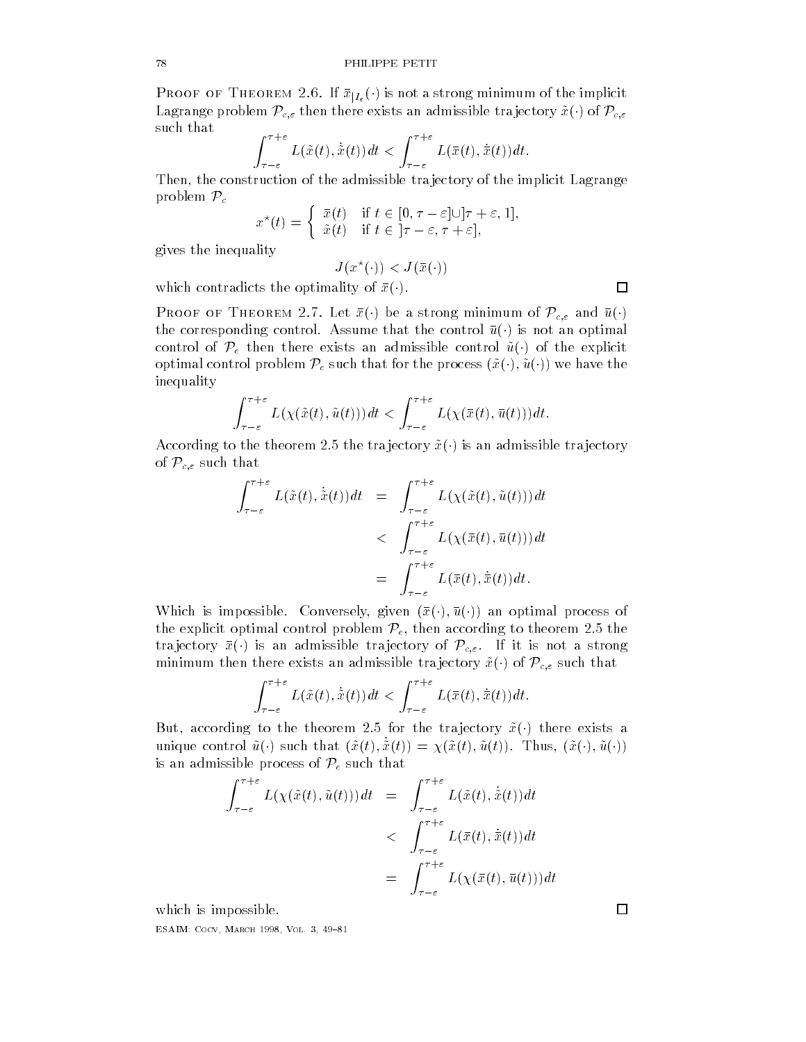**Proof of Theorem 2.6.** If $\bar{x}_{|I_\varepsilon}(\cdot)$ is not a strong minimum of the implicit Lagrange problem $\mathcal{P}_{c,\varepsilon}$ then there exists an admissible trajectory $\tilde{x}(\cdot)$ of $\mathcal{P}_{c,\varepsilon}$ such that

$$\int_{\tau-\varepsilon}^{\tau+\varepsilon} L(\tilde{x}(t), \dot{\tilde{x}}(t))\,dt < \int_{\tau-\varepsilon}^{\tau+\varepsilon} L(\bar{x}(t), \dot{\bar{x}}(t))\,dt.$$

Then, the construction of the admissible trajectory of the implicit Lagrange problem $\mathcal{P}_c$

$$x^\star(t) = \begin{cases} \bar{x}(t) & \text{if } t \in [0, \tau-\varepsilon] \cup ]\tau+\varepsilon, 1], \\ \tilde{x}(t) & \text{if } t \in ]\tau-\varepsilon, \tau+\varepsilon], \end{cases}$$

gives the inequality

$$J(x^\star(\cdot)) < J(\bar{x}(\cdot))$$

which contradicts the optimality of $\bar{x}(\cdot)$. □

**Proof of Theorem 2.7.** Let $\bar{x}(\cdot)$ be a strong minimum of $\mathcal{P}_{c,\varepsilon}$ and $\bar{u}(\cdot)$ the corresponding control. Assume that the control $\bar{u}(\cdot)$ is not an optimal control of $\mathcal{P}_e$ then there exists an admissible control $\tilde{u}(\cdot)$ of the explicit optimal control problem $\mathcal{P}_e$ such that for the process $(\tilde{x}(\cdot), \tilde{u}(\cdot))$ we have the inequality

$$\int_{\tau-\varepsilon}^{\tau+\varepsilon} L(\chi(\tilde{x}(t), \tilde{u}(t)))\,dt < \int_{\tau-\varepsilon}^{\tau+\varepsilon} L(\chi(\bar{x}(t), \bar{u}(t)))\,dt.$$

According to the theorem 2.5 the trajectory $\tilde{x}(\cdot)$ is an admissible trajectory of $\mathcal{P}_{c,\varepsilon}$ such that

$$\begin{aligned} \int_{\tau-\varepsilon}^{\tau+\varepsilon} L(\tilde{x}(t), \dot{\tilde{x}}(t))\,dt &= \int_{\tau-\varepsilon}^{\tau+\varepsilon} L(\chi(\tilde{x}(t), \tilde{u}(t)))\,dt \\ &< \int_{\tau-\varepsilon}^{\tau+\varepsilon} L(\chi(\bar{x}(t), \bar{u}(t)))\,dt \\ &= \int_{\tau-\varepsilon}^{\tau+\varepsilon} L(\bar{x}(t), \dot{\bar{x}}(t))\,dt. \end{aligned}$$

Which is impossible. Conversely, given $(\bar{x}(\cdot), \bar{u}(\cdot))$ an optimal process of the explicit optimal control problem $\mathcal{P}_e$, then according to theorem 2.5 the trajectory $\bar{x}(\cdot)$ is an admissible trajectory of $\mathcal{P}_{c,\varepsilon}$. If it is not a strong minimum then there exists an admissible trajectory $\tilde{x}(\cdot)$ of $\mathcal{P}_{c,\varepsilon}$ such that

$$\int_{\tau-\varepsilon}^{\tau+\varepsilon} L(\tilde{x}(t), \dot{\tilde{x}}(t))\,dt < \int_{\tau-\varepsilon}^{\tau+\varepsilon} L(\bar{x}(t), \dot{\bar{x}}(t))\,dt.$$

But, according to the theorem 2.5 for the trajectory $\tilde{x}(\cdot)$ there exists a unique control $\tilde{u}(\cdot)$ such that $(\tilde{x}(t), \dot{\tilde{x}}(t)) = \chi(\tilde{x}(t), \tilde{u}(t))$. Thus, $(\tilde{x}(\cdot), \tilde{u}(\cdot))$ is an admissible process of $\mathcal{P}_e$ such that

$$\begin{aligned} \int_{\tau-\varepsilon}^{\tau+\varepsilon} L(\chi(\tilde{x}(t), \tilde{u}(t)))\,dt &= \int_{\tau-\varepsilon}^{\tau+\varepsilon} L(\tilde{x}(t), \dot{\tilde{x}}(t))\,dt \\ &< \int_{\tau-\varepsilon}^{\tau+\varepsilon} L(\bar{x}(t), \dot{\bar{x}}(t))\,dt \\ &= \int_{\tau-\varepsilon}^{\tau+\varepsilon} L(\chi(\bar{x}(t), \bar{u}(t)))\,dt \end{aligned}$$

which is impossible. □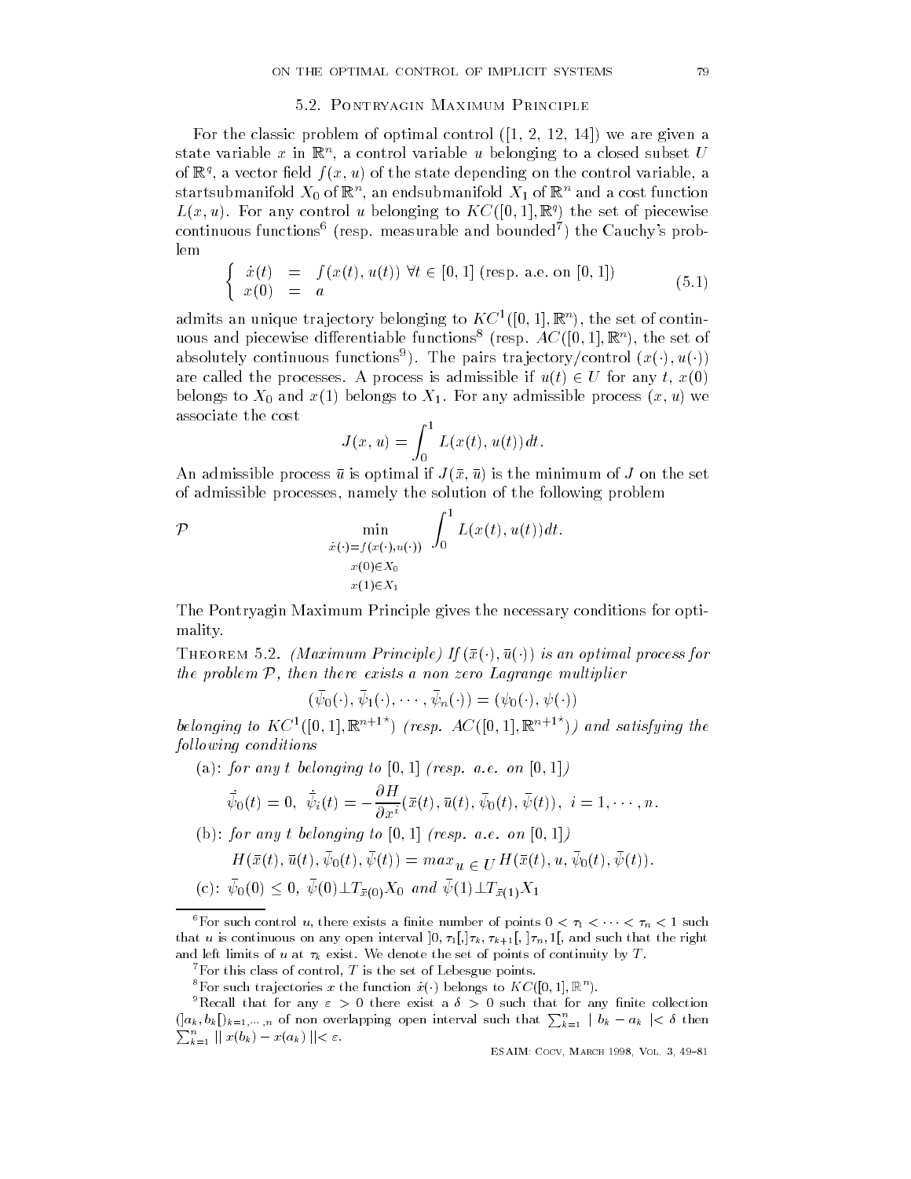### 5.2. Pontryagin Maximum Principle

For the classic problem of optimal control ([1, 2, 12, 14]) we are given a state variable $x$ in $\mathbb{R}^n$, a control variable $u$ belonging to a closed subset $U$ of $\mathbb{R}^q$, a vector field $f(x, u)$ of the state depending on the control variable, a startsubmanifold $X_0$ of $\mathbb{R}^n$, an endsubmanifold $X_1$ of $\mathbb{R}^n$ and a cost function $L(x, u)$. For any control $u$ belonging to $KC([0, 1], \mathbb{R}^q)$ the set of piecewise continuous functions[6] (resp. measurable and bounded[7]) the Cauchy's problem

$$\left\{ \begin{array}{lcl} \dot{x}(t) & = & f(x(t), u(t)) \ \forall t \in [0, 1] \text{ (resp. a.e. on } [0, 1]) \\ x(0) & = & a \end{array} \right. \tag{5.1}$$

admits an unique trajectory belonging to $KC^1([0, 1], \mathbb{R}^n)$, the set of continuous and piecewise differentiable functions[8] (resp. $AC([0, 1], \mathbb{R}^n)$, the set of absolutely continuous functions[9]). The pairs trajectory/control $(x(\cdot), u(\cdot))$ are called the processes. A process is admissible if $u(t) \in U$ for any $t$, $x(0)$ belongs to $X_0$ and $x(1)$ belongs to $X_1$. For any admissible process $(x, u)$ we associate the cost

$$J(x, u) = \int_0^1 L(x(t), u(t))\, dt.$$

An admissible process $\bar{u}$ is optimal if $J(\bar{x}, \bar{u})$ is the minimum of $J$ on the set of admissible processes, namely the solution of the following problem

$$\mathcal{P} \qquad \min_{\substack{\dot{x}(\cdot) = f(x(\cdot), u(\cdot)) \\ x(0) \in X_0 \\ x(1) \in X_1}} \int_0^1 L(x(t), u(t)) dt.$$

The Pontryagin Maximum Principle gives the necessary conditions for optimality.

Theorem 5.2. *(Maximum Principle) If $(\bar{x}(\cdot), \bar{u}(\cdot))$ is an optimal process for the problem $\mathcal{P}$, then there exists a non zero Lagrange multiplier*

$$(\bar{\psi}_0(\cdot), \bar{\psi}_1(\cdot), \cdots, \bar{\psi}_n(\cdot)) = (\psi_0(\cdot), \psi(\cdot))$$

*belonging to $KC^1([0, 1], \mathbb{R}^{n+1^\star})$ (resp. $AC([0, 1], \mathbb{R}^{n+1^\star})$) and satisfying the following conditions*

(a): *for any $t$ belonging to $[0, 1]$ (resp. a.e. on $[0, 1]$)*

$$\dot{\bar{\psi}}_0(t) = 0, \ \dot{\bar{\psi}}_i(t) = -\frac{\partial H}{\partial x^i}(\bar{x}(t), \bar{u}(t), \bar{\psi}_0(t), \bar{\psi}(t)), \ i = 1, \cdots, n.$$

(b): *for any $t$ belonging to $[0, 1]$ (resp. a.e. on $[0, 1]$)*

$$H(\bar{x}(t), \bar{u}(t), \bar{\psi}_0(t), \bar{\psi}(t)) = max_{u \in U} H(\bar{x}(t), u, \bar{\psi}_0(t), \bar{\psi}(t)).$$

(c): $\bar{\psi}_0(0) \leq 0$, $\bar{\psi}(0) \perp T_{\bar{x}(0)} X_0$ *and* $\bar{\psi}(1) \perp T_{\bar{x}(1)} X_1$

---

[6] For such control $u$, there exists a finite number of points $0 < \tau_1 < \cdots < \tau_n < 1$ such that $u$ is continuous on any open interval $]0, \tau_1[, ]\tau_k, \tau_{k+1}[, ]\tau_n, 1[$, and such that the right and left limits of $u$ at $\tau_k$ exist. We denote the set of points of continuity by $T$.

[7] For this class of control, $T$ is the set of Lebesgue points.

[8] For such trajectories $x$ the function $\dot{x}(\cdot)$ belongs to $KC([0, 1], \mathbb{R}^n)$.

[9] Recall that for any $\varepsilon > 0$ there exist a $\delta > 0$ such that for any finite collection $(]a_k, b_k[)_{k=1,\cdots,n}$ of non overlapping open interval such that $\sum_{k=1}^n \mid b_k - a_k \mid < \delta$ then $\sum_{k=1}^n \| x(b_k) - x(a_k) \| < \varepsilon$.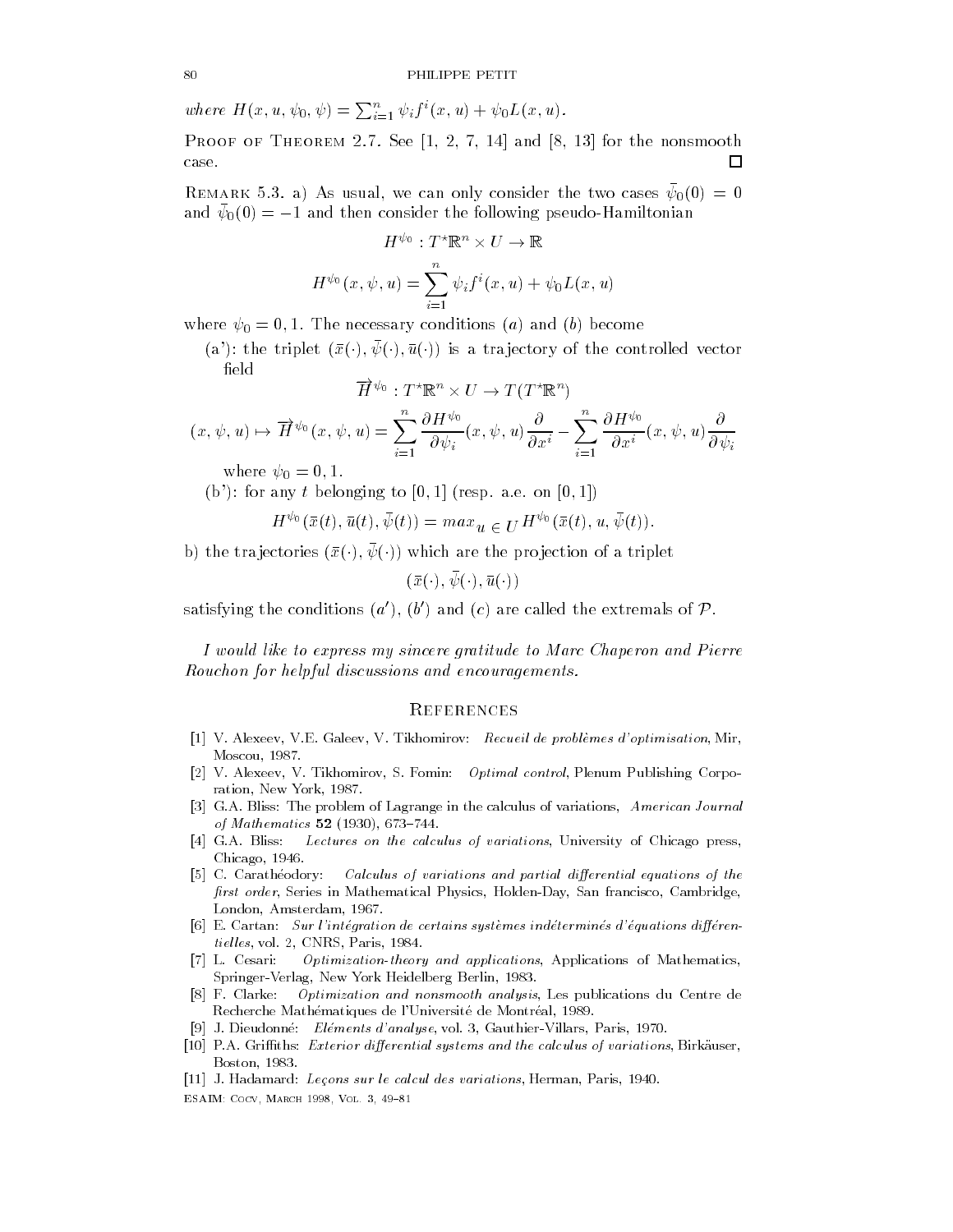*where* $H(x, u, \psi_0, \psi) = \sum_{i=1}^{n} \psi_i f^i(x, u) + \psi_0 L(x, u)$.

Proof of Theorem 2.7. See [1, 2, 7, 14] and [8, 13] for the nonsmooth case. □

Remark 5.3. a) As usual, we can only consider the two cases $\bar{\psi}_0(0) = 0$ and $\bar{\psi}_0(0) = -1$ and then consider the following pseudo-Hamiltonian

$$H^{\psi_0} : T^\star\mathbb{R}^n \times U \to \mathbb{R}$$

$$H^{\psi_0}(x, \psi, u) = \sum_{i=1}^{n} \psi_i f^i(x, u) + \psi_0 L(x, u)$$

where $\psi_0 = 0, 1$. The necessary conditions $(a)$ and $(b)$ become

(a'): the triplet $(\bar{x}(\cdot), \bar{\psi}(\cdot), \bar{u}(\cdot))$ is a trajectory of the controlled vector field

$$\overrightarrow{H}^{\psi_0} : T^\star\mathbb{R}^n \times U \to T(T^\star\mathbb{R}^n)$$

$$(x, \psi, u) \mapsto \overrightarrow{H}^{\psi_0}(x, \psi, u) = \sum_{i=1}^{n} \frac{\partial H^{\psi_0}}{\partial \psi_i}(x, \psi, u)\frac{\partial}{\partial x^i} - \sum_{i=1}^{n} \frac{\partial H^{\psi_0}}{\partial x^i}(x, \psi, u)\frac{\partial}{\partial \psi_i}$$

where $\psi_0 = 0, 1$.

(b'): for any $t$ belonging to $[0, 1]$ (resp. a.e. on $[0, 1]$)

$$H^{\psi_0}(\bar{x}(t), \bar{u}(t), \bar{\psi}(t)) = max_{u \in U} H^{\psi_0}(\bar{x}(t), u, \bar{\psi}(t)).$$

b) the trajectories $(\bar{x}(\cdot), \bar{\psi}(\cdot))$ which are the projection of a triplet

$$(\bar{x}(\cdot), \bar{\psi}(\cdot), \bar{u}(\cdot))$$

satisfying the conditions $(a')$, $(b')$ and $(c)$ are called the extremals of $\mathcal{P}$.

*I would like to express my sincere gratitude to Marc Chaperon and Pierre Rouchon for helpful discussions and encouragements.*

## References

[1] V. Alexeev, V.E. Galeev, V. Tikhomirov: *Recueil de problèmes d'optimisation*, Mir, Moscou, 1987.

[2] V. Alexeev, V. Tikhomirov, S. Fomin: *Optimal control*, Plenum Publishing Corporation, New York, 1987.

[3] G.A. Bliss: The problem of Lagrange in the calculus of variations, *American Journal of Mathematics* **52** (1930), 673–744.

[4] G.A. Bliss: *Lectures on the calculus of variations*, University of Chicago press, Chicago, 1946.

[5] C. Carathéodory: *Calculus of variations and partial differential equations of the first order*, Series in Mathematical Physics, Holden-Day, San francisco, Cambridge, London, Amsterdam, 1967.

[6] E. Cartan: *Sur l'intégration de certains systèmes indéterminés d'équations différentielles*, vol. 2, CNRS, Paris, 1984.

[7] L. Cesari: *Optimization-theory and applications*, Applications of Mathematics, Springer-Verlag, New York Heidelberg Berlin, 1983.

[8] F. Clarke: *Optimization and nonsmooth analysis*, Les publications du Centre de Recherche Mathématiques de l'Université de Montréal, 1989.

[9] J. Dieudonné: *Eléments d'analyse*, vol. 3, Gauthier-Villars, Paris, 1970.

[10] P.A. Griffiths: *Exterior differential systems and the calculus of variations*, Birkäuser, Boston, 1983.

[11] J. Hadamard: *Leçons sur le calcul des variations*, Herman, Paris, 1940.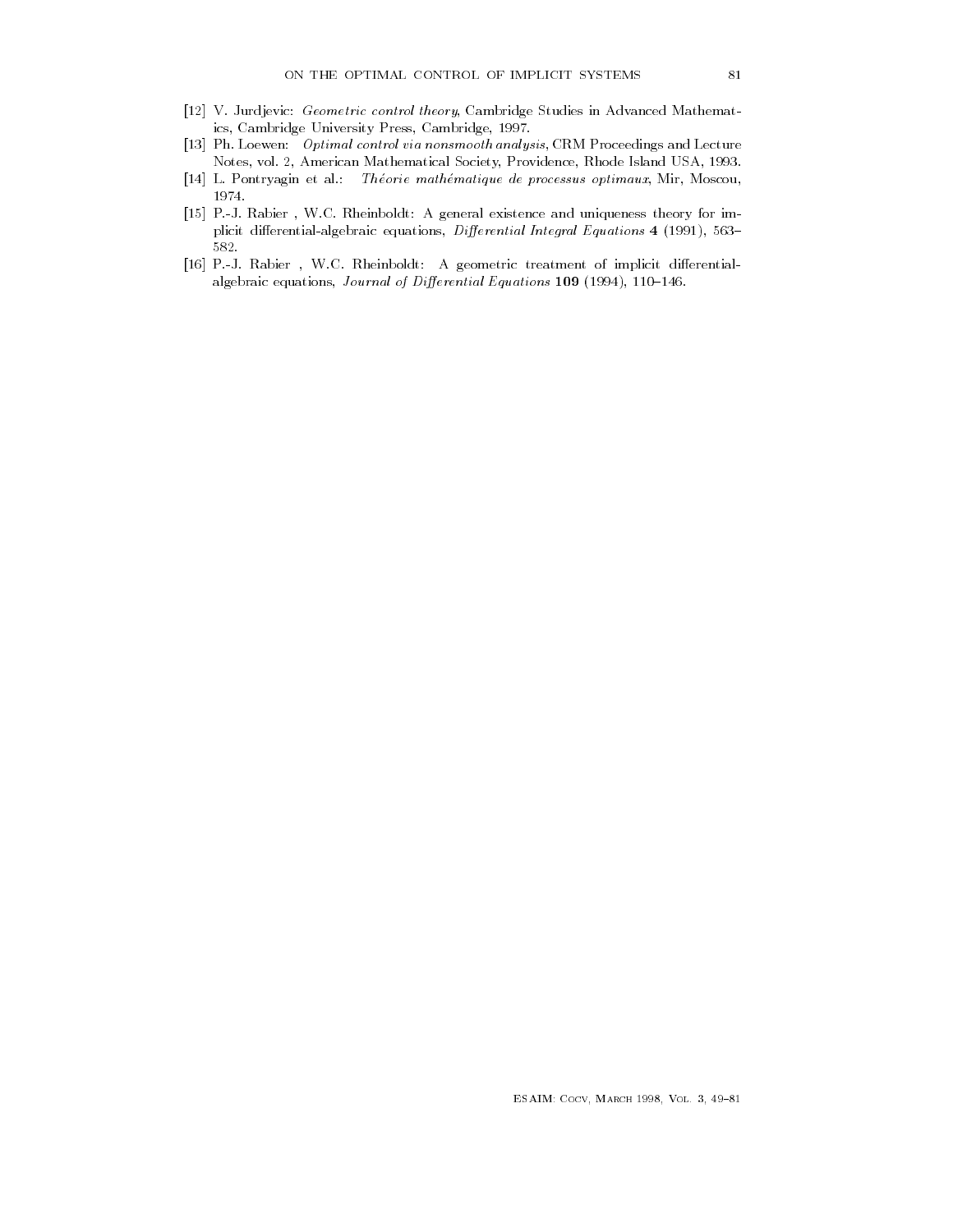[12] V. Jurdjevic: *Geometric control theory*, Cambridge Studies in Advanced Mathematics, Cambridge University Press, Cambridge, 1997.

[13] Ph. Loewen: *Optimal control via nonsmooth analysis*, CRM Proceedings and Lecture Notes, vol. 2, American Mathematical Society, Providence, Rhode Island USA, 1993.

[14] L. Pontryagin et al.: *Théorie mathématique de processus optimaux*, Mir, Moscou, 1974.

[15] P.-J. Rabier , W.C. Rheinboldt: A general existence and uniqueness theory for implicit differential-algebraic equations, *Differential Integral Equations* **4** (1991), 563–582.

[16] P.-J. Rabier , W.C. Rheinboldt: A geometric treatment of implicit differential-algebraic equations, *Journal of Differential Equations* **109** (1994), 110–146.